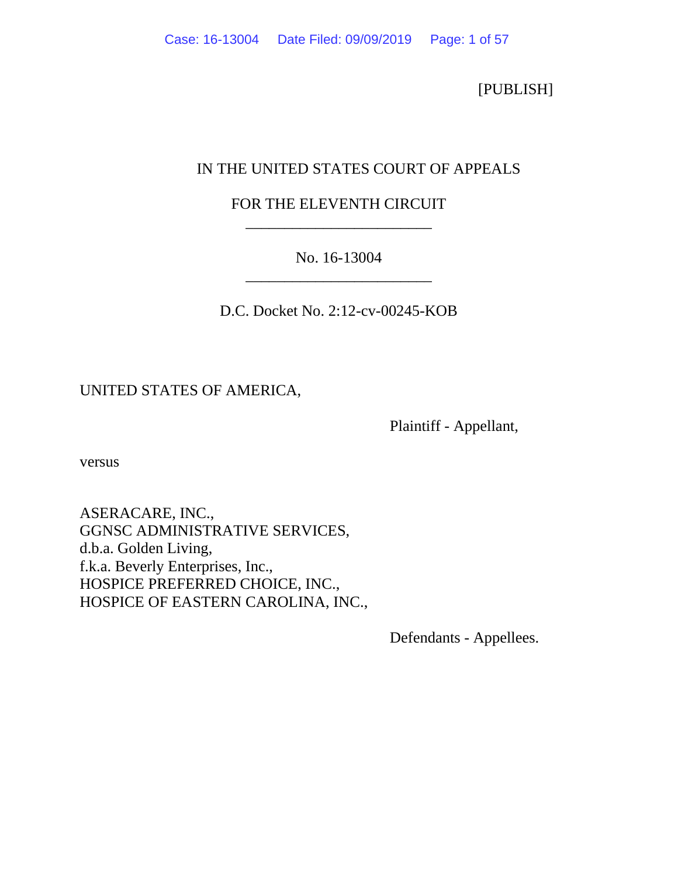[PUBLISH]

IN THE UNITED STATES COURT OF APPEALS

FOR THE ELEVENTH CIRCUIT

________________________

No. 16-13004

________________________

D.C. Docket No. 2:12-cv-00245-KOB

UNITED STATES OF AMERICA,

Plaintiff - Appellant,

versus

ASERACARE, INC.,
GGNSC ADMINISTRATIVE SERVICES,
d.b.a. Golden Living,
f.k.a. Beverly Enterprises, Inc.,
HOSPICE PREFERRED CHOICE, INC.,
HOSPICE OF EASTERN CAROLINA, INC.,

Defendants - Appellees.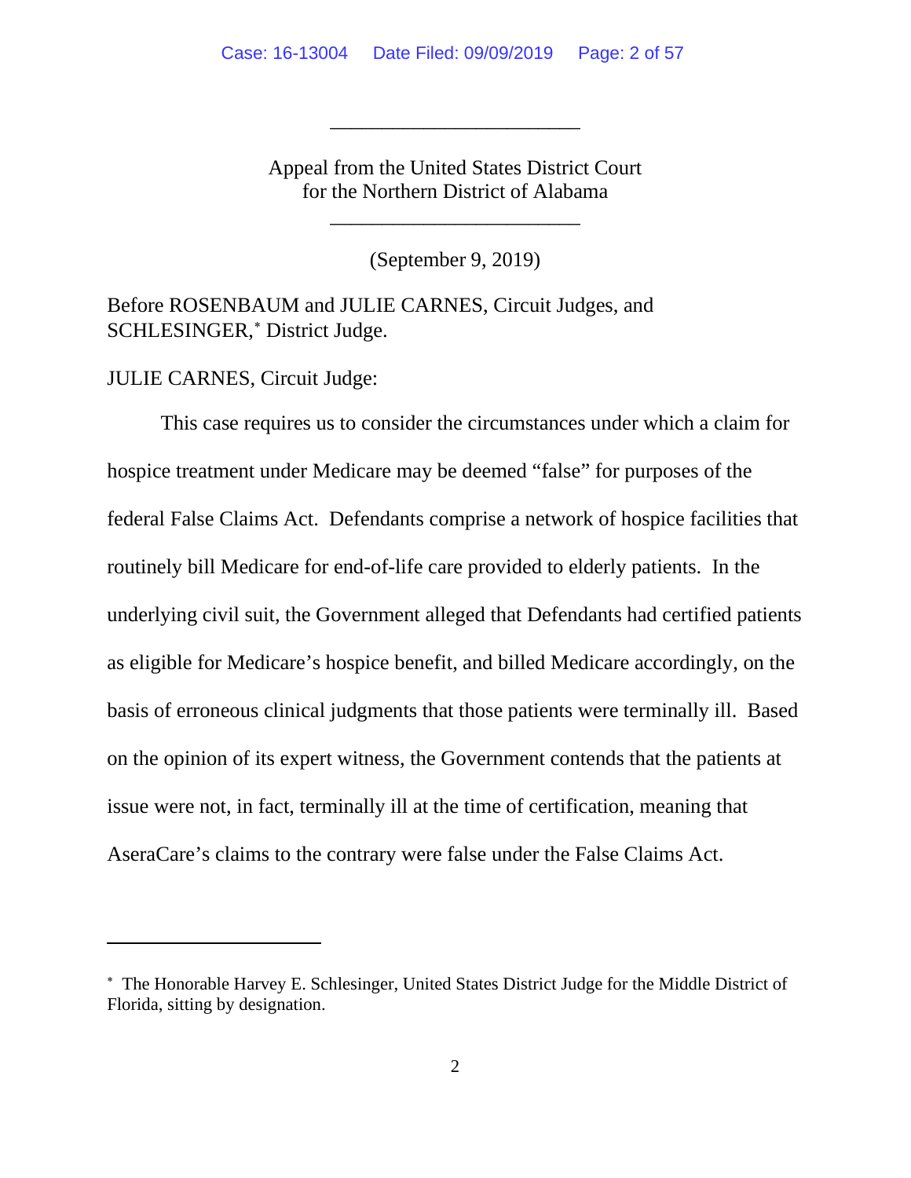---

Appeal from the United States District Court
for the Northern District of Alabama

---

(September 9, 2019)

Before ROSENBAUM and JULIE CARNES, Circuit Judges, and SCHLESINGER,* District Judge.

JULIE CARNES, Circuit Judge:

This case requires us to consider the circumstances under which a claim for hospice treatment under Medicare may be deemed "false" for purposes of the federal False Claims Act. Defendants comprise a network of hospice facilities that routinely bill Medicare for end-of-life care provided to elderly patients. In the underlying civil suit, the Government alleged that Defendants had certified patients as eligible for Medicare's hospice benefit, and billed Medicare accordingly, on the basis of erroneous clinical judgments that those patients were terminally ill. Based on the opinion of its expert witness, the Government contends that the patients at issue were not, in fact, terminally ill at the time of certification, meaning that AseraCare's claims to the contrary were false under the False Claims Act.

---

* The Honorable Harvey E. Schlesinger, United States District Judge for the Middle District of Florida, sitting by designation.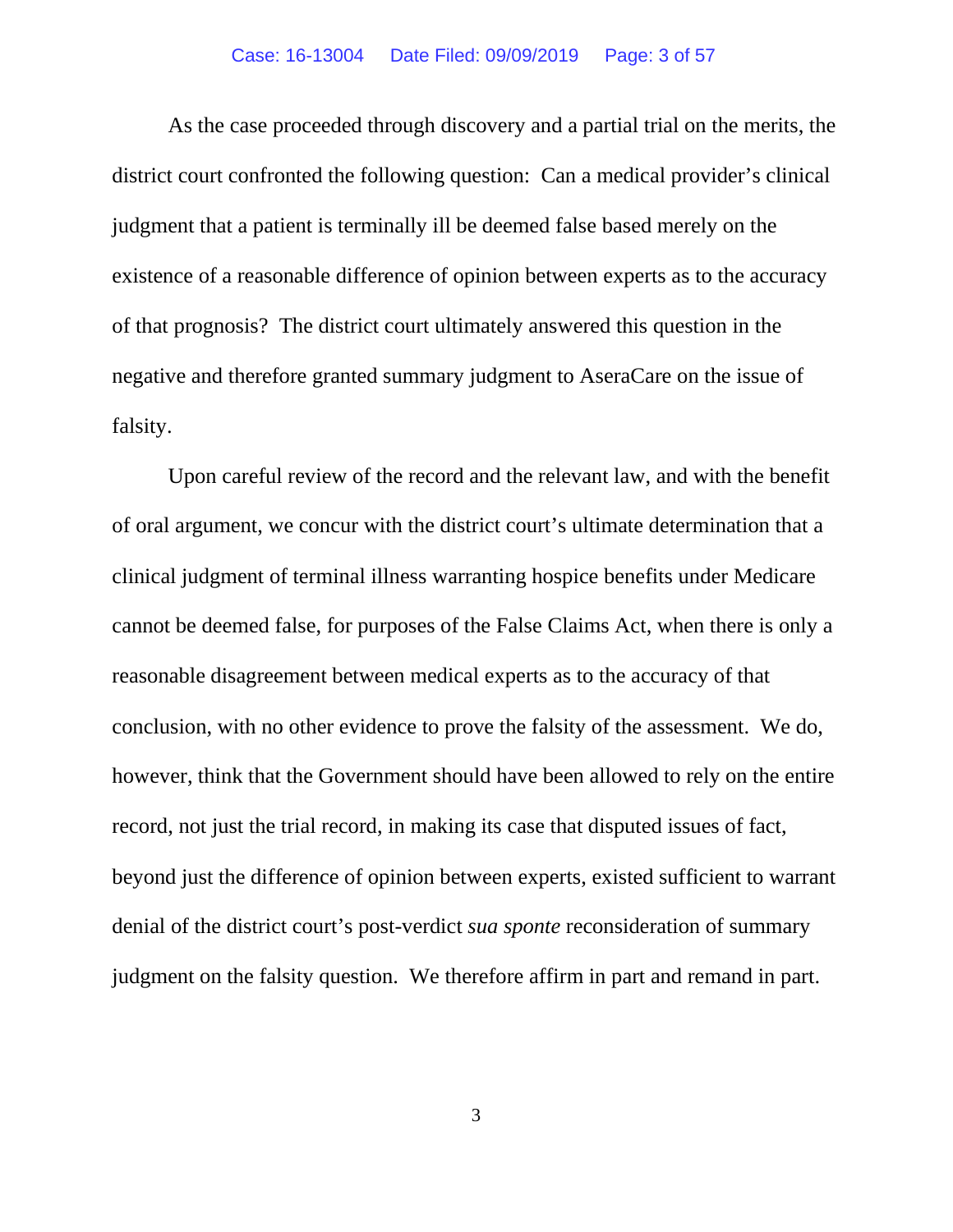As the case proceeded through discovery and a partial trial on the merits, the district court confronted the following question: Can a medical provider's clinical judgment that a patient is terminally ill be deemed false based merely on the existence of a reasonable difference of opinion between experts as to the accuracy of that prognosis? The district court ultimately answered this question in the negative and therefore granted summary judgment to AseraCare on the issue of falsity.

Upon careful review of the record and the relevant law, and with the benefit of oral argument, we concur with the district court's ultimate determination that a clinical judgment of terminal illness warranting hospice benefits under Medicare cannot be deemed false, for purposes of the False Claims Act, when there is only a reasonable disagreement between medical experts as to the accuracy of that conclusion, with no other evidence to prove the falsity of the assessment. We do, however, think that the Government should have been allowed to rely on the entire record, not just the trial record, in making its case that disputed issues of fact, beyond just the difference of opinion between experts, existed sufficient to warrant denial of the district court's post-verdict *sua sponte* reconsideration of summary judgment on the falsity question. We therefore affirm in part and remand in part.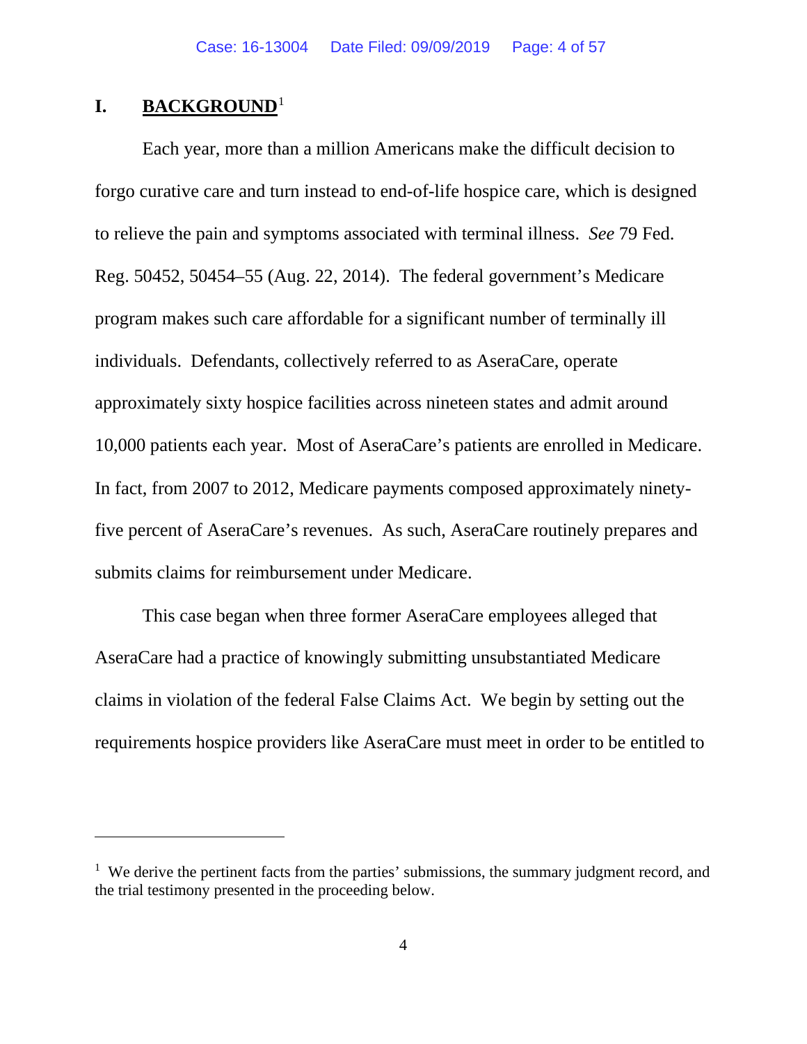## I. **BACKGROUND**[1]

Each year, more than a million Americans make the difficult decision to forgo curative care and turn instead to end-of-life hospice care, which is designed to relieve the pain and symptoms associated with terminal illness. *See* 79 Fed. Reg. 50452, 50454–55 (Aug. 22, 2014). The federal government's Medicare program makes such care affordable for a significant number of terminally ill individuals. Defendants, collectively referred to as AseraCare, operate approximately sixty hospice facilities across nineteen states and admit around 10,000 patients each year. Most of AseraCare's patients are enrolled in Medicare. In fact, from 2007 to 2012, Medicare payments composed approximately ninety-five percent of AseraCare's revenues. As such, AseraCare routinely prepares and submits claims for reimbursement under Medicare.

This case began when three former AseraCare employees alleged that AseraCare had a practice of knowingly submitting unsubstantiated Medicare claims in violation of the federal False Claims Act. We begin by setting out the requirements hospice providers like AseraCare must meet in order to be entitled to

---

[1] We derive the pertinent facts from the parties' submissions, the summary judgment record, and the trial testimony presented in the proceeding below.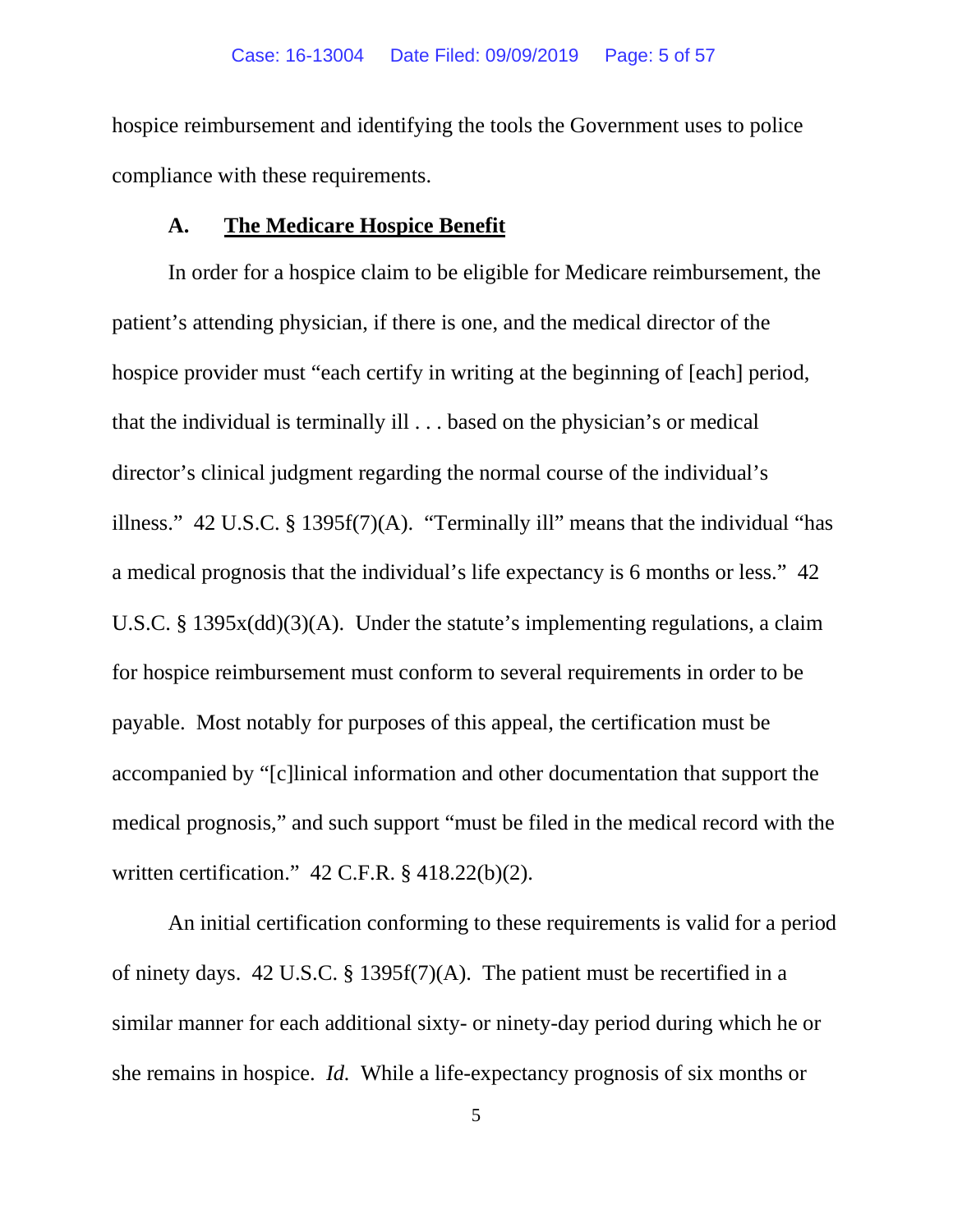hospice reimbursement and identifying the tools the Government uses to police compliance with these requirements.

### A. The Medicare Hospice Benefit

In order for a hospice claim to be eligible for Medicare reimbursement, the patient's attending physician, if there is one, and the medical director of the hospice provider must "each certify in writing at the beginning of [each] period, that the individual is terminally ill . . . based on the physician's or medical director's clinical judgment regarding the normal course of the individual's illness." 42 U.S.C. § 1395f(7)(A). "Terminally ill" means that the individual "has a medical prognosis that the individual's life expectancy is 6 months or less." 42 U.S.C. § 1395x(dd)(3)(A). Under the statute's implementing regulations, a claim for hospice reimbursement must conform to several requirements in order to be payable. Most notably for purposes of this appeal, the certification must be accompanied by "[c]linical information and other documentation that support the medical prognosis," and such support "must be filed in the medical record with the written certification." 42 C.F.R. § 418.22(b)(2).

An initial certification conforming to these requirements is valid for a period of ninety days. 42 U.S.C. § 1395f(7)(A). The patient must be recertified in a similar manner for each additional sixty- or ninety-day period during which he or she remains in hospice. *Id.* While a life-expectancy prognosis of six months or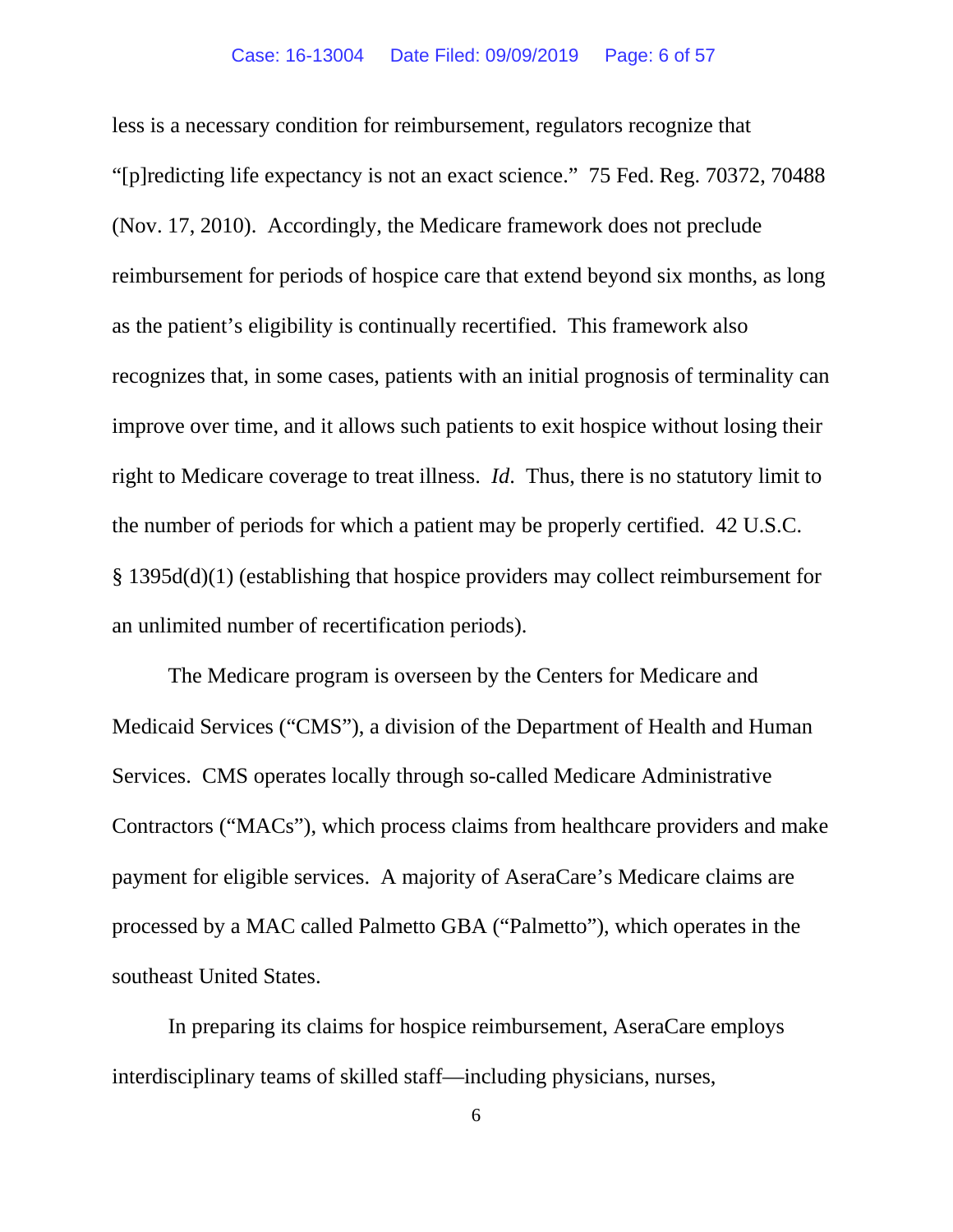less is a necessary condition for reimbursement, regulators recognize that "[p]redicting life expectancy is not an exact science." 75 Fed. Reg. 70372, 70488 (Nov. 17, 2010). Accordingly, the Medicare framework does not preclude reimbursement for periods of hospice care that extend beyond six months, as long as the patient's eligibility is continually recertified. This framework also recognizes that, in some cases, patients with an initial prognosis of terminality can improve over time, and it allows such patients to exit hospice without losing their right to Medicare coverage to treat illness. *Id.* Thus, there is no statutory limit to the number of periods for which a patient may be properly certified. 42 U.S.C. § 1395d(d)(1) (establishing that hospice providers may collect reimbursement for an unlimited number of recertification periods).

The Medicare program is overseen by the Centers for Medicare and Medicaid Services ("CMS"), a division of the Department of Health and Human Services. CMS operates locally through so-called Medicare Administrative Contractors ("MACs"), which process claims from healthcare providers and make payment for eligible services. A majority of AseraCare's Medicare claims are processed by a MAC called Palmetto GBA ("Palmetto"), which operates in the southeast United States.

In preparing its claims for hospice reimbursement, AseraCare employs interdisciplinary teams of skilled staff—including physicians, nurses,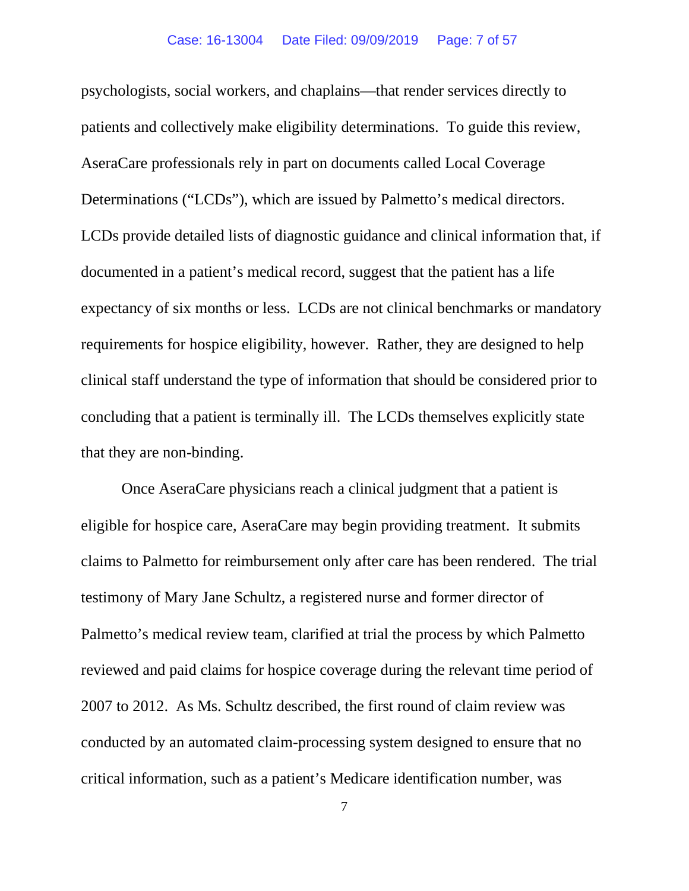psychologists, social workers, and chaplains—that render services directly to patients and collectively make eligibility determinations. To guide this review, AseraCare professionals rely in part on documents called Local Coverage Determinations ("LCDs"), which are issued by Palmetto's medical directors. LCDs provide detailed lists of diagnostic guidance and clinical information that, if documented in a patient's medical record, suggest that the patient has a life expectancy of six months or less. LCDs are not clinical benchmarks or mandatory requirements for hospice eligibility, however. Rather, they are designed to help clinical staff understand the type of information that should be considered prior to concluding that a patient is terminally ill. The LCDs themselves explicitly state that they are non-binding.

Once AseraCare physicians reach a clinical judgment that a patient is eligible for hospice care, AseraCare may begin providing treatment. It submits claims to Palmetto for reimbursement only after care has been rendered. The trial testimony of Mary Jane Schultz, a registered nurse and former director of Palmetto's medical review team, clarified at trial the process by which Palmetto reviewed and paid claims for hospice coverage during the relevant time period of 2007 to 2012. As Ms. Schultz described, the first round of claim review was conducted by an automated claim-processing system designed to ensure that no critical information, such as a patient's Medicare identification number, was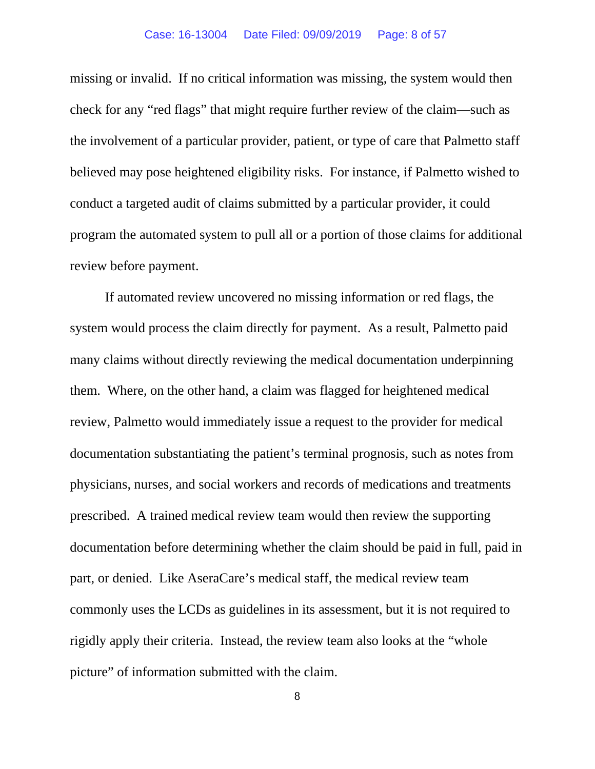missing or invalid. If no critical information was missing, the system would then check for any "red flags" that might require further review of the claim—such as the involvement of a particular provider, patient, or type of care that Palmetto staff believed may pose heightened eligibility risks. For instance, if Palmetto wished to conduct a targeted audit of claims submitted by a particular provider, it could program the automated system to pull all or a portion of those claims for additional review before payment.

If automated review uncovered no missing information or red flags, the system would process the claim directly for payment. As a result, Palmetto paid many claims without directly reviewing the medical documentation underpinning them. Where, on the other hand, a claim was flagged for heightened medical review, Palmetto would immediately issue a request to the provider for medical documentation substantiating the patient's terminal prognosis, such as notes from physicians, nurses, and social workers and records of medications and treatments prescribed. A trained medical review team would then review the supporting documentation before determining whether the claim should be paid in full, paid in part, or denied. Like AseraCare's medical staff, the medical review team commonly uses the LCDs as guidelines in its assessment, but it is not required to rigidly apply their criteria. Instead, the review team also looks at the "whole picture" of information submitted with the claim.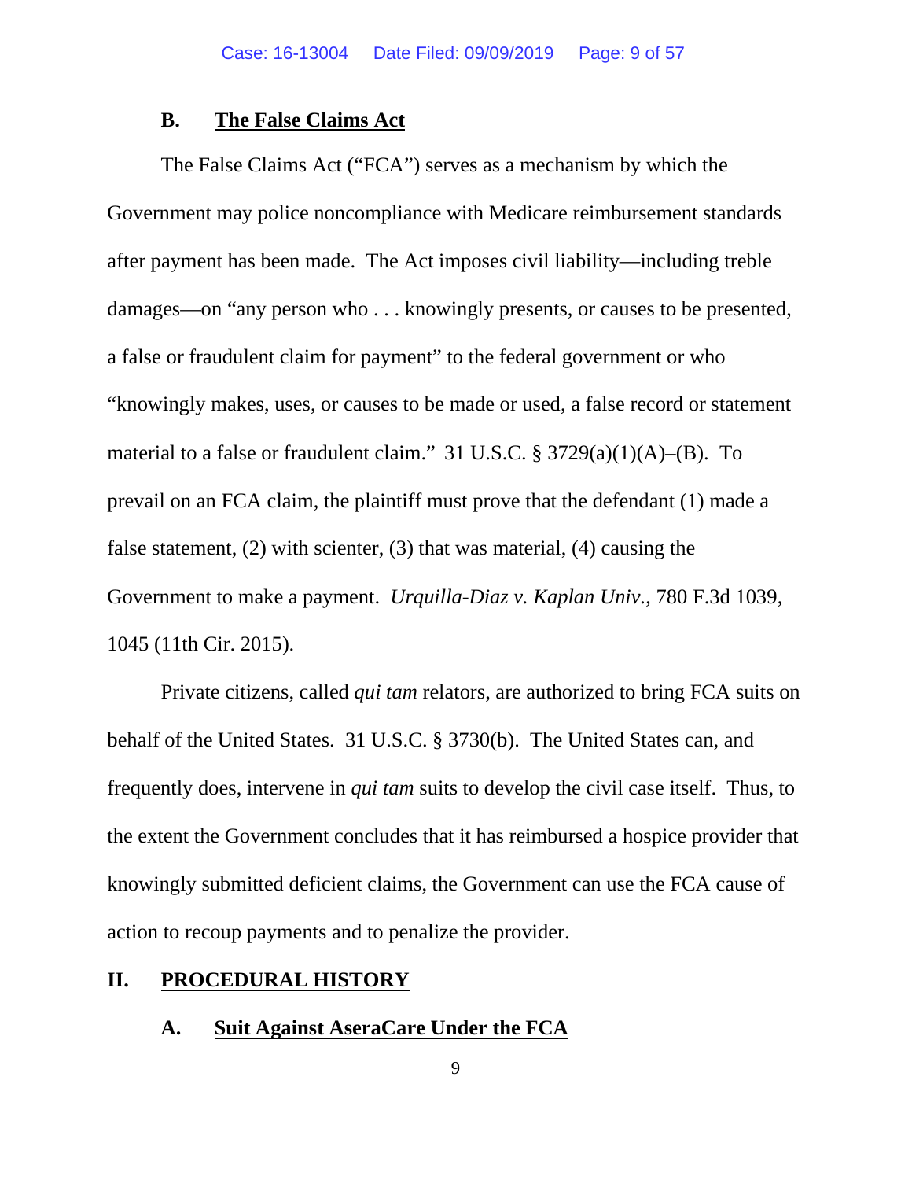### B. <u>The False Claims Act</u>

The False Claims Act ("FCA") serves as a mechanism by which the Government may police noncompliance with Medicare reimbursement standards after payment has been made. The Act imposes civil liability—including treble damages—on "any person who . . . knowingly presents, or causes to be presented, a false or fraudulent claim for payment" to the federal government or who "knowingly makes, uses, or causes to be made or used, a false record or statement material to a false or fraudulent claim." 31 U.S.C. § 3729(a)(1)(A)–(B). To prevail on an FCA claim, the plaintiff must prove that the defendant (1) made a false statement, (2) with scienter, (3) that was material, (4) causing the Government to make a payment. *Urquilla-Diaz v. Kaplan Univ.*, 780 F.3d 1039, 1045 (11th Cir. 2015).

Private citizens, called *qui tam* relators, are authorized to bring FCA suits on behalf of the United States. 31 U.S.C. § 3730(b). The United States can, and frequently does, intervene in *qui tam* suits to develop the civil case itself. Thus, to the extent the Government concludes that it has reimbursed a hospice provider that knowingly submitted deficient claims, the Government can use the FCA cause of action to recoup payments and to penalize the provider.

## II. <u>PROCEDURAL HISTORY</u>

### A. <u>Suit Against AseraCare Under the FCA</u>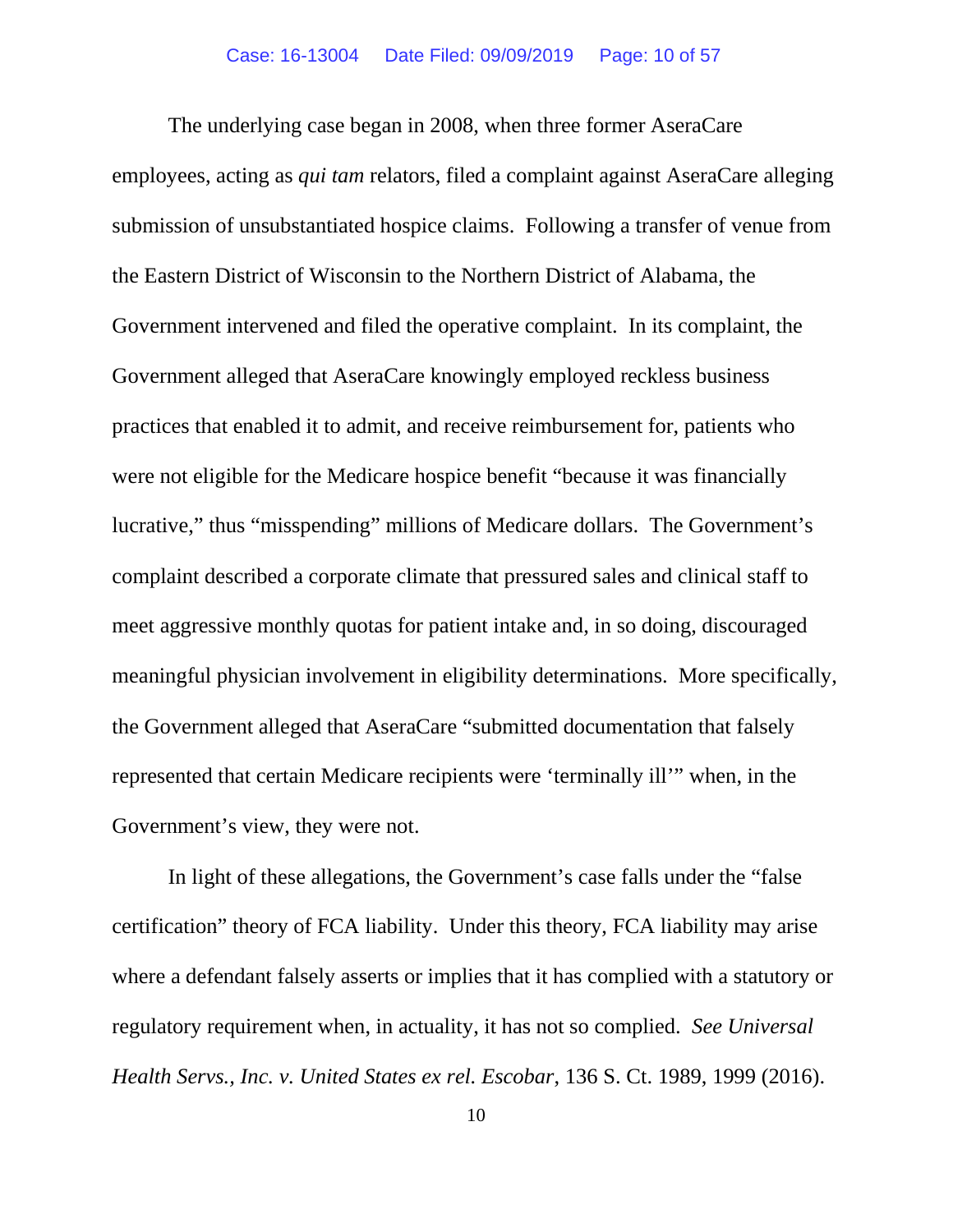The underlying case began in 2008, when three former AseraCare employees, acting as *qui tam* relators, filed a complaint against AseraCare alleging submission of unsubstantiated hospice claims. Following a transfer of venue from the Eastern District of Wisconsin to the Northern District of Alabama, the Government intervened and filed the operative complaint. In its complaint, the Government alleged that AseraCare knowingly employed reckless business practices that enabled it to admit, and receive reimbursement for, patients who were not eligible for the Medicare hospice benefit "because it was financially lucrative," thus "misspending" millions of Medicare dollars. The Government's complaint described a corporate climate that pressured sales and clinical staff to meet aggressive monthly quotas for patient intake and, in so doing, discouraged meaningful physician involvement in eligibility determinations. More specifically, the Government alleged that AseraCare "submitted documentation that falsely represented that certain Medicare recipients were 'terminally ill'" when, in the Government's view, they were not.

In light of these allegations, the Government's case falls under the "false certification" theory of FCA liability. Under this theory, FCA liability may arise where a defendant falsely asserts or implies that it has complied with a statutory or regulatory requirement when, in actuality, it has not so complied. *See Universal Health Servs., Inc. v. United States ex rel. Escobar*, 136 S. Ct. 1989, 1999 (2016).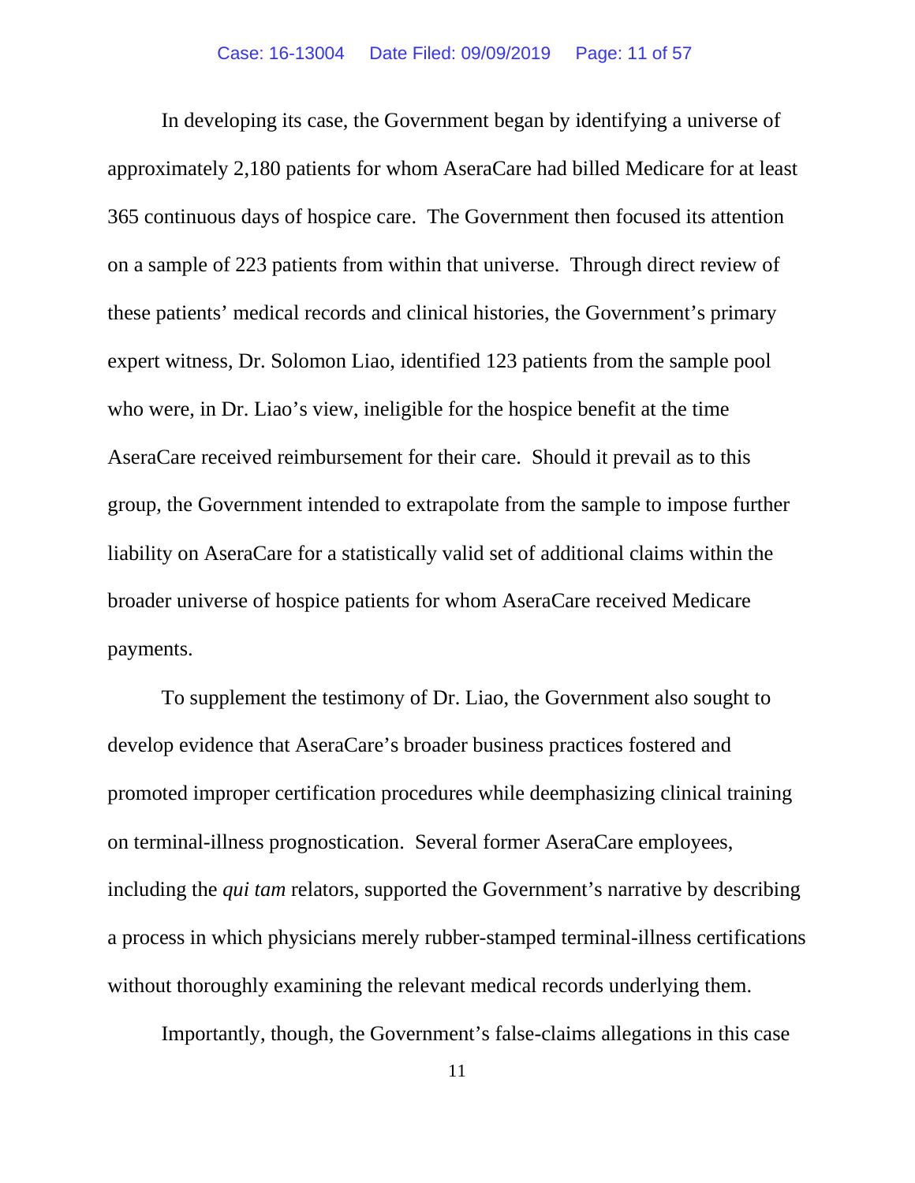In developing its case, the Government began by identifying a universe of approximately 2,180 patients for whom AseraCare had billed Medicare for at least 365 continuous days of hospice care. The Government then focused its attention on a sample of 223 patients from within that universe. Through direct review of these patients' medical records and clinical histories, the Government's primary expert witness, Dr. Solomon Liao, identified 123 patients from the sample pool who were, in Dr. Liao's view, ineligible for the hospice benefit at the time AseraCare received reimbursement for their care. Should it prevail as to this group, the Government intended to extrapolate from the sample to impose further liability on AseraCare for a statistically valid set of additional claims within the broader universe of hospice patients for whom AseraCare received Medicare payments.

To supplement the testimony of Dr. Liao, the Government also sought to develop evidence that AseraCare's broader business practices fostered and promoted improper certification procedures while deemphasizing clinical training on terminal-illness prognostication. Several former AseraCare employees, including the *qui tam* relators, supported the Government's narrative by describing a process in which physicians merely rubber-stamped terminal-illness certifications without thoroughly examining the relevant medical records underlying them.

Importantly, though, the Government's false-claims allegations in this case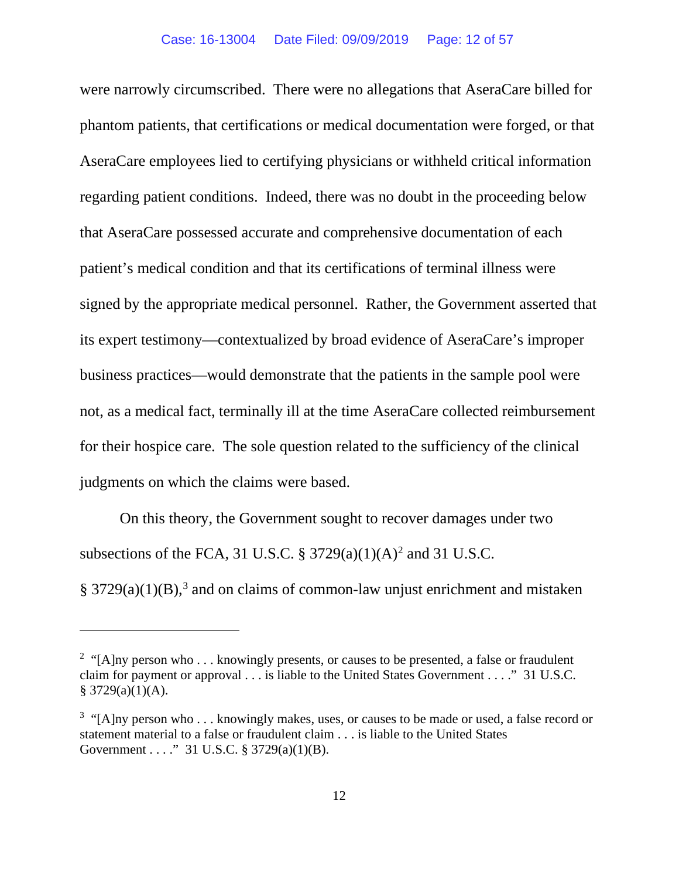were narrowly circumscribed. There were no allegations that AseraCare billed for phantom patients, that certifications or medical documentation were forged, or that AseraCare employees lied to certifying physicians or withheld critical information regarding patient conditions. Indeed, there was no doubt in the proceeding below that AseraCare possessed accurate and comprehensive documentation of each patient's medical condition and that its certifications of terminal illness were signed by the appropriate medical personnel. Rather, the Government asserted that its expert testimony—contextualized by broad evidence of AseraCare's improper business practices—would demonstrate that the patients in the sample pool were not, as a medical fact, terminally ill at the time AseraCare collected reimbursement for their hospice care. The sole question related to the sufficiency of the clinical judgments on which the claims were based.

On this theory, the Government sought to recover damages under two subsections of the FCA, 31 U.S.C. § 3729(a)(1)(A)[2] and 31 U.S.C. § 3729(a)(1)(B),[3] and on claims of common-law unjust enrichment and mistaken

---

[2] "[A]ny person who . . . knowingly presents, or causes to be presented, a false or fraudulent claim for payment or approval . . . is liable to the United States Government . . . ." 31 U.S.C. § 3729(a)(1)(A).

[3] "[A]ny person who . . . knowingly makes, uses, or causes to be made or used, a false record or statement material to a false or fraudulent claim . . . is liable to the United States Government . . . ." 31 U.S.C. § 3729(a)(1)(B).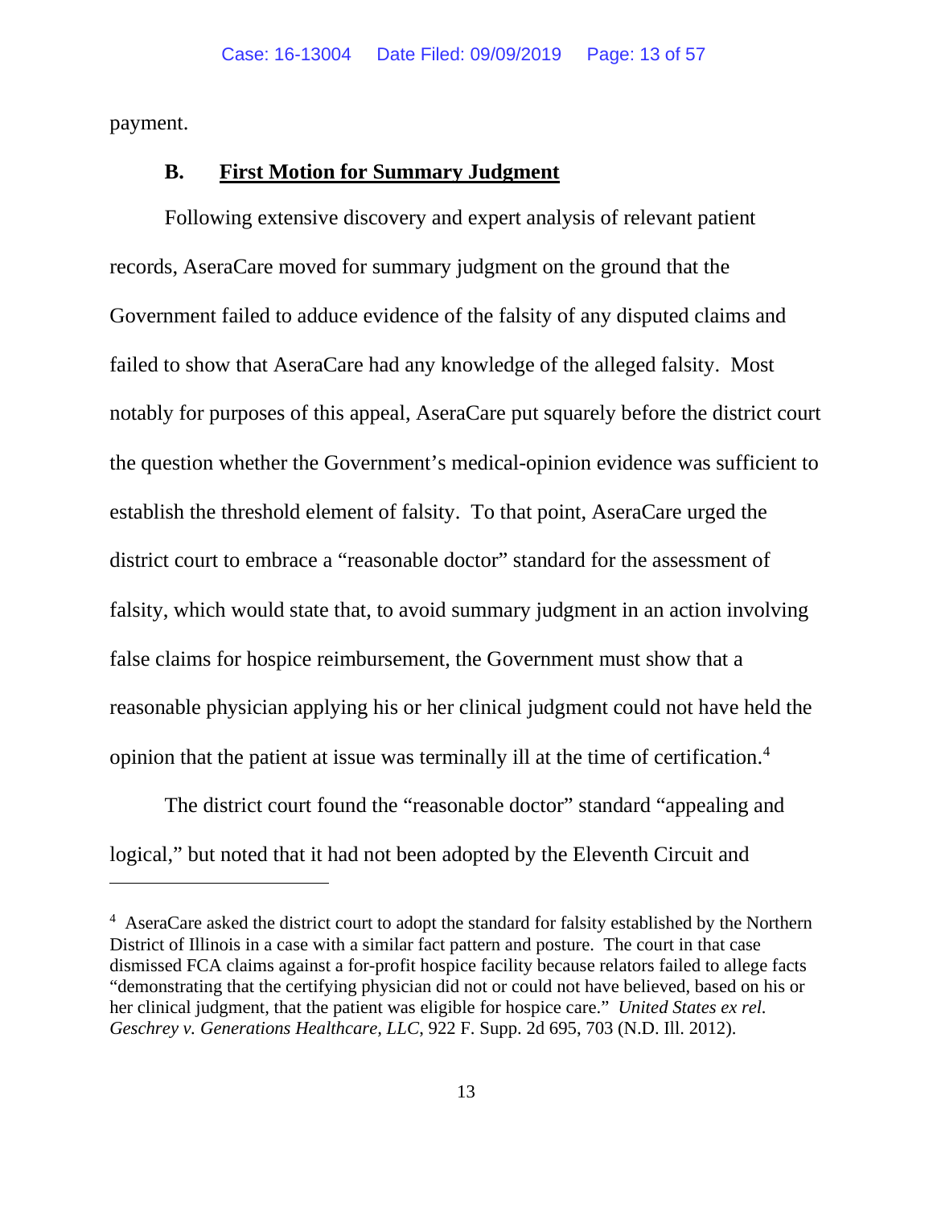payment.

### B. First Motion for Summary Judgment

Following extensive discovery and expert analysis of relevant patient records, AseraCare moved for summary judgment on the ground that the Government failed to adduce evidence of the falsity of any disputed claims and failed to show that AseraCare had any knowledge of the alleged falsity. Most notably for purposes of this appeal, AseraCare put squarely before the district court the question whether the Government's medical-opinion evidence was sufficient to establish the threshold element of falsity. To that point, AseraCare urged the district court to embrace a "reasonable doctor" standard for the assessment of falsity, which would state that, to avoid summary judgment in an action involving false claims for hospice reimbursement, the Government must show that a reasonable physician applying his or her clinical judgment could not have held the opinion that the patient at issue was terminally ill at the time of certification.[4]

The district court found the "reasonable doctor" standard "appealing and logical," but noted that it had not been adopted by the Eleventh Circuit and

---

[4] AseraCare asked the district court to adopt the standard for falsity established by the Northern District of Illinois in a case with a similar fact pattern and posture. The court in that case dismissed FCA claims against a for-profit hospice facility because relators failed to allege facts "demonstrating that the certifying physician did not or could not have believed, based on his or her clinical judgment, that the patient was eligible for hospice care." *United States ex rel. Geschrey v. Generations Healthcare, LLC*, 922 F. Supp. 2d 695, 703 (N.D. Ill. 2012).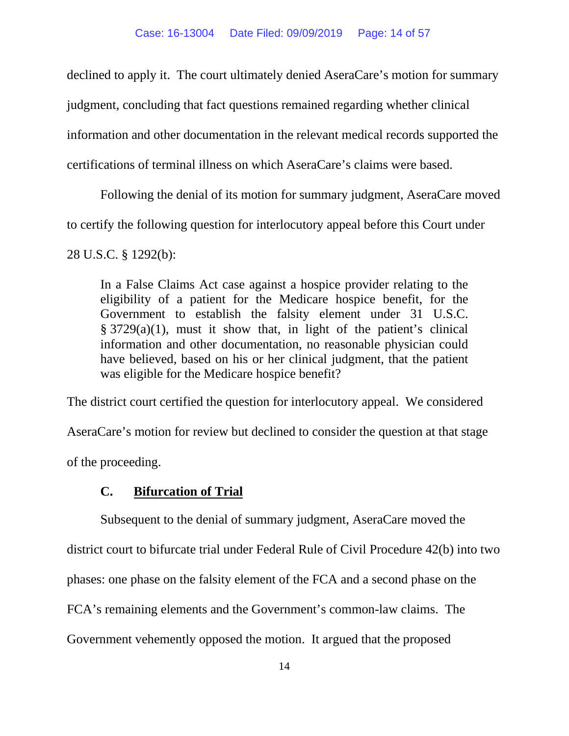declined to apply it. The court ultimately denied AseraCare's motion for summary judgment, concluding that fact questions remained regarding whether clinical information and other documentation in the relevant medical records supported the certifications of terminal illness on which AseraCare's claims were based.

Following the denial of its motion for summary judgment, AseraCare moved to certify the following question for interlocutory appeal before this Court under 28 U.S.C. § 1292(b):

> In a False Claims Act case against a hospice provider relating to the eligibility of a patient for the Medicare hospice benefit, for the Government to establish the falsity element under 31 U.S.C. § 3729(a)(1), must it show that, in light of the patient's clinical information and other documentation, no reasonable physician could have believed, based on his or her clinical judgment, that the patient was eligible for the Medicare hospice benefit?

The district court certified the question for interlocutory appeal. We considered AseraCare's motion for review but declined to consider the question at that stage of the proceeding.

### C. Bifurcation of Trial

Subsequent to the denial of summary judgment, AseraCare moved the district court to bifurcate trial under Federal Rule of Civil Procedure 42(b) into two phases: one phase on the falsity element of the FCA and a second phase on the FCA's remaining elements and the Government's common-law claims. The Government vehemently opposed the motion. It argued that the proposed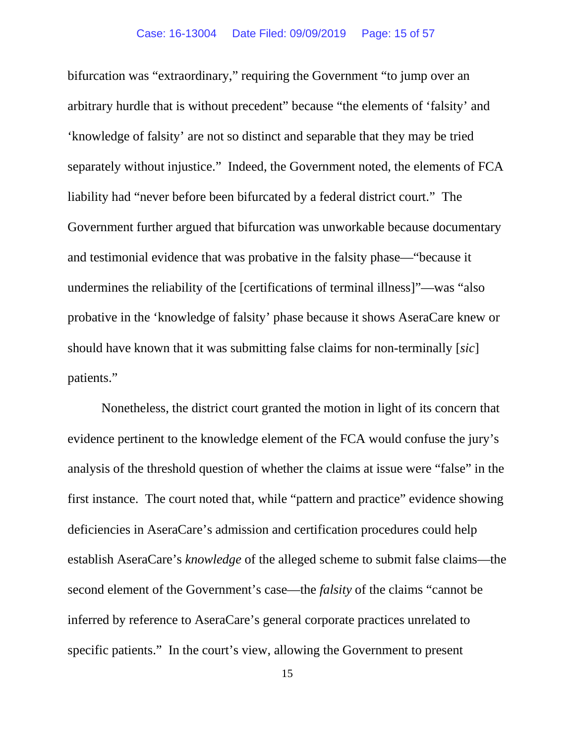bifurcation was "extraordinary," requiring the Government "to jump over an arbitrary hurdle that is without precedent" because "the elements of 'falsity' and 'knowledge of falsity' are not so distinct and separable that they may be tried separately without injustice." Indeed, the Government noted, the elements of FCA liability had "never before been bifurcated by a federal district court." The Government further argued that bifurcation was unworkable because documentary and testimonial evidence that was probative in the falsity phase—"because it undermines the reliability of the [certifications of terminal illness]"—was "also probative in the 'knowledge of falsity' phase because it shows AseraCare knew or should have known that it was submitting false claims for non-terminally [*sic*] patients."

Nonetheless, the district court granted the motion in light of its concern that evidence pertinent to the knowledge element of the FCA would confuse the jury's analysis of the threshold question of whether the claims at issue were "false" in the first instance. The court noted that, while "pattern and practice" evidence showing deficiencies in AseraCare's admission and certification procedures could help establish AseraCare's *knowledge* of the alleged scheme to submit false claims—the second element of the Government's case—the *falsity* of the claims "cannot be inferred by reference to AseraCare's general corporate practices unrelated to specific patients." In the court's view, allowing the Government to present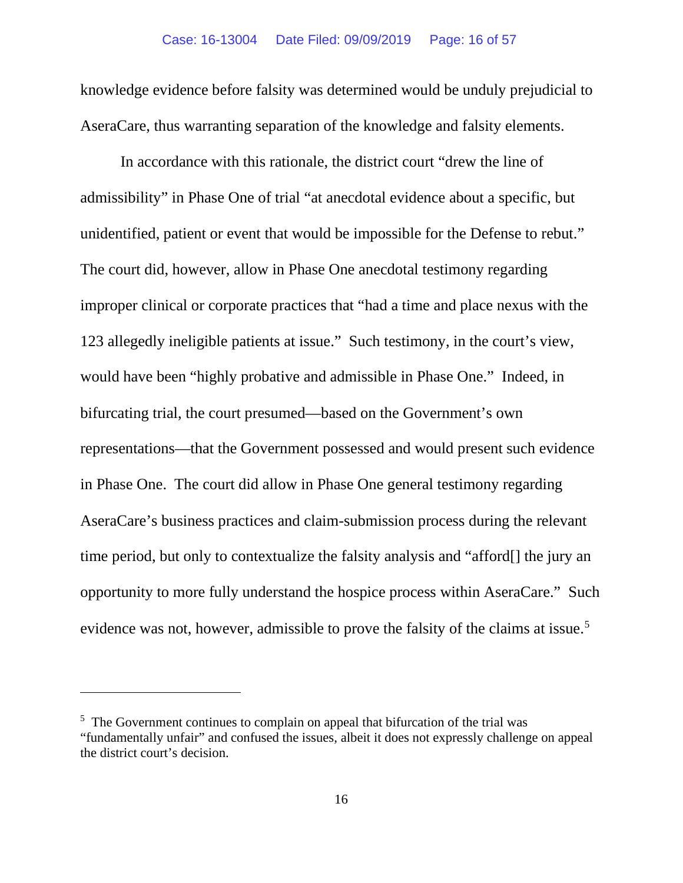knowledge evidence before falsity was determined would be unduly prejudicial to AseraCare, thus warranting separation of the knowledge and falsity elements.

In accordance with this rationale, the district court "drew the line of admissibility" in Phase One of trial "at anecdotal evidence about a specific, but unidentified, patient or event that would be impossible for the Defense to rebut." The court did, however, allow in Phase One anecdotal testimony regarding improper clinical or corporate practices that "had a time and place nexus with the 123 allegedly ineligible patients at issue." Such testimony, in the court's view, would have been "highly probative and admissible in Phase One." Indeed, in bifurcating trial, the court presumed—based on the Government's own representations—that the Government possessed and would present such evidence in Phase One. The court did allow in Phase One general testimony regarding AseraCare's business practices and claim-submission process during the relevant time period, but only to contextualize the falsity analysis and "afford[] the jury an opportunity to more fully understand the hospice process within AseraCare." Such evidence was not, however, admissible to prove the falsity of the claims at issue.[5]

---

[5] The Government continues to complain on appeal that bifurcation of the trial was "fundamentally unfair" and confused the issues, albeit it does not expressly challenge on appeal the district court's decision.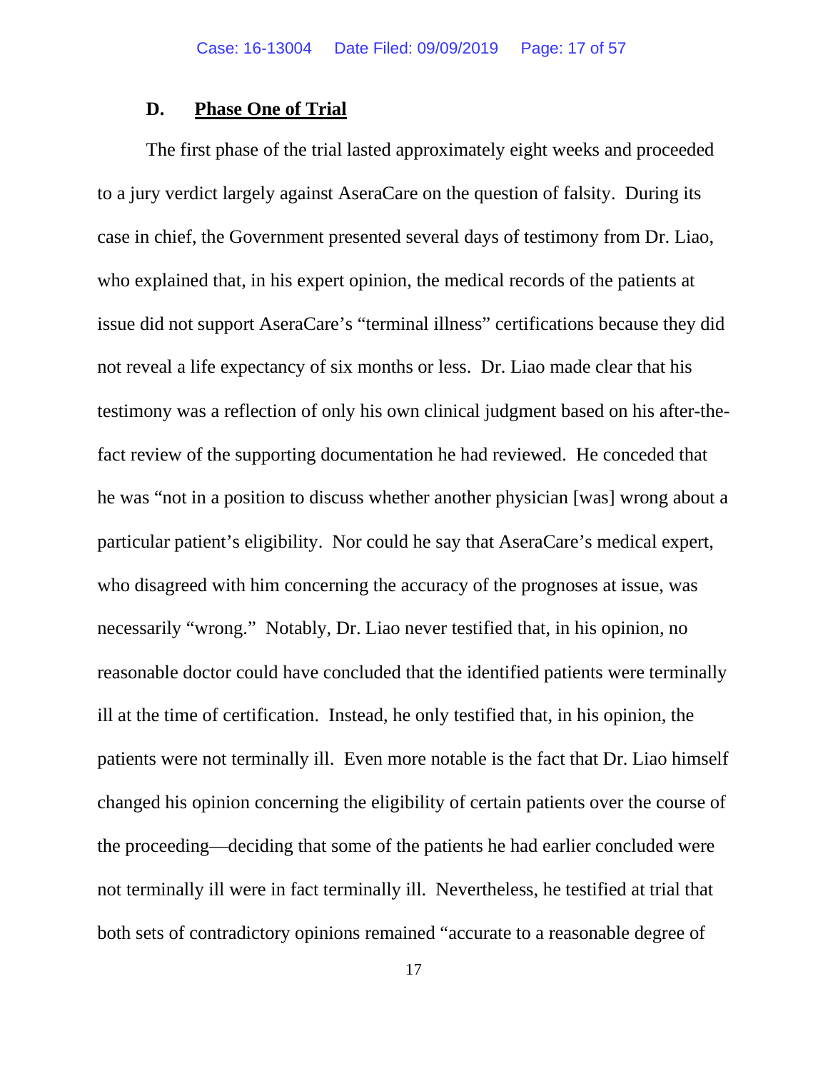### D. Phase One of Trial

The first phase of the trial lasted approximately eight weeks and proceeded to a jury verdict largely against AseraCare on the question of falsity. During its case in chief, the Government presented several days of testimony from Dr. Liao, who explained that, in his expert opinion, the medical records of the patients at issue did not support AseraCare's "terminal illness" certifications because they did not reveal a life expectancy of six months or less. Dr. Liao made clear that his testimony was a reflection of only his own clinical judgment based on his after-the-fact review of the supporting documentation he had reviewed. He conceded that he was "not in a position to discuss whether another physician [was] wrong about a particular patient's eligibility. Nor could he say that AseraCare's medical expert, who disagreed with him concerning the accuracy of the prognoses at issue, was necessarily "wrong." Notably, Dr. Liao never testified that, in his opinion, no reasonable doctor could have concluded that the identified patients were terminally ill at the time of certification. Instead, he only testified that, in his opinion, the patients were not terminally ill. Even more notable is the fact that Dr. Liao himself changed his opinion concerning the eligibility of certain patients over the course of the proceeding—deciding that some of the patients he had earlier concluded were not terminally ill were in fact terminally ill. Nevertheless, he testified at trial that both sets of contradictory opinions remained "accurate to a reasonable degree of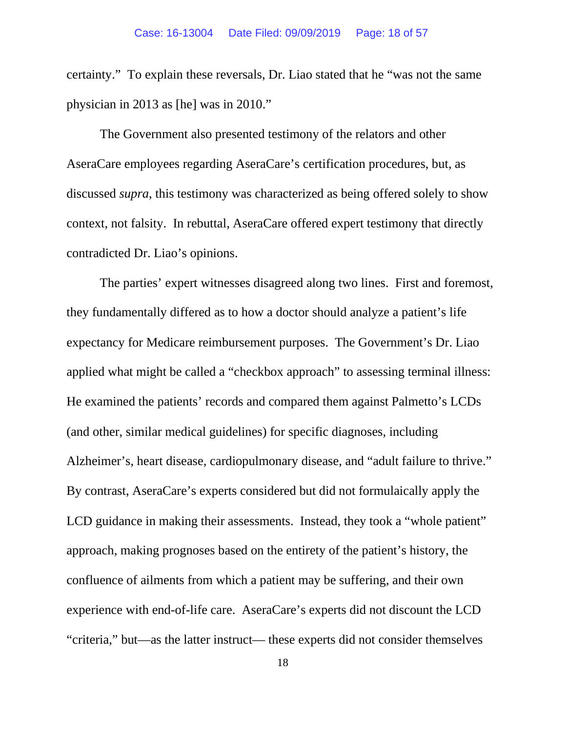certainty." To explain these reversals, Dr. Liao stated that he "was not the same physician in 2013 as [he] was in 2010."

The Government also presented testimony of the relators and other AseraCare employees regarding AseraCare's certification procedures, but, as discussed *supra*, this testimony was characterized as being offered solely to show context, not falsity. In rebuttal, AseraCare offered expert testimony that directly contradicted Dr. Liao's opinions.

The parties' expert witnesses disagreed along two lines. First and foremost, they fundamentally differed as to how a doctor should analyze a patient's life expectancy for Medicare reimbursement purposes. The Government's Dr. Liao applied what might be called a "checkbox approach" to assessing terminal illness: He examined the patients' records and compared them against Palmetto's LCDs (and other, similar medical guidelines) for specific diagnoses, including Alzheimer's, heart disease, cardiopulmonary disease, and "adult failure to thrive." By contrast, AseraCare's experts considered but did not formulaically apply the LCD guidance in making their assessments. Instead, they took a "whole patient" approach, making prognoses based on the entirety of the patient's history, the confluence of ailments from which a patient may be suffering, and their own experience with end-of-life care. AseraCare's experts did not discount the LCD "criteria," but—as the latter instruct— these experts did not consider themselves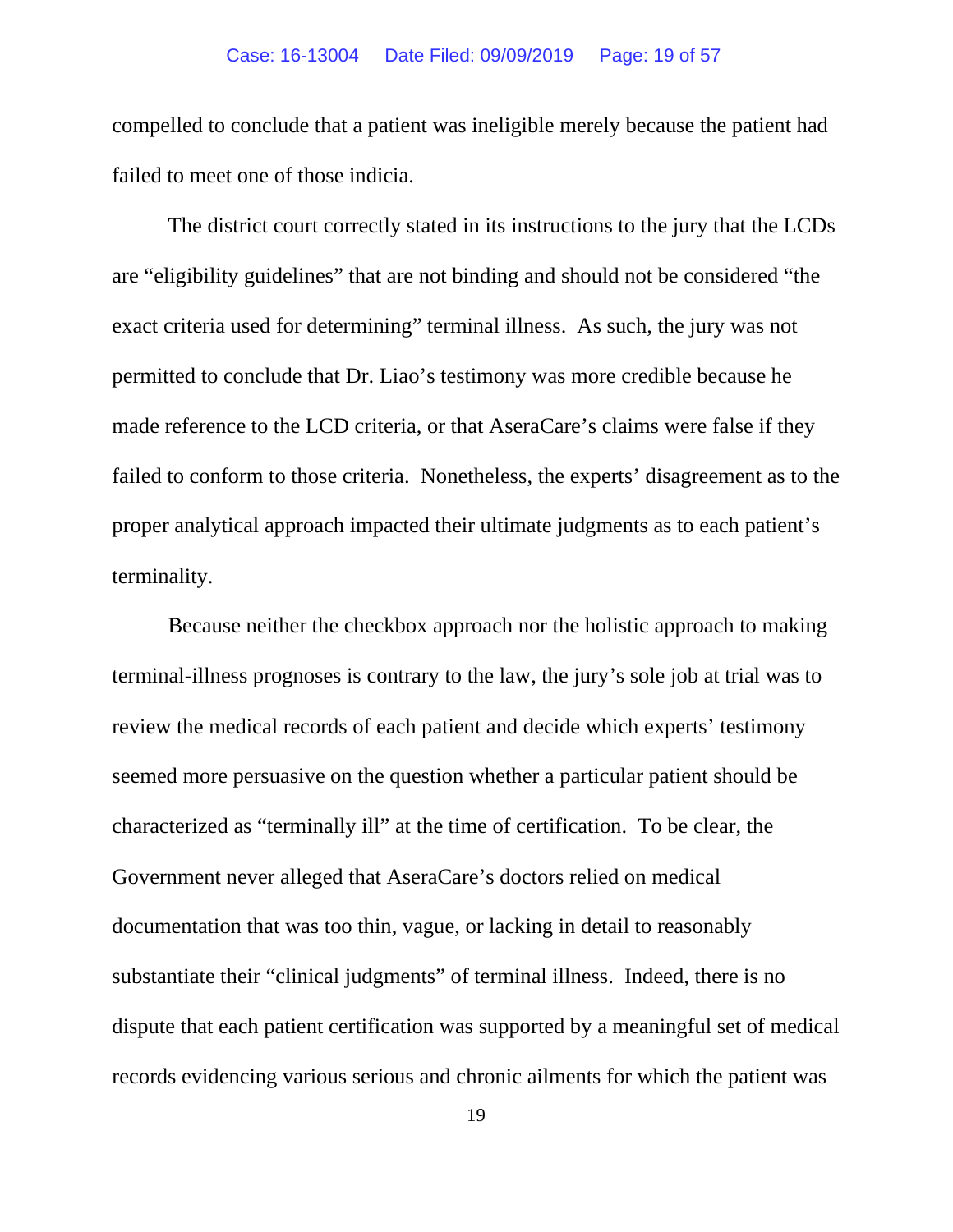compelled to conclude that a patient was ineligible merely because the patient had failed to meet one of those indicia.

The district court correctly stated in its instructions to the jury that the LCDs are "eligibility guidelines" that are not binding and should not be considered "the exact criteria used for determining" terminal illness. As such, the jury was not permitted to conclude that Dr. Liao's testimony was more credible because he made reference to the LCD criteria, or that AseraCare's claims were false if they failed to conform to those criteria. Nonetheless, the experts' disagreement as to the proper analytical approach impacted their ultimate judgments as to each patient's terminality.

Because neither the checkbox approach nor the holistic approach to making terminal-illness prognoses is contrary to the law, the jury's sole job at trial was to review the medical records of each patient and decide which experts' testimony seemed more persuasive on the question whether a particular patient should be characterized as "terminally ill" at the time of certification. To be clear, the Government never alleged that AseraCare's doctors relied on medical documentation that was too thin, vague, or lacking in detail to reasonably substantiate their "clinical judgments" of terminal illness. Indeed, there is no dispute that each patient certification was supported by a meaningful set of medical records evidencing various serious and chronic ailments for which the patient was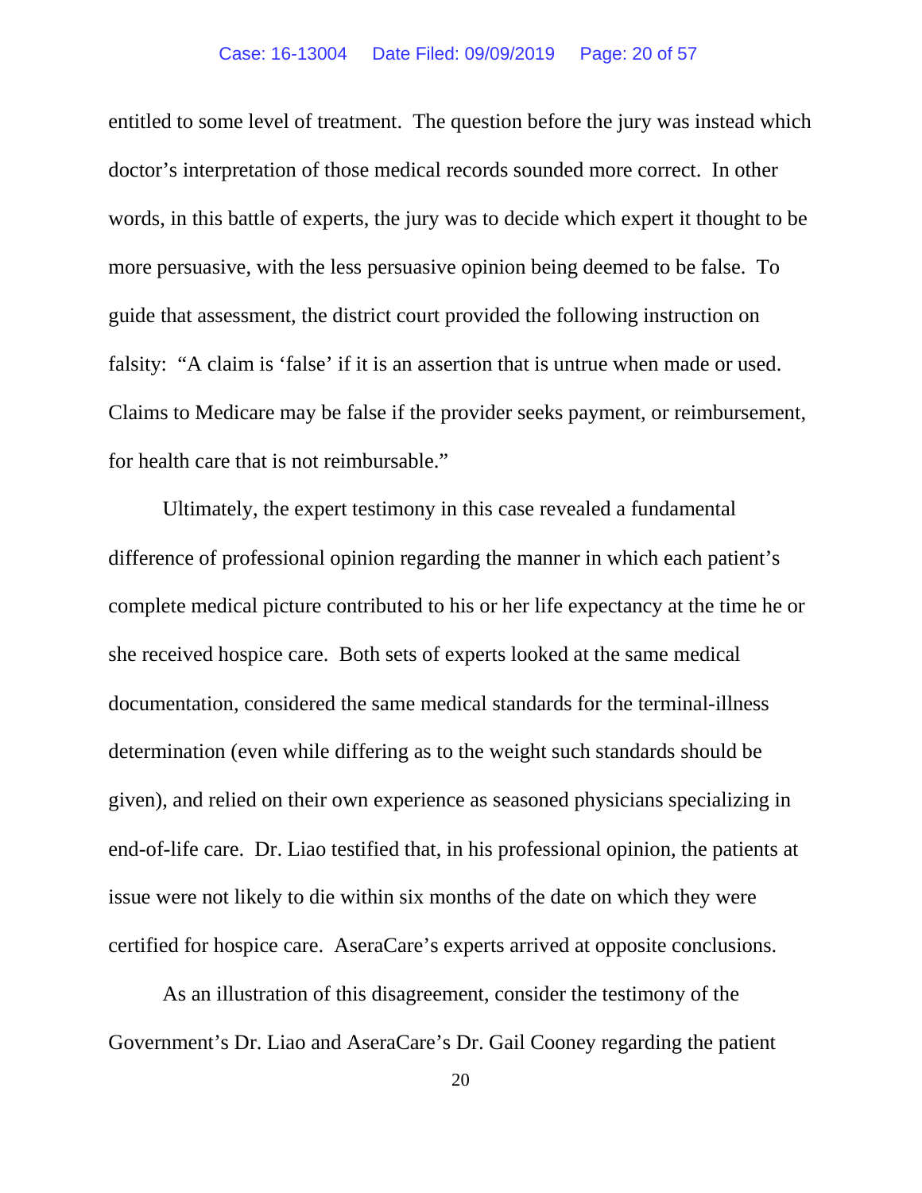entitled to some level of treatment. The question before the jury was instead which doctor's interpretation of those medical records sounded more correct. In other words, in this battle of experts, the jury was to decide which expert it thought to be more persuasive, with the less persuasive opinion being deemed to be false. To guide that assessment, the district court provided the following instruction on falsity: "A claim is 'false' if it is an assertion that is untrue when made or used. Claims to Medicare may be false if the provider seeks payment, or reimbursement, for health care that is not reimbursable."

Ultimately, the expert testimony in this case revealed a fundamental difference of professional opinion regarding the manner in which each patient's complete medical picture contributed to his or her life expectancy at the time he or she received hospice care. Both sets of experts looked at the same medical documentation, considered the same medical standards for the terminal-illness determination (even while differing as to the weight such standards should be given), and relied on their own experience as seasoned physicians specializing in end-of-life care. Dr. Liao testified that, in his professional opinion, the patients at issue were not likely to die within six months of the date on which they were certified for hospice care. AseraCare's experts arrived at opposite conclusions.

As an illustration of this disagreement, consider the testimony of the Government's Dr. Liao and AseraCare's Dr. Gail Cooney regarding the patient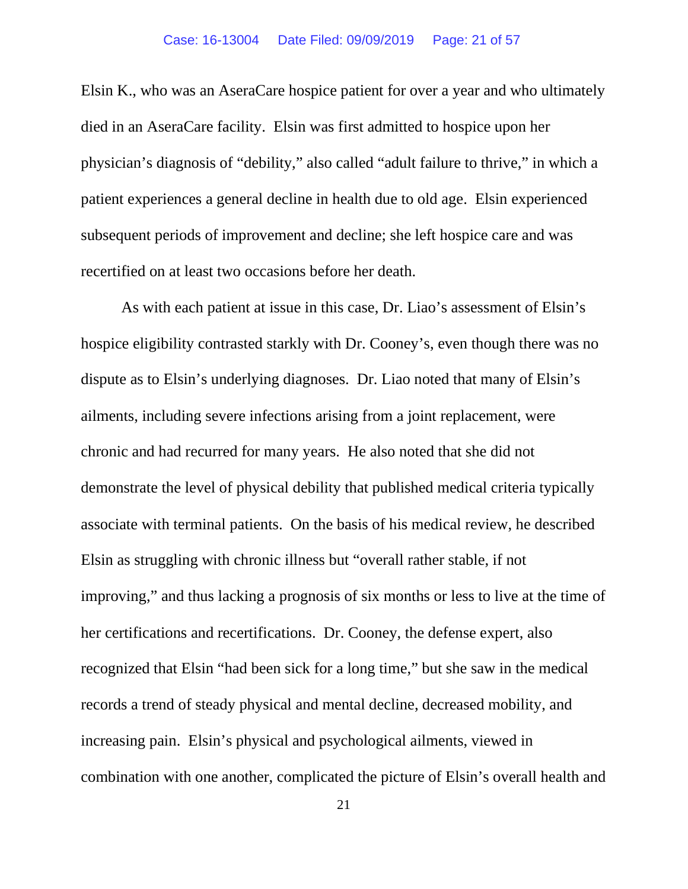Elsin K., who was an AseraCare hospice patient for over a year and who ultimately died in an AseraCare facility. Elsin was first admitted to hospice upon her physician's diagnosis of "debility," also called "adult failure to thrive," in which a patient experiences a general decline in health due to old age. Elsin experienced subsequent periods of improvement and decline; she left hospice care and was recertified on at least two occasions before her death.

As with each patient at issue in this case, Dr. Liao's assessment of Elsin's hospice eligibility contrasted starkly with Dr. Cooney's, even though there was no dispute as to Elsin's underlying diagnoses. Dr. Liao noted that many of Elsin's ailments, including severe infections arising from a joint replacement, were chronic and had recurred for many years. He also noted that she did not demonstrate the level of physical debility that published medical criteria typically associate with terminal patients. On the basis of his medical review, he described Elsin as struggling with chronic illness but "overall rather stable, if not improving," and thus lacking a prognosis of six months or less to live at the time of her certifications and recertifications. Dr. Cooney, the defense expert, also recognized that Elsin "had been sick for a long time," but she saw in the medical records a trend of steady physical and mental decline, decreased mobility, and increasing pain. Elsin's physical and psychological ailments, viewed in combination with one another, complicated the picture of Elsin's overall health and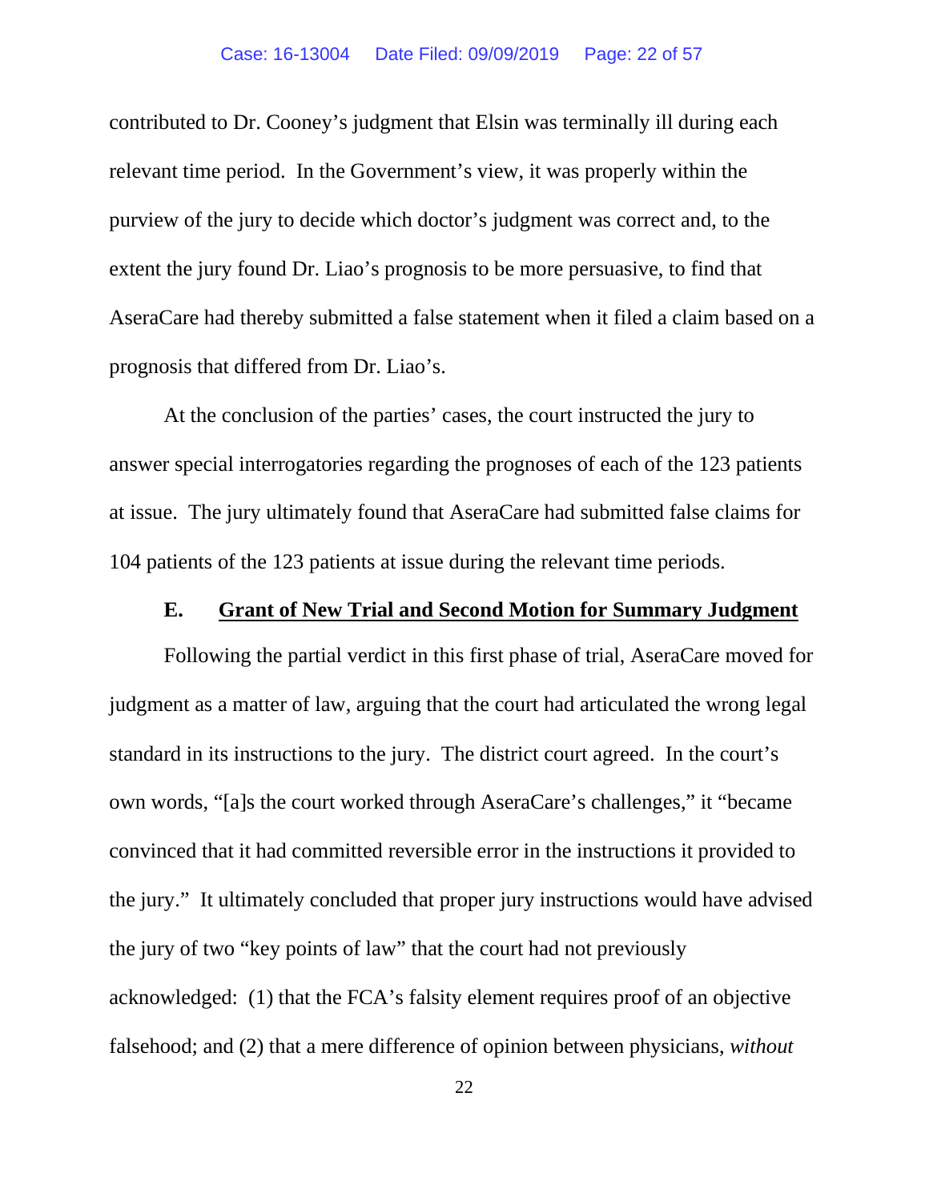contributed to Dr. Cooney's judgment that Elsin was terminally ill during each relevant time period. In the Government's view, it was properly within the purview of the jury to decide which doctor's judgment was correct and, to the extent the jury found Dr. Liao's prognosis to be more persuasive, to find that AseraCare had thereby submitted a false statement when it filed a claim based on a prognosis that differed from Dr. Liao's.

At the conclusion of the parties' cases, the court instructed the jury to answer special interrogatories regarding the prognoses of each of the 123 patients at issue. The jury ultimately found that AseraCare had submitted false claims for 104 patients of the 123 patients at issue during the relevant time periods.

### E. <u>Grant of New Trial and Second Motion for Summary Judgment</u>

Following the partial verdict in this first phase of trial, AseraCare moved for judgment as a matter of law, arguing that the court had articulated the wrong legal standard in its instructions to the jury. The district court agreed. In the court's own words, "[a]s the court worked through AseraCare's challenges," it "became convinced that it had committed reversible error in the instructions it provided to the jury." It ultimately concluded that proper jury instructions would have advised the jury of two "key points of law" that the court had not previously acknowledged: (1) that the FCA's falsity element requires proof of an objective falsehood; and (2) that a mere difference of opinion between physicians, *without*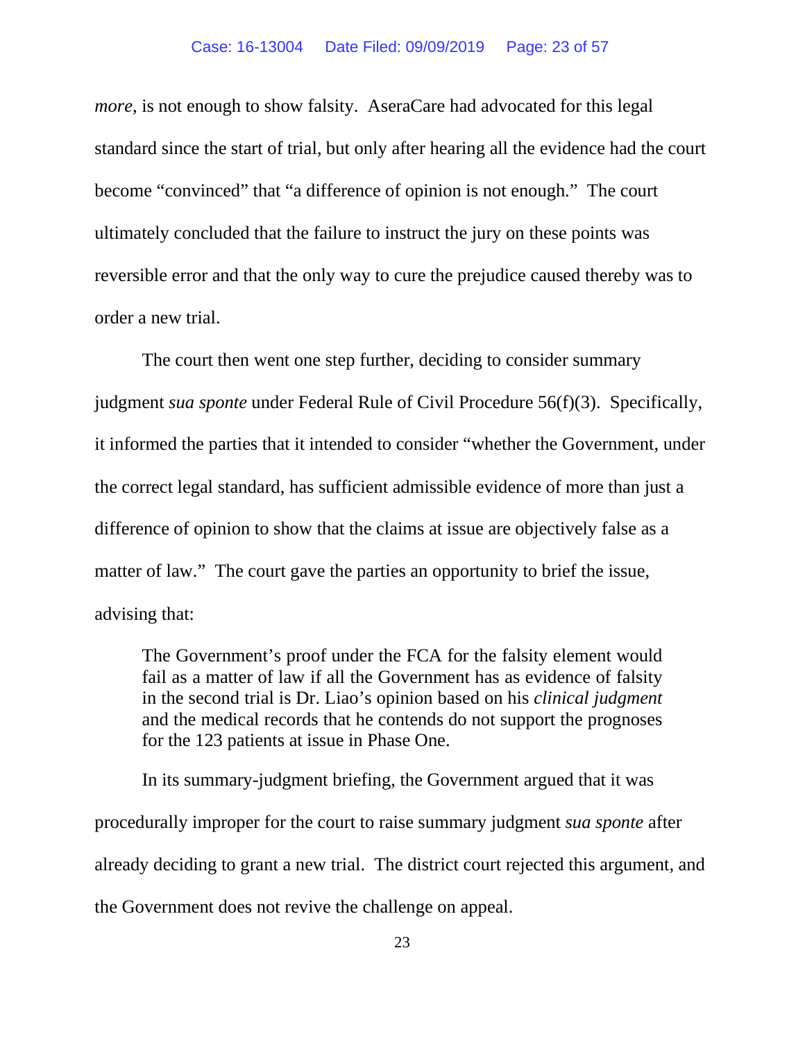*more*, is not enough to show falsity. AseraCare had advocated for this legal standard since the start of trial, but only after hearing all the evidence had the court become "convinced" that "a difference of opinion is not enough." The court ultimately concluded that the failure to instruct the jury on these points was reversible error and that the only way to cure the prejudice caused thereby was to order a new trial.

The court then went one step further, deciding to consider summary judgment *sua sponte* under Federal Rule of Civil Procedure 56(f)(3). Specifically, it informed the parties that it intended to consider "whether the Government, under the correct legal standard, has sufficient admissible evidence of more than just a difference of opinion to show that the claims at issue are objectively false as a matter of law." The court gave the parties an opportunity to brief the issue, advising that:

> The Government's proof under the FCA for the falsity element would fail as a matter of law if all the Government has as evidence of falsity in the second trial is Dr. Liao's opinion based on his *clinical judgment* and the medical records that he contends do not support the prognoses for the 123 patients at issue in Phase One.

In its summary-judgment briefing, the Government argued that it was procedurally improper for the court to raise summary judgment *sua sponte* after already deciding to grant a new trial. The district court rejected this argument, and the Government does not revive the challenge on appeal.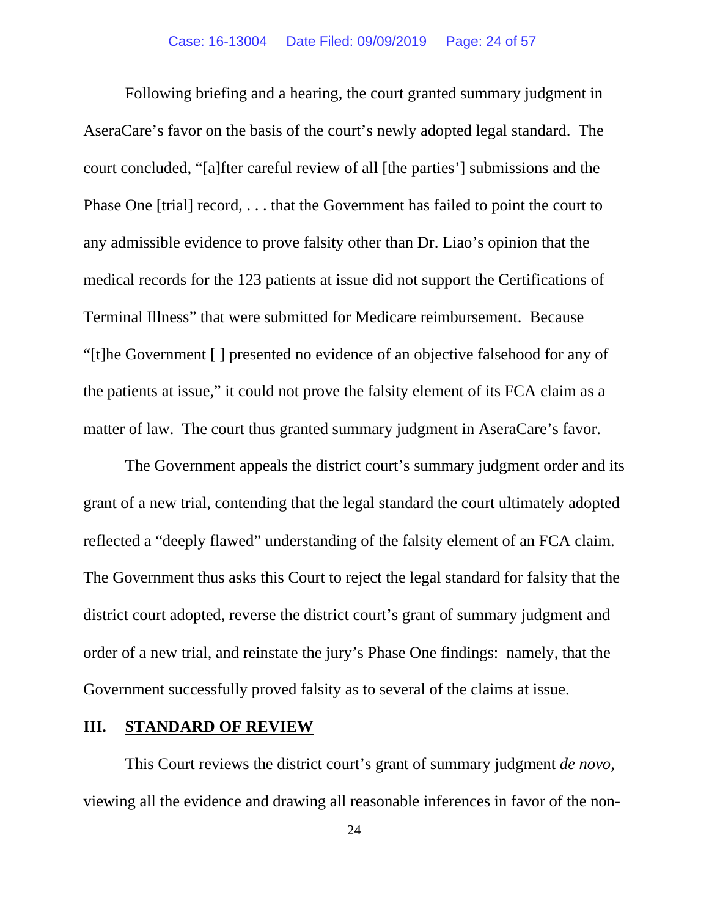Following briefing and a hearing, the court granted summary judgment in AseraCare's favor on the basis of the court's newly adopted legal standard. The court concluded, "[a]fter careful review of all [the parties'] submissions and the Phase One [trial] record, . . . that the Government has failed to point the court to any admissible evidence to prove falsity other than Dr. Liao's opinion that the medical records for the 123 patients at issue did not support the Certifications of Terminal Illness" that were submitted for Medicare reimbursement. Because "[t]he Government [ ] presented no evidence of an objective falsehood for any of the patients at issue," it could not prove the falsity element of its FCA claim as a matter of law. The court thus granted summary judgment in AseraCare's favor.

The Government appeals the district court's summary judgment order and its grant of a new trial, contending that the legal standard the court ultimately adopted reflected a "deeply flawed" understanding of the falsity element of an FCA claim. The Government thus asks this Court to reject the legal standard for falsity that the district court adopted, reverse the district court's grant of summary judgment and order of a new trial, and reinstate the jury's Phase One findings: namely, that the Government successfully proved falsity as to several of the claims at issue.

## III. STANDARD OF REVIEW

This Court reviews the district court's grant of summary judgment *de novo*, viewing all the evidence and drawing all reasonable inferences in favor of the non-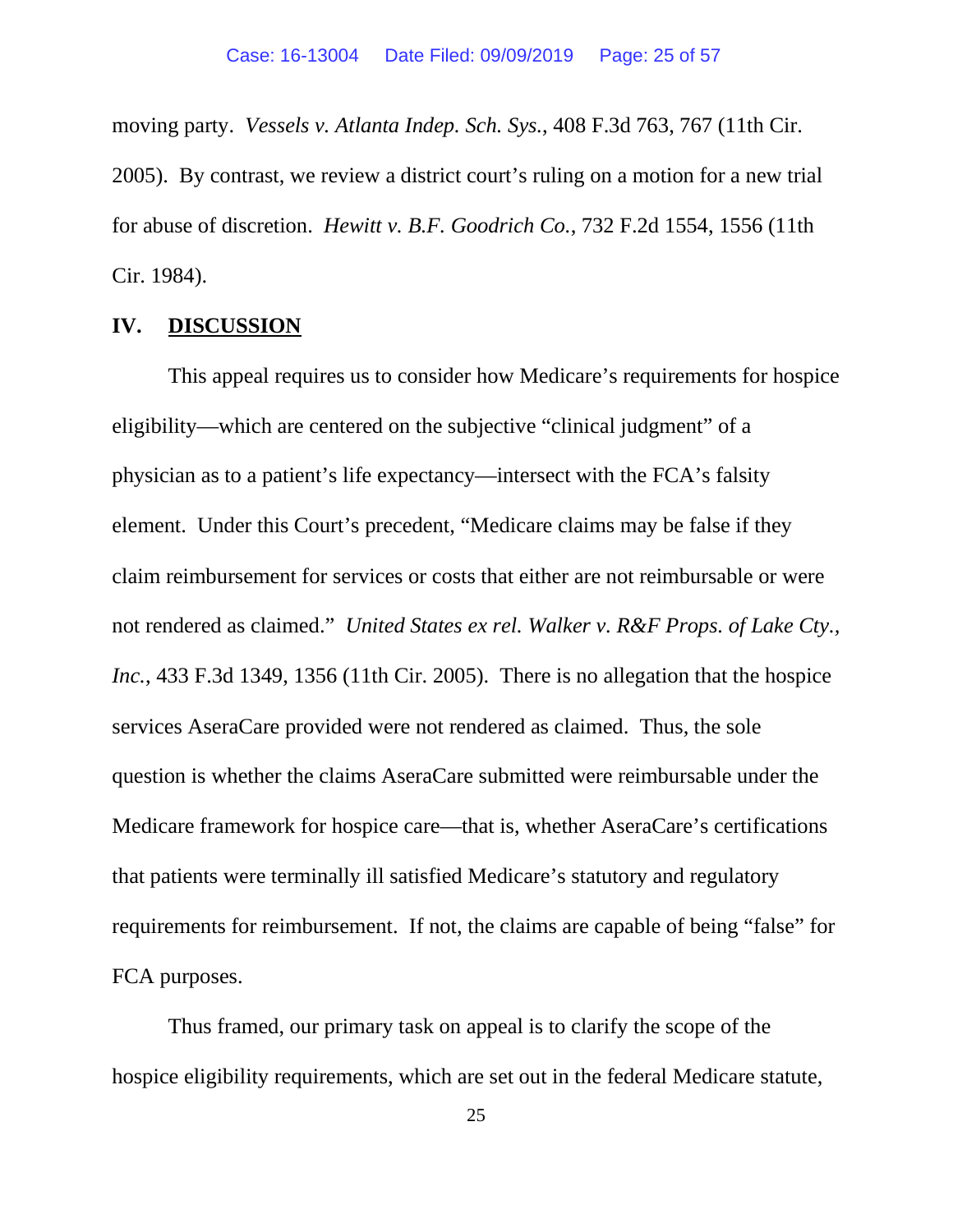moving party. *Vessels v. Atlanta Indep. Sch. Sys.*, 408 F.3d 763, 767 (11th Cir. 2005). By contrast, we review a district court's ruling on a motion for a new trial for abuse of discretion. *Hewitt v. B.F. Goodrich Co.*, 732 F.2d 1554, 1556 (11th Cir. 1984).

## IV. DISCUSSION

This appeal requires us to consider how Medicare's requirements for hospice eligibility—which are centered on the subjective "clinical judgment" of a physician as to a patient's life expectancy—intersect with the FCA's falsity element. Under this Court's precedent, "Medicare claims may be false if they claim reimbursement for services or costs that either are not reimbursable or were not rendered as claimed." *United States ex rel. Walker v. R&F Props. of Lake Cty., Inc.*, 433 F.3d 1349, 1356 (11th Cir. 2005). There is no allegation that the hospice services AseraCare provided were not rendered as claimed. Thus, the sole question is whether the claims AseraCare submitted were reimbursable under the Medicare framework for hospice care—that is, whether AseraCare's certifications that patients were terminally ill satisfied Medicare's statutory and regulatory requirements for reimbursement. If not, the claims are capable of being "false" for FCA purposes.

Thus framed, our primary task on appeal is to clarify the scope of the hospice eligibility requirements, which are set out in the federal Medicare statute,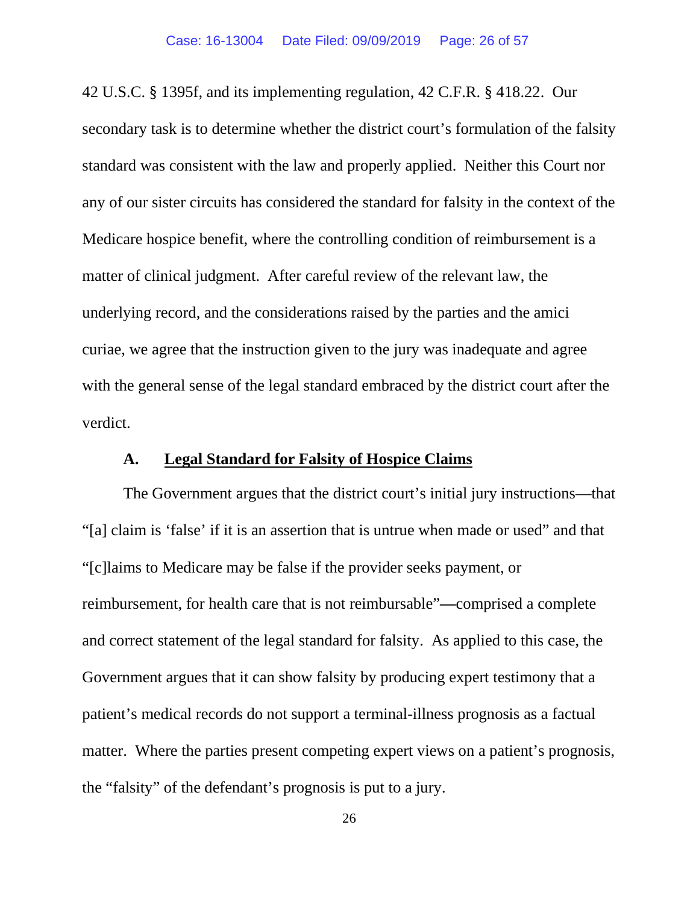42 U.S.C. § 1395f, and its implementing regulation, 42 C.F.R. § 418.22. Our secondary task is to determine whether the district court's formulation of the falsity standard was consistent with the law and properly applied. Neither this Court nor any of our sister circuits has considered the standard for falsity in the context of the Medicare hospice benefit, where the controlling condition of reimbursement is a matter of clinical judgment. After careful review of the relevant law, the underlying record, and the considerations raised by the parties and the amici curiae, we agree that the instruction given to the jury was inadequate and agree with the general sense of the legal standard embraced by the district court after the verdict.

### A. Legal Standard for Falsity of Hospice Claims

The Government argues that the district court's initial jury instructions—that "[a] claim is 'false' if it is an assertion that is untrue when made or used" and that "[c]laims to Medicare may be false if the provider seeks payment, or reimbursement, for health care that is not reimbursable"—comprised a complete and correct statement of the legal standard for falsity. As applied to this case, the Government argues that it can show falsity by producing expert testimony that a patient's medical records do not support a terminal-illness prognosis as a factual matter. Where the parties present competing expert views on a patient's prognosis, the "falsity" of the defendant's prognosis is put to a jury.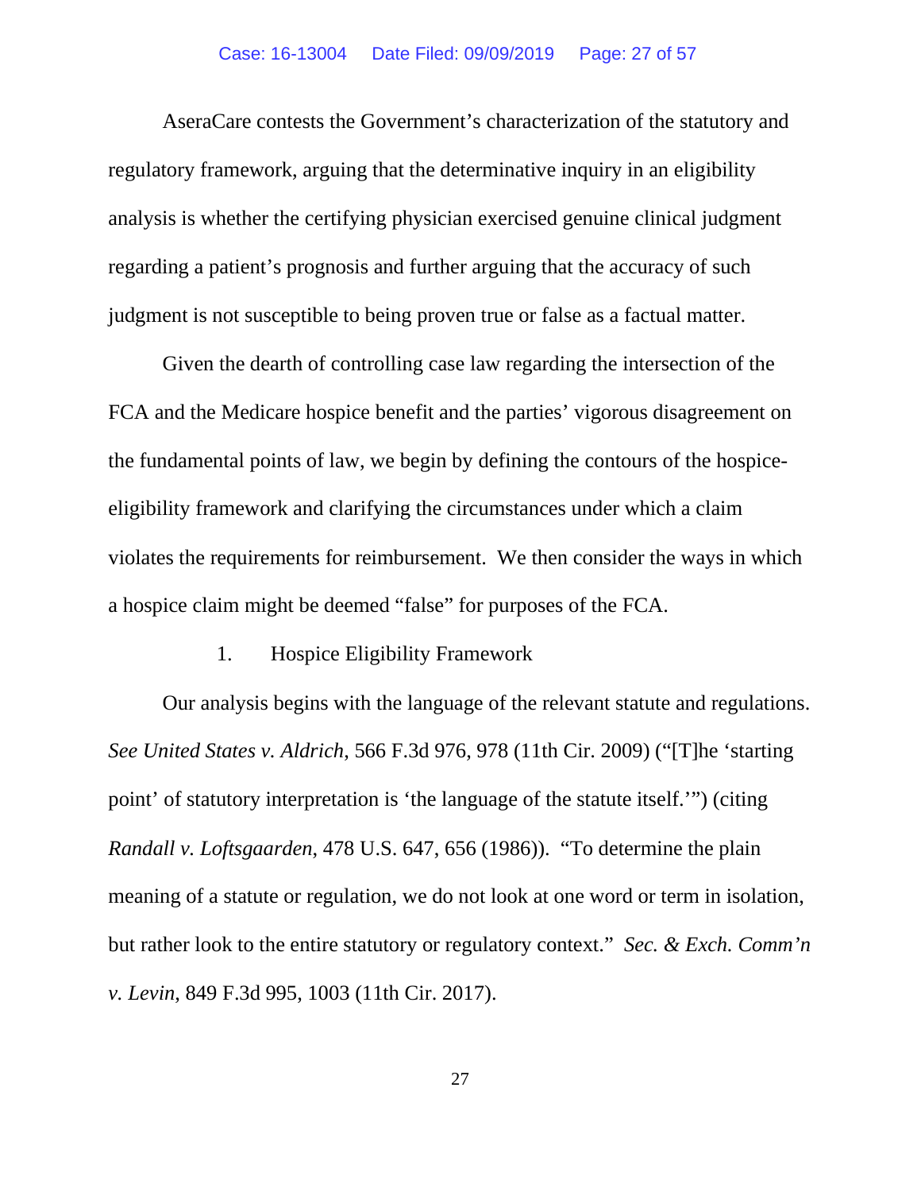AseraCare contests the Government's characterization of the statutory and regulatory framework, arguing that the determinative inquiry in an eligibility analysis is whether the certifying physician exercised genuine clinical judgment regarding a patient's prognosis and further arguing that the accuracy of such judgment is not susceptible to being proven true or false as a factual matter.

Given the dearth of controlling case law regarding the intersection of the FCA and the Medicare hospice benefit and the parties' vigorous disagreement on the fundamental points of law, we begin by defining the contours of the hospice-eligibility framework and clarifying the circumstances under which a claim violates the requirements for reimbursement. We then consider the ways in which a hospice claim might be deemed "false" for purposes of the FCA.

### 1. Hospice Eligibility Framework

Our analysis begins with the language of the relevant statute and regulations. *See United States v. Aldrich*, 566 F.3d 976, 978 (11th Cir. 2009) ("[T]he 'starting point' of statutory interpretation is 'the language of the statute itself.'") (citing *Randall v. Loftsgaarden*, 478 U.S. 647, 656 (1986)). "To determine the plain meaning of a statute or regulation, we do not look at one word or term in isolation, but rather look to the entire statutory or regulatory context." *Sec. & Exch. Comm'n v. Levin*, 849 F.3d 995, 1003 (11th Cir. 2017).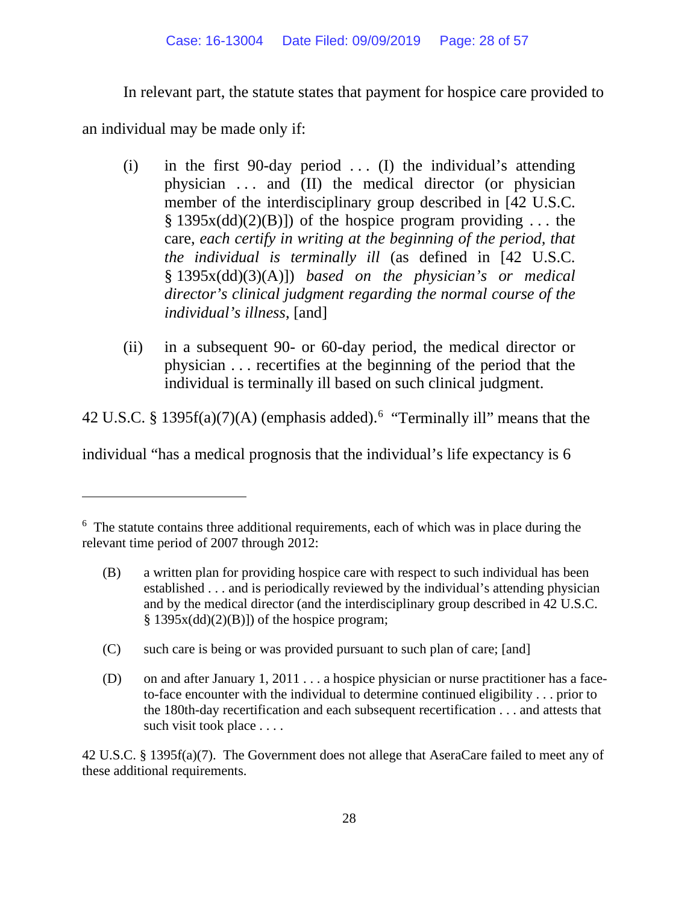In relevant part, the statute states that payment for hospice care provided to an individual may be made only if:

> (i) in the first 90-day period . . . (I) the individual's attending physician . . . and (II) the medical director (or physician member of the interdisciplinary group described in [42 U.S.C. § 1395x(dd)(2)(B)]) of the hospice program providing . . . the care, *each certify in writing at the beginning of the period, that the individual is terminally ill* (as defined in [42 U.S.C. § 1395x(dd)(3)(A)]) *based on the physician's or medical director's clinical judgment regarding the normal course of the individual's illness*, [and]
>
> (ii) in a subsequent 90- or 60-day period, the medical director or physician . . . recertifies at the beginning of the period that the individual is terminally ill based on such clinical judgment.

42 U.S.C. § 1395f(a)(7)(A) (emphasis added).[6] "Terminally ill" means that the individual "has a medical prognosis that the individual's life expectancy is 6

---

[6] The statute contains three additional requirements, each of which was in place during the relevant time period of 2007 through 2012:

> (B) a written plan for providing hospice care with respect to such individual has been established . . . and is periodically reviewed by the individual's attending physician and by the medical director (and the interdisciplinary group described in 42 U.S.C. § 1395x(dd)(2)(B)]) of the hospice program;
>
> (C) such care is being or was provided pursuant to such plan of care; [and]
>
> (D) on and after January 1, 2011 . . . a hospice physician or nurse practitioner has a face-to-face encounter with the individual to determine continued eligibility . . . prior to the 180th-day recertification and each subsequent recertification . . . and attests that such visit took place . . . .

42 U.S.C. § 1395f(a)(7). The Government does not allege that AseraCare failed to meet any of these additional requirements.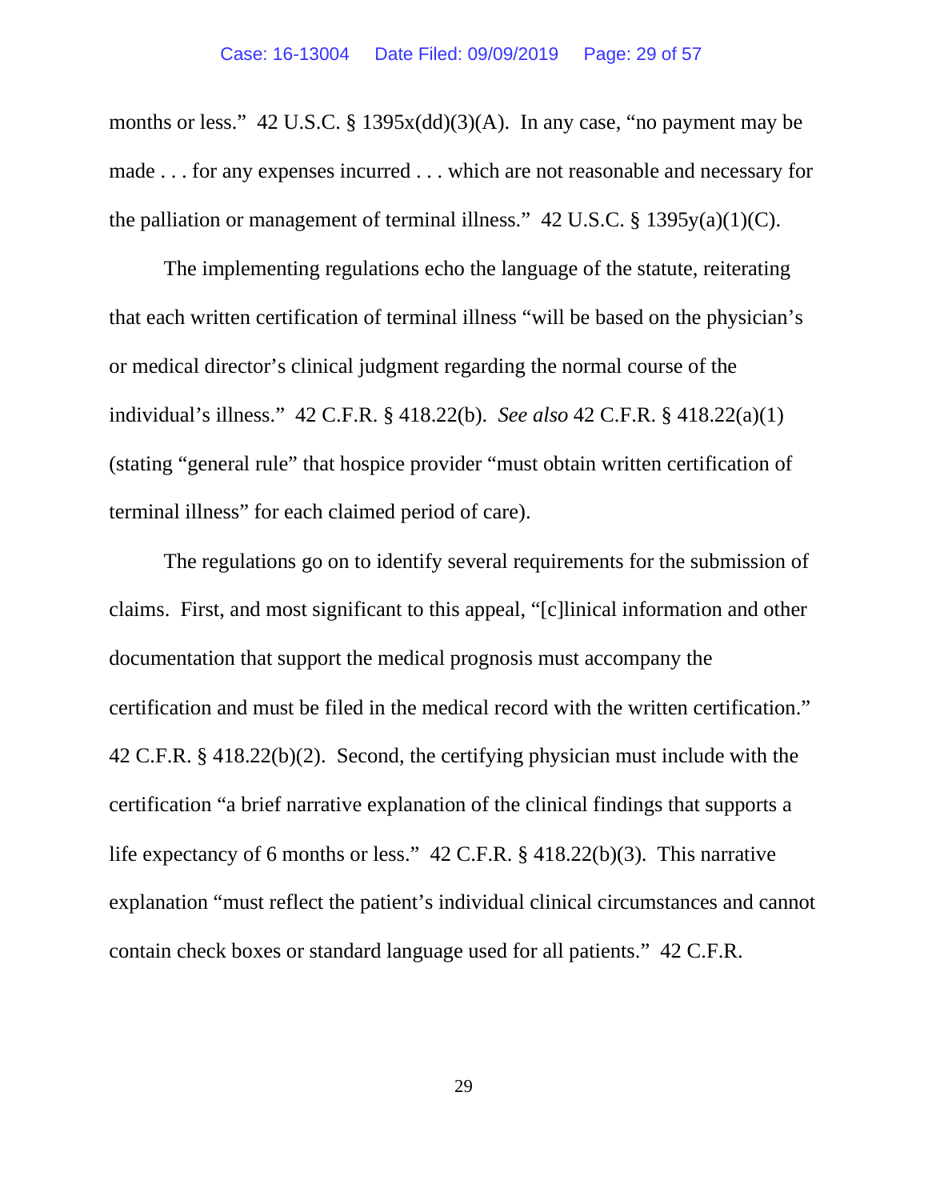months or less." 42 U.S.C. § 1395x(dd)(3)(A). In any case, "no payment may be made . . . for any expenses incurred . . . which are not reasonable and necessary for the palliation or management of terminal illness." 42 U.S.C. § 1395y(a)(1)(C).

The implementing regulations echo the language of the statute, reiterating that each written certification of terminal illness "will be based on the physician's or medical director's clinical judgment regarding the normal course of the individual's illness." 42 C.F.R. § 418.22(b). *See also* 42 C.F.R. § 418.22(a)(1) (stating "general rule" that hospice provider "must obtain written certification of terminal illness" for each claimed period of care).

The regulations go on to identify several requirements for the submission of claims. First, and most significant to this appeal, "[c]linical information and other documentation that support the medical prognosis must accompany the certification and must be filed in the medical record with the written certification." 42 C.F.R. § 418.22(b)(2). Second, the certifying physician must include with the certification "a brief narrative explanation of the clinical findings that supports a life expectancy of 6 months or less." 42 C.F.R. § 418.22(b)(3). This narrative explanation "must reflect the patient's individual clinical circumstances and cannot contain check boxes or standard language used for all patients." 42 C.F.R.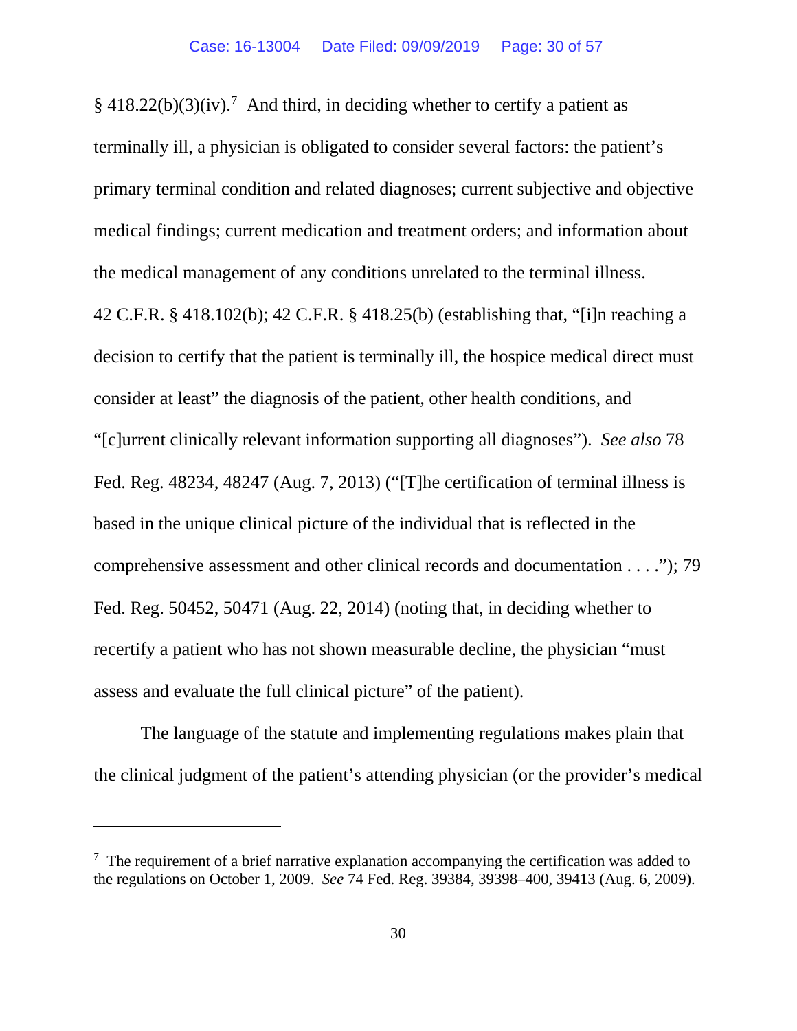§ 418.22(b)(3)(iv).[7] And third, in deciding whether to certify a patient as terminally ill, a physician is obligated to consider several factors: the patient's primary terminal condition and related diagnoses; current subjective and objective medical findings; current medication and treatment orders; and information about the medical management of any conditions unrelated to the terminal illness. 42 C.F.R. § 418.102(b); 42 C.F.R. § 418.25(b) (establishing that, "[i]n reaching a decision to certify that the patient is terminally ill, the hospice medical direct must consider at least" the diagnosis of the patient, other health conditions, and "[c]urrent clinically relevant information supporting all diagnoses"). *See also* 78 Fed. Reg. 48234, 48247 (Aug. 7, 2013) ("[T]he certification of terminal illness is based in the unique clinical picture of the individual that is reflected in the comprehensive assessment and other clinical records and documentation . . . ."); 79 Fed. Reg. 50452, 50471 (Aug. 22, 2014) (noting that, in deciding whether to recertify a patient who has not shown measurable decline, the physician "must assess and evaluate the full clinical picture" of the patient).

The language of the statute and implementing regulations makes plain that the clinical judgment of the patient's attending physician (or the provider's medical

---

[7] The requirement of a brief narrative explanation accompanying the certification was added to the regulations on October 1, 2009. *See* 74 Fed. Reg. 39384, 39398–400, 39413 (Aug. 6, 2009).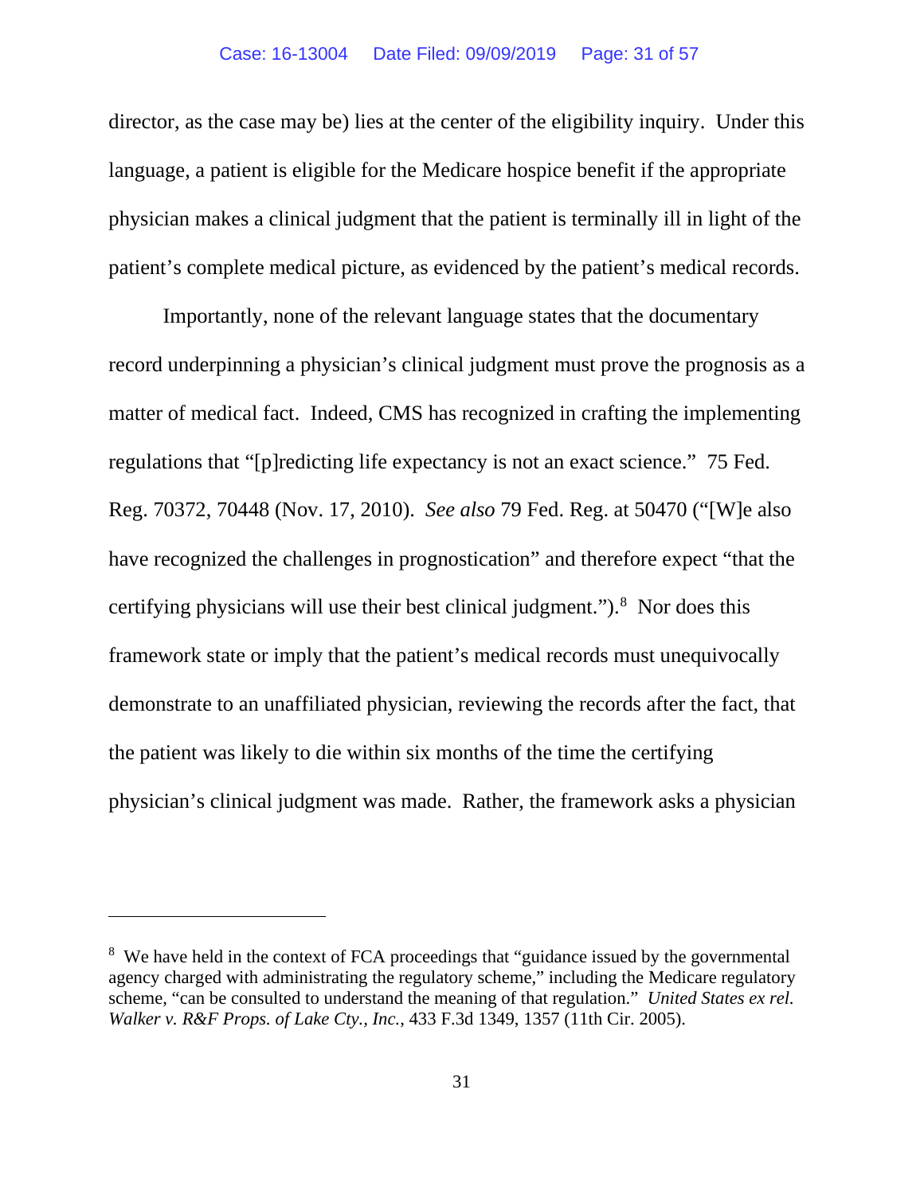director, as the case may be) lies at the center of the eligibility inquiry. Under this language, a patient is eligible for the Medicare hospice benefit if the appropriate physician makes a clinical judgment that the patient is terminally ill in light of the patient's complete medical picture, as evidenced by the patient's medical records.

Importantly, none of the relevant language states that the documentary record underpinning a physician's clinical judgment must prove the prognosis as a matter of medical fact. Indeed, CMS has recognized in crafting the implementing regulations that "[p]redicting life expectancy is not an exact science." 75 Fed. Reg. 70372, 70448 (Nov. 17, 2010). *See also* 79 Fed. Reg. at 50470 ("[W]e also have recognized the challenges in prognostication" and therefore expect "that the certifying physicians will use their best clinical judgment.").[8] Nor does this framework state or imply that the patient's medical records must unequivocally demonstrate to an unaffiliated physician, reviewing the records after the fact, that the patient was likely to die within six months of the time the certifying physician's clinical judgment was made. Rather, the framework asks a physician

---

[8] We have held in the context of FCA proceedings that "guidance issued by the governmental agency charged with administrating the regulatory scheme," including the Medicare regulatory scheme, "can be consulted to understand the meaning of that regulation." *United States ex rel. Walker v. R&F Props. of Lake Cty., Inc.*, 433 F.3d 1349, 1357 (11th Cir. 2005).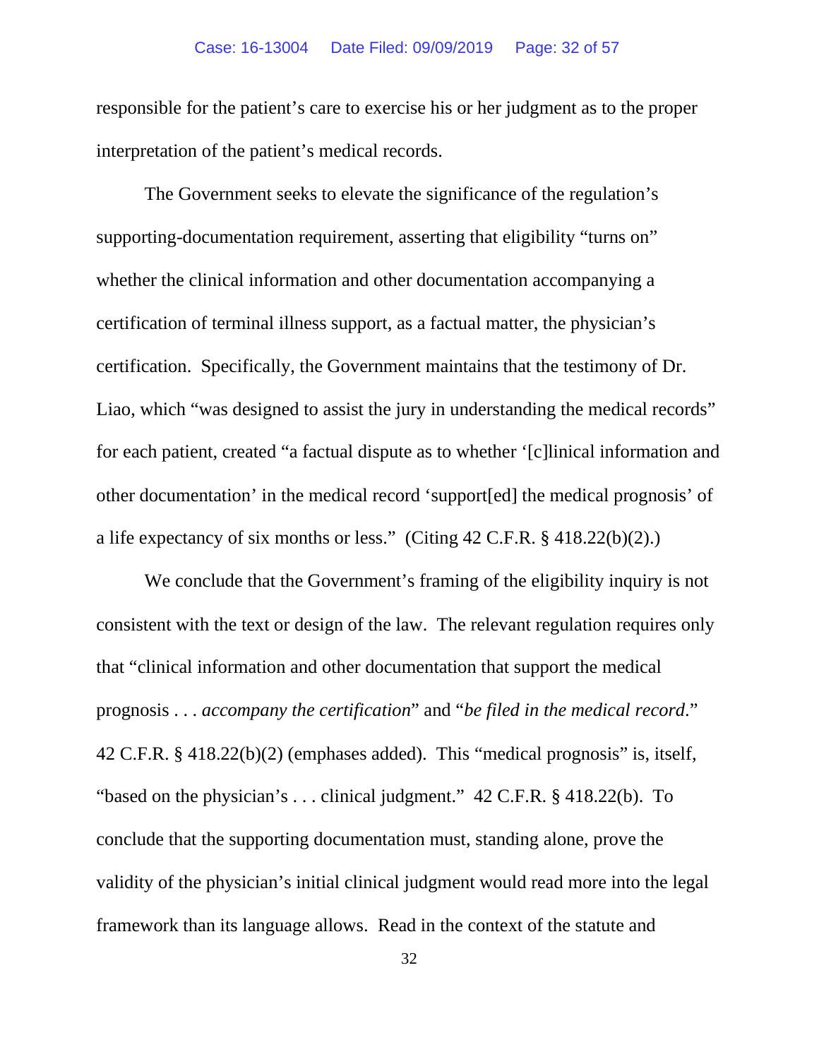responsible for the patient's care to exercise his or her judgment as to the proper interpretation of the patient's medical records.

The Government seeks to elevate the significance of the regulation's supporting-documentation requirement, asserting that eligibility "turns on" whether the clinical information and other documentation accompanying a certification of terminal illness support, as a factual matter, the physician's certification. Specifically, the Government maintains that the testimony of Dr. Liao, which "was designed to assist the jury in understanding the medical records" for each patient, created "a factual dispute as to whether '[c]linical information and other documentation' in the medical record 'support[ed] the medical prognosis' of a life expectancy of six months or less." (Citing 42 C.F.R. § 418.22(b)(2).)

We conclude that the Government's framing of the eligibility inquiry is not consistent with the text or design of the law. The relevant regulation requires only that "clinical information and other documentation that support the medical prognosis . . . *accompany the certification*" and "*be filed in the medical record*." 42 C.F.R. § 418.22(b)(2) (emphases added). This "medical prognosis" is, itself, "based on the physician's . . . clinical judgment." 42 C.F.R. § 418.22(b). To conclude that the supporting documentation must, standing alone, prove the validity of the physician's initial clinical judgment would read more into the legal framework than its language allows. Read in the context of the statute and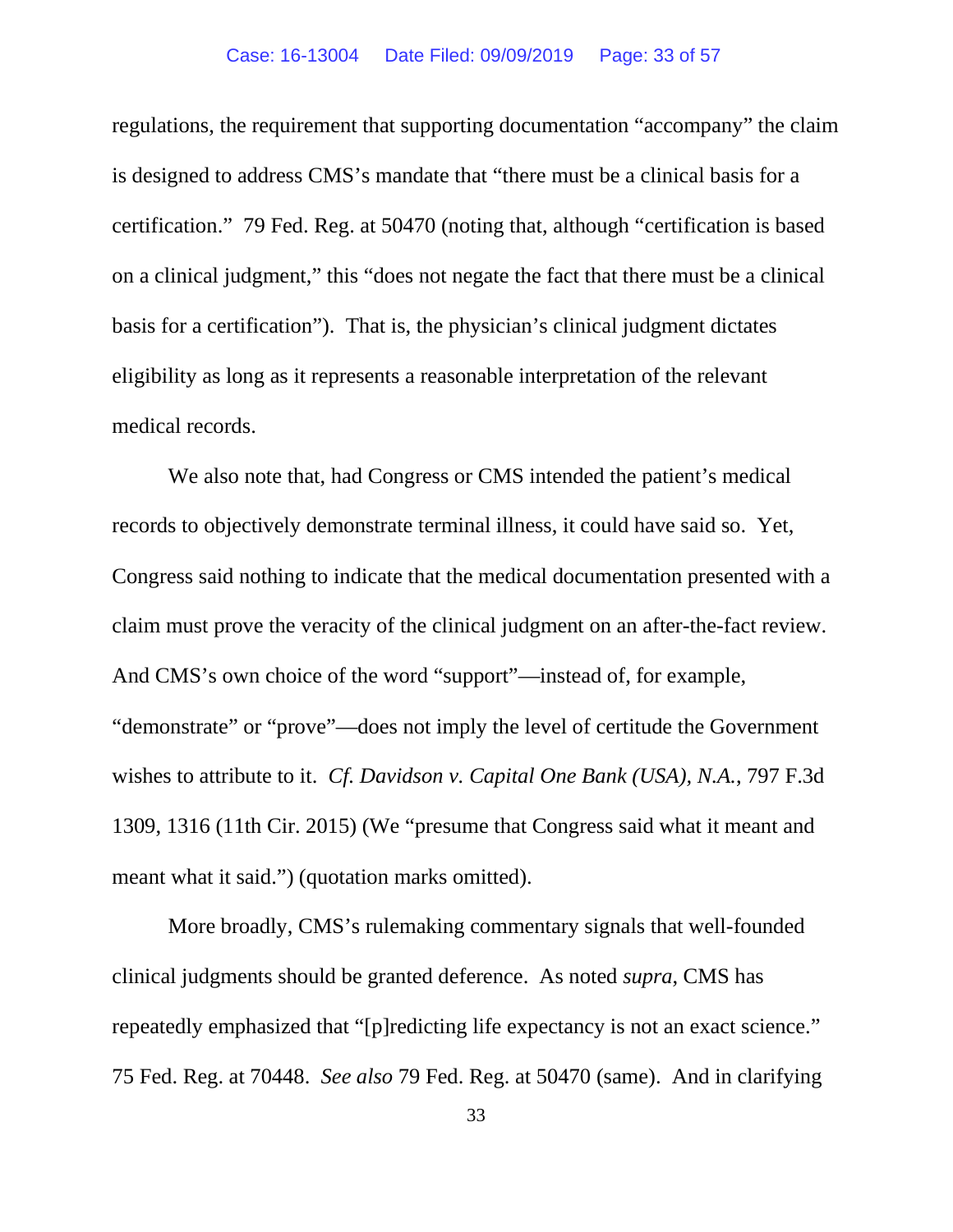regulations, the requirement that supporting documentation "accompany" the claim is designed to address CMS's mandate that "there must be a clinical basis for a certification." 79 Fed. Reg. at 50470 (noting that, although "certification is based on a clinical judgment," this "does not negate the fact that there must be a clinical basis for a certification"). That is, the physician's clinical judgment dictates eligibility as long as it represents a reasonable interpretation of the relevant medical records.

We also note that, had Congress or CMS intended the patient's medical records to objectively demonstrate terminal illness, it could have said so. Yet, Congress said nothing to indicate that the medical documentation presented with a claim must prove the veracity of the clinical judgment on an after-the-fact review. And CMS's own choice of the word "support"—instead of, for example, "demonstrate" or "prove"—does not imply the level of certitude the Government wishes to attribute to it. *Cf. Davidson v. Capital One Bank (USA), N.A.*, 797 F.3d 1309, 1316 (11th Cir. 2015) (We "presume that Congress said what it meant and meant what it said.") (quotation marks omitted).

More broadly, CMS's rulemaking commentary signals that well-founded clinical judgments should be granted deference. As noted *supra*, CMS has repeatedly emphasized that "[p]redicting life expectancy is not an exact science." 75 Fed. Reg. at 70448. *See also* 79 Fed. Reg. at 50470 (same). And in clarifying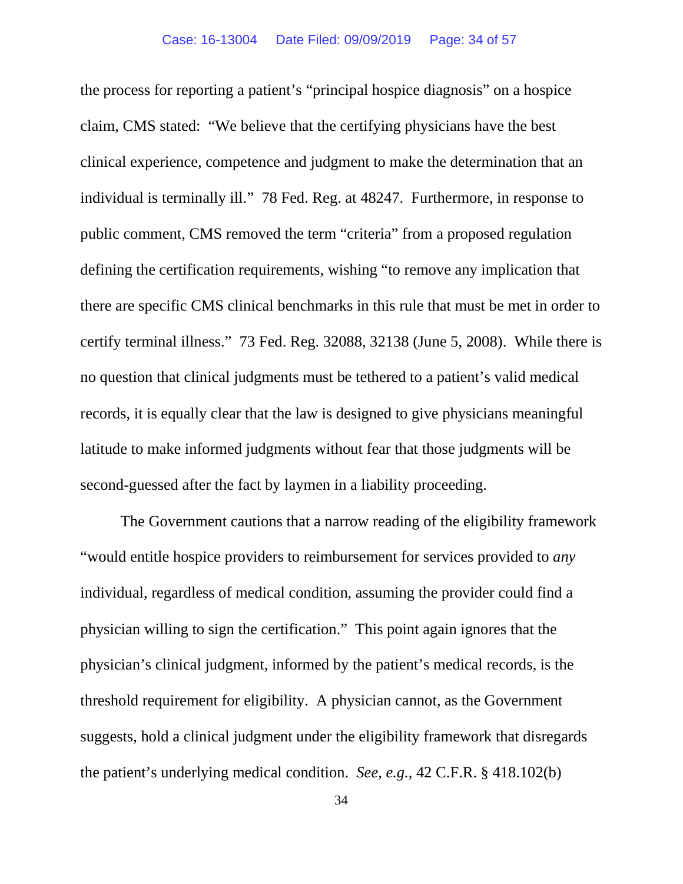the process for reporting a patient's "principal hospice diagnosis" on a hospice claim, CMS stated: "We believe that the certifying physicians have the best clinical experience, competence and judgment to make the determination that an individual is terminally ill." 78 Fed. Reg. at 48247. Furthermore, in response to public comment, CMS removed the term "criteria" from a proposed regulation defining the certification requirements, wishing "to remove any implication that there are specific CMS clinical benchmarks in this rule that must be met in order to certify terminal illness." 73 Fed. Reg. 32088, 32138 (June 5, 2008). While there is no question that clinical judgments must be tethered to a patient's valid medical records, it is equally clear that the law is designed to give physicians meaningful latitude to make informed judgments without fear that those judgments will be second-guessed after the fact by laymen in a liability proceeding.

The Government cautions that a narrow reading of the eligibility framework "would entitle hospice providers to reimbursement for services provided to *any* individual, regardless of medical condition, assuming the provider could find a physician willing to sign the certification." This point again ignores that the physician's clinical judgment, informed by the patient's medical records, is the threshold requirement for eligibility. A physician cannot, as the Government suggests, hold a clinical judgment under the eligibility framework that disregards the patient's underlying medical condition. *See, e.g.*, 42 C.F.R. § 418.102(b)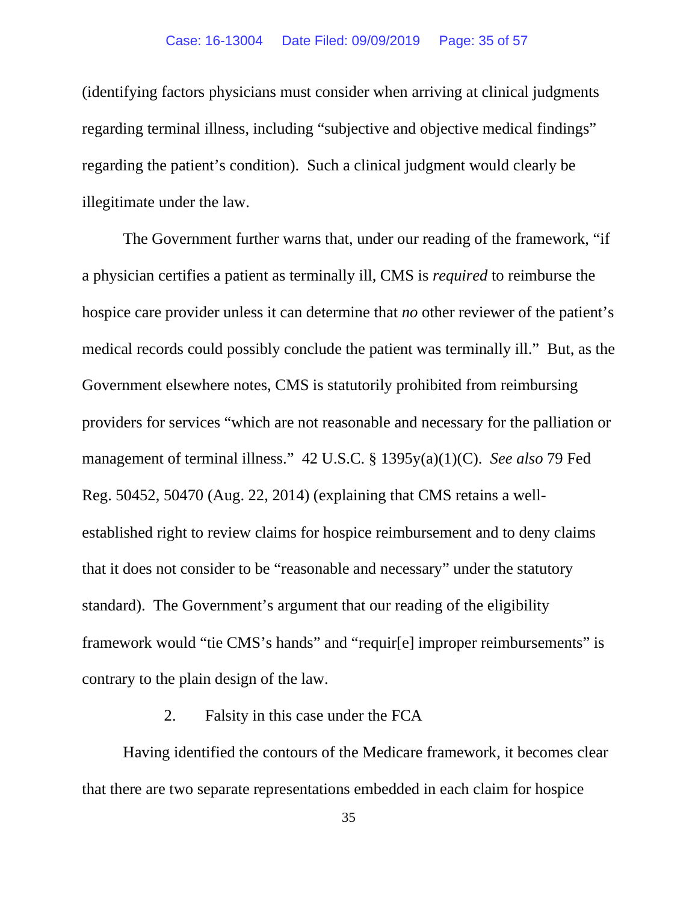(identifying factors physicians must consider when arriving at clinical judgments regarding terminal illness, including "subjective and objective medical findings" regarding the patient's condition). Such a clinical judgment would clearly be illegitimate under the law.

The Government further warns that, under our reading of the framework, "if a physician certifies a patient as terminally ill, CMS is *required* to reimburse the hospice care provider unless it can determine that *no* other reviewer of the patient's medical records could possibly conclude the patient was terminally ill." But, as the Government elsewhere notes, CMS is statutorily prohibited from reimbursing providers for services "which are not reasonable and necessary for the palliation or management of terminal illness." 42 U.S.C. § 1395y(a)(1)(C). *See also* 79 Fed Reg. 50452, 50470 (Aug. 22, 2014) (explaining that CMS retains a well-established right to review claims for hospice reimbursement and to deny claims that it does not consider to be "reasonable and necessary" under the statutory standard). The Government's argument that our reading of the eligibility framework would "tie CMS's hands" and "requir[e] improper reimbursements" is contrary to the plain design of the law.

2. Falsity in this case under the FCA

Having identified the contours of the Medicare framework, it becomes clear that there are two separate representations embedded in each claim for hospice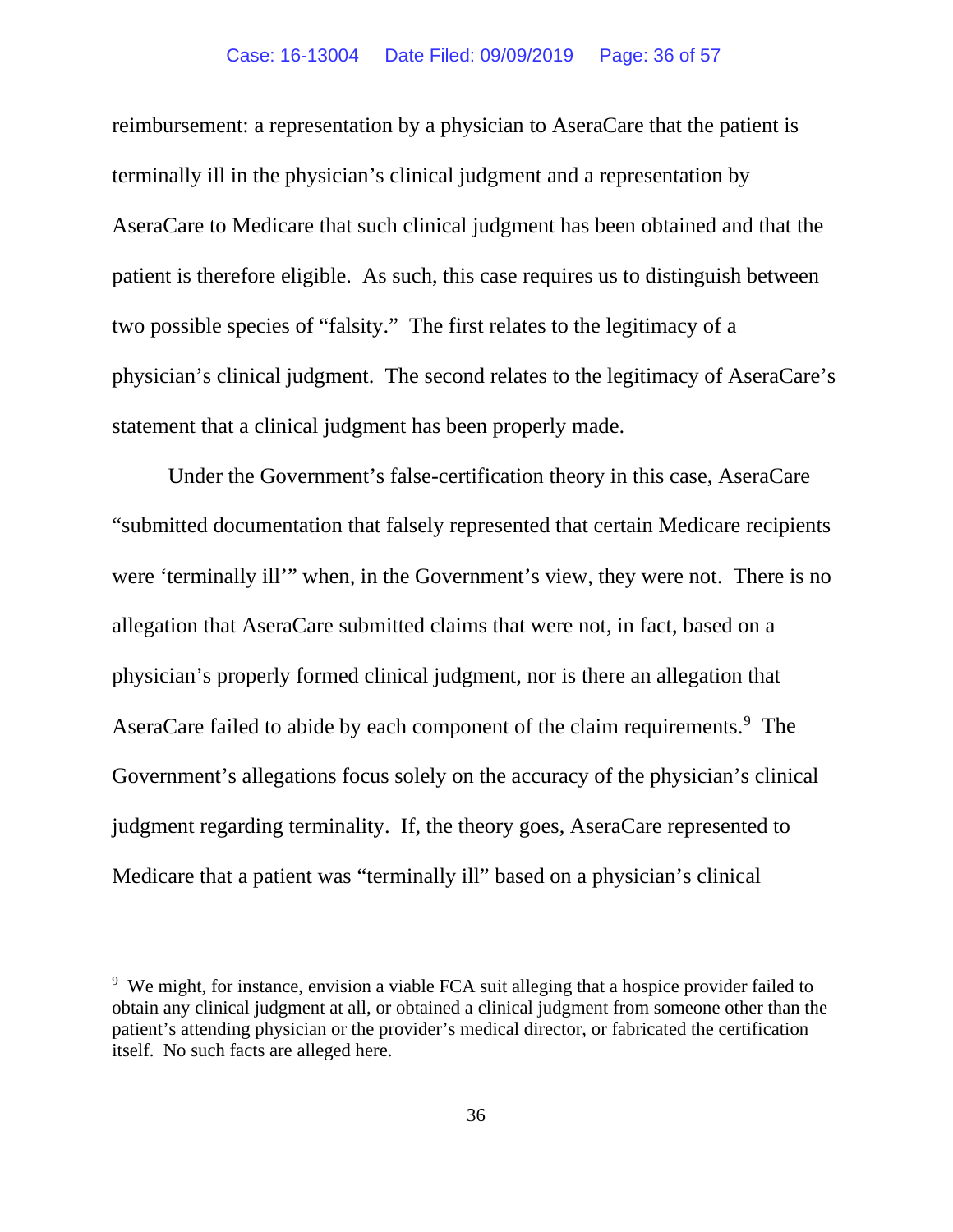reimbursement: a representation by a physician to AseraCare that the patient is terminally ill in the physician's clinical judgment and a representation by AseraCare to Medicare that such clinical judgment has been obtained and that the patient is therefore eligible. As such, this case requires us to distinguish between two possible species of "falsity." The first relates to the legitimacy of a physician's clinical judgment. The second relates to the legitimacy of AseraCare's statement that a clinical judgment has been properly made.

Under the Government's false-certification theory in this case, AseraCare "submitted documentation that falsely represented that certain Medicare recipients were 'terminally ill'" when, in the Government's view, they were not. There is no allegation that AseraCare submitted claims that were not, in fact, based on a physician's properly formed clinical judgment, nor is there an allegation that AseraCare failed to abide by each component of the claim requirements.[9] The Government's allegations focus solely on the accuracy of the physician's clinical judgment regarding terminality. If, the theory goes, AseraCare represented to Medicare that a patient was "terminally ill" based on a physician's clinical

---

[9] We might, for instance, envision a viable FCA suit alleging that a hospice provider failed to obtain any clinical judgment at all, or obtained a clinical judgment from someone other than the patient's attending physician or the provider's medical director, or fabricated the certification itself. No such facts are alleged here.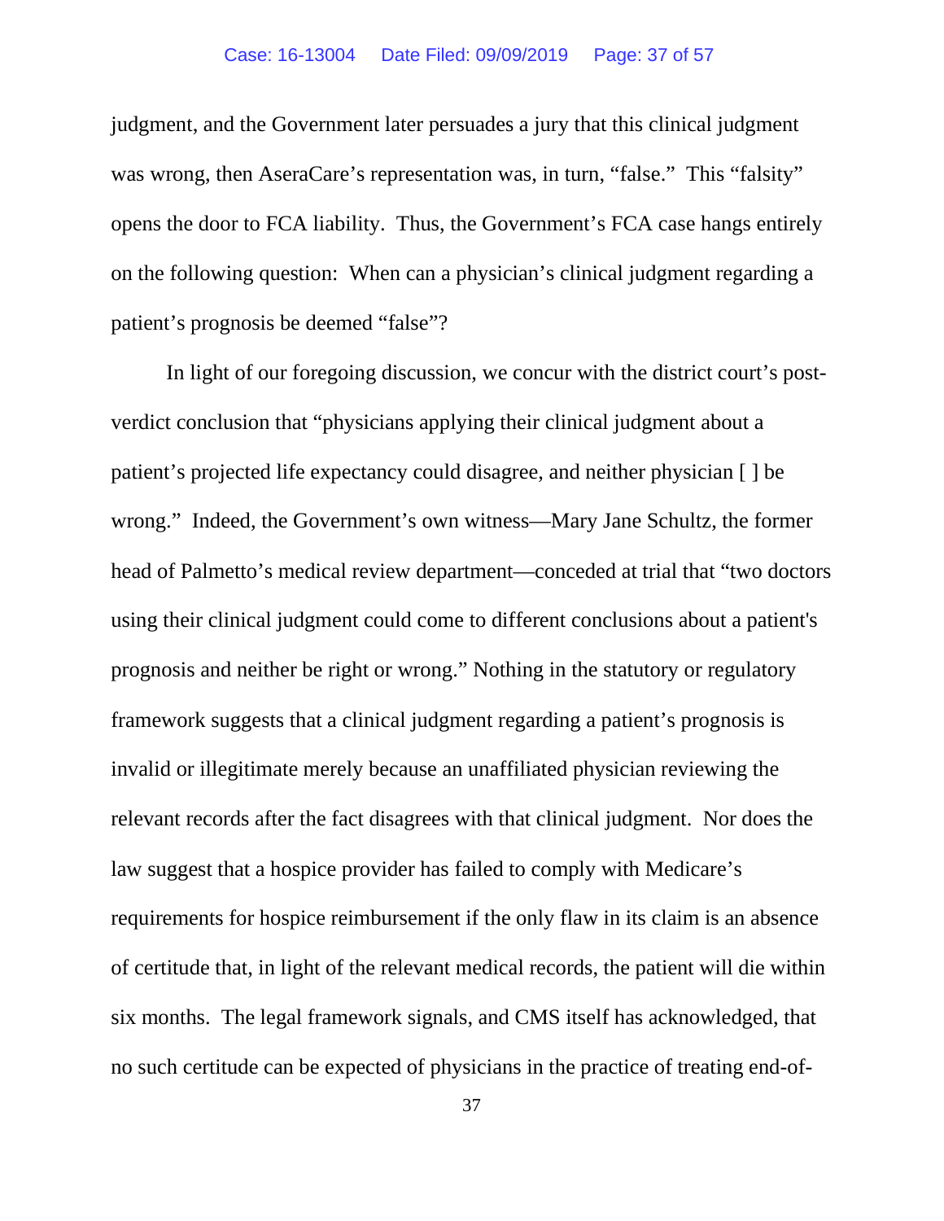judgment, and the Government later persuades a jury that this clinical judgment was wrong, then AseraCare's representation was, in turn, "false." This "falsity" opens the door to FCA liability. Thus, the Government's FCA case hangs entirely on the following question: When can a physician's clinical judgment regarding a patient's prognosis be deemed "false"?

In light of our foregoing discussion, we concur with the district court's post-verdict conclusion that "physicians applying their clinical judgment about a patient's projected life expectancy could disagree, and neither physician [ ] be wrong." Indeed, the Government's own witness—Mary Jane Schultz, the former head of Palmetto's medical review department—conceded at trial that "two doctors using their clinical judgment could come to different conclusions about a patient's prognosis and neither be right or wrong." Nothing in the statutory or regulatory framework suggests that a clinical judgment regarding a patient's prognosis is invalid or illegitimate merely because an unaffiliated physician reviewing the relevant records after the fact disagrees with that clinical judgment. Nor does the law suggest that a hospice provider has failed to comply with Medicare's requirements for hospice reimbursement if the only flaw in its claim is an absence of certitude that, in light of the relevant medical records, the patient will die within six months. The legal framework signals, and CMS itself has acknowledged, that no such certitude can be expected of physicians in the practice of treating end-of-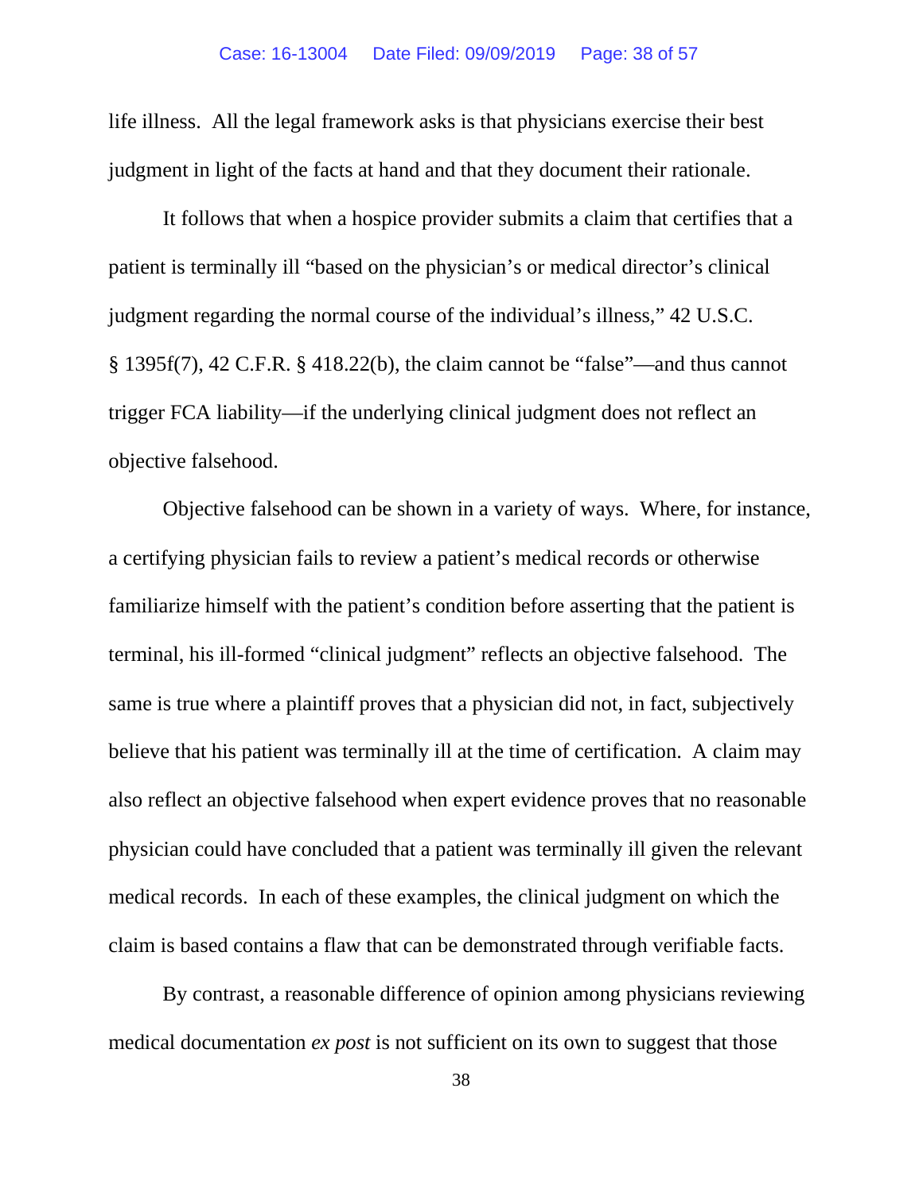life illness. All the legal framework asks is that physicians exercise their best judgment in light of the facts at hand and that they document their rationale.

It follows that when a hospice provider submits a claim that certifies that a patient is terminally ill "based on the physician's or medical director's clinical judgment regarding the normal course of the individual's illness," 42 U.S.C. § 1395f(7), 42 C.F.R. § 418.22(b), the claim cannot be "false"—and thus cannot trigger FCA liability—if the underlying clinical judgment does not reflect an objective falsehood.

Objective falsehood can be shown in a variety of ways. Where, for instance, a certifying physician fails to review a patient's medical records or otherwise familiarize himself with the patient's condition before asserting that the patient is terminal, his ill-formed "clinical judgment" reflects an objective falsehood. The same is true where a plaintiff proves that a physician did not, in fact, subjectively believe that his patient was terminally ill at the time of certification. A claim may also reflect an objective falsehood when expert evidence proves that no reasonable physician could have concluded that a patient was terminally ill given the relevant medical records. In each of these examples, the clinical judgment on which the claim is based contains a flaw that can be demonstrated through verifiable facts.

By contrast, a reasonable difference of opinion among physicians reviewing medical documentation *ex post* is not sufficient on its own to suggest that those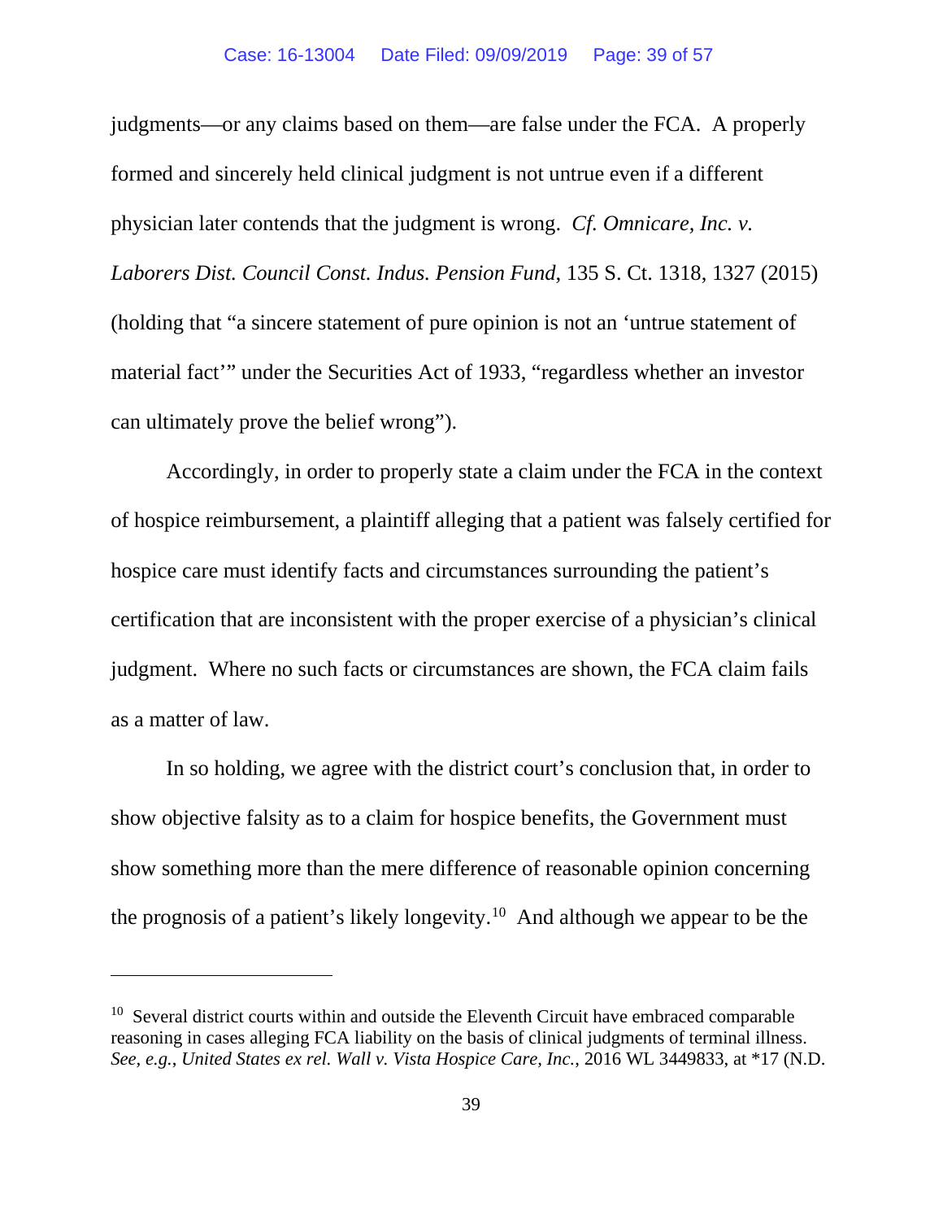judgments—or any claims based on them—are false under the FCA. A properly formed and sincerely held clinical judgment is not untrue even if a different physician later contends that the judgment is wrong. *Cf. Omnicare, Inc. v. Laborers Dist. Council Const. Indus. Pension Fund*, 135 S. Ct. 1318, 1327 (2015) (holding that "a sincere statement of pure opinion is not an 'untrue statement of material fact'" under the Securities Act of 1933, "regardless whether an investor can ultimately prove the belief wrong").

Accordingly, in order to properly state a claim under the FCA in the context of hospice reimbursement, a plaintiff alleging that a patient was falsely certified for hospice care must identify facts and circumstances surrounding the patient's certification that are inconsistent with the proper exercise of a physician's clinical judgment. Where no such facts or circumstances are shown, the FCA claim fails as a matter of law.

In so holding, we agree with the district court's conclusion that, in order to show objective falsity as to a claim for hospice benefits, the Government must show something more than the mere difference of reasonable opinion concerning the prognosis of a patient's likely longevity.[10] And although we appear to be the

---

[10] Several district courts within and outside the Eleventh Circuit have embraced comparable reasoning in cases alleging FCA liability on the basis of clinical judgments of terminal illness. *See, e.g.*, *United States ex rel. Wall v. Vista Hospice Care, Inc.*, 2016 WL 3449833, at *17 (N.D.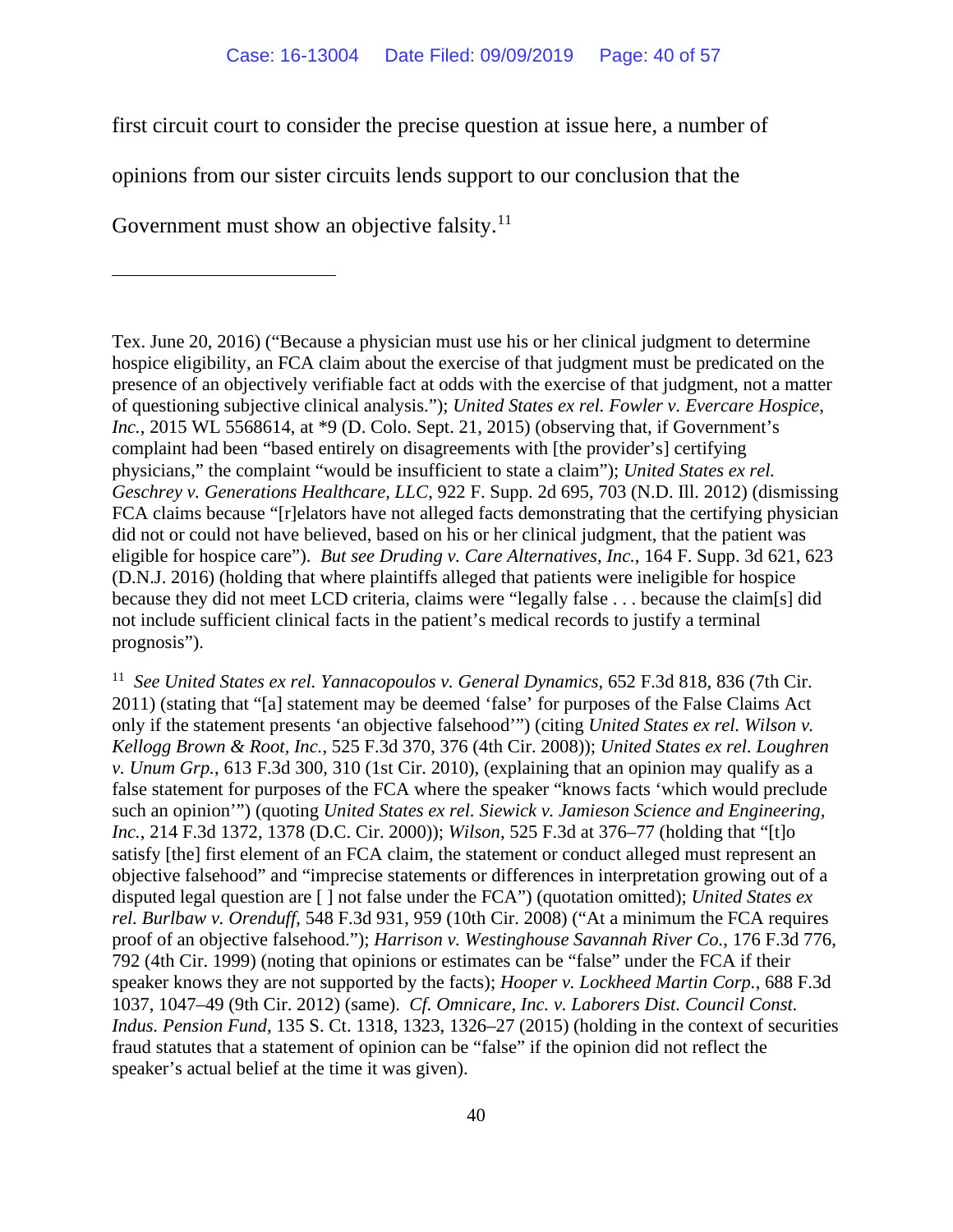first circuit court to consider the precise question at issue here, a number of opinions from our sister circuits lends support to our conclusion that the Government must show an objective falsity.[11]

---

Tex. June 20, 2016) ("Because a physician must use his or her clinical judgment to determine hospice eligibility, an FCA claim about the exercise of that judgment must be predicated on the presence of an objectively verifiable fact at odds with the exercise of that judgment, not a matter of questioning subjective clinical analysis."); *United States ex rel. Fowler v. Evercare Hospice, Inc.*, 2015 WL 5568614, at *9 (D. Colo. Sept. 21, 2015) (observing that, if Government's complaint had been "based entirely on disagreements with [the provider's] certifying physicians," the complaint "would be insufficient to state a claim"); *United States ex rel. Geschrey v. Generations Healthcare, LLC*, 922 F. Supp. 2d 695, 703 (N.D. Ill. 2012) (dismissing FCA claims because "[r]elators have not alleged facts demonstrating that the certifying physician did not or could not have believed, based on his or her clinical judgment, that the patient was eligible for hospice care"). *But see Druding v. Care Alternatives, Inc.*, 164 F. Supp. 3d 621, 623 (D.N.J. 2016) (holding that where plaintiffs alleged that patients were ineligible for hospice because they did not meet LCD criteria, claims were "legally false . . . because the claim[s] did not include sufficient clinical facts in the patient's medical records to justify a terminal prognosis").

[11] *See United States ex rel. Yannacopoulos v. General Dynamics*, 652 F.3d 818, 836 (7th Cir. 2011) (stating that "[a] statement may be deemed 'false' for purposes of the False Claims Act only if the statement presents 'an objective falsehood'") (citing *United States ex rel. Wilson v. Kellogg Brown & Root, Inc.*, 525 F.3d 370, 376 (4th Cir. 2008)); *United States ex rel. Loughren v. Unum Grp.*, 613 F.3d 300, 310 (1st Cir. 2010), (explaining that an opinion may qualify as a false statement for purposes of the FCA where the speaker "knows facts 'which would preclude such an opinion'") (quoting *United States ex rel. Siewick v. Jamieson Science and Engineering, Inc.*, 214 F.3d 1372, 1378 (D.C. Cir. 2000)); *Wilson*, 525 F.3d at 376–77 (holding that "[t]o satisfy [the] first element of an FCA claim, the statement or conduct alleged must represent an objective falsehood" and "imprecise statements or differences in interpretation growing out of a disputed legal question are [ ] not false under the FCA") (quotation omitted); *United States ex rel. Burlbaw v. Orenduff*, 548 F.3d 931, 959 (10th Cir. 2008) ("At a minimum the FCA requires proof of an objective falsehood."); *Harrison v. Westinghouse Savannah River Co.*, 176 F.3d 776, 792 (4th Cir. 1999) (noting that opinions or estimates can be "false" under the FCA if their speaker knows they are not supported by the facts); *Hooper v. Lockheed Martin Corp.*, 688 F.3d 1037, 1047–49 (9th Cir. 2012) (same). *Cf. Omnicare, Inc. v. Laborers Dist. Council Const. Indus. Pension Fund*, 135 S. Ct. 1318, 1323, 1326–27 (2015) (holding in the context of securities fraud statutes that a statement of opinion can be "false" if the opinion did not reflect the speaker's actual belief at the time it was given).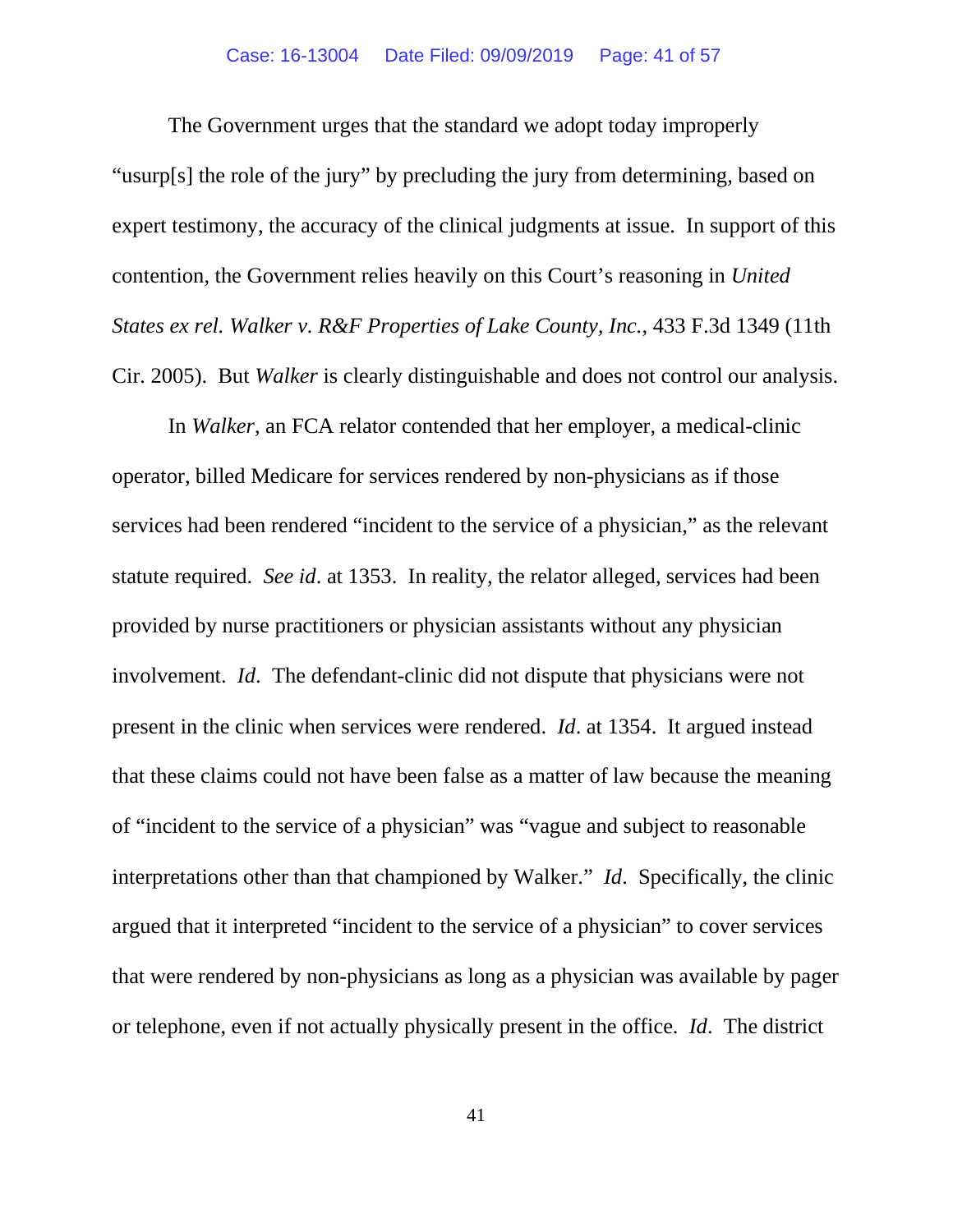The Government urges that the standard we adopt today improperly "usurp[s] the role of the jury" by precluding the jury from determining, based on expert testimony, the accuracy of the clinical judgments at issue. In support of this contention, the Government relies heavily on this Court's reasoning in *United States ex rel. Walker v. R&F Properties of Lake County, Inc.*, 433 F.3d 1349 (11th Cir. 2005). But *Walker* is clearly distinguishable and does not control our analysis.

In *Walker*, an FCA relator contended that her employer, a medical-clinic operator, billed Medicare for services rendered by non-physicians as if those services had been rendered "incident to the service of a physician," as the relevant statute required. *See id*. at 1353. In reality, the relator alleged, services had been provided by nurse practitioners or physician assistants without any physician involvement. *Id*. The defendant-clinic did not dispute that physicians were not present in the clinic when services were rendered. *Id*. at 1354. It argued instead that these claims could not have been false as a matter of law because the meaning of "incident to the service of a physician" was "vague and subject to reasonable interpretations other than that championed by Walker." *Id*. Specifically, the clinic argued that it interpreted "incident to the service of a physician" to cover services that were rendered by non-physicians as long as a physician was available by pager or telephone, even if not actually physically present in the office. *Id*. The district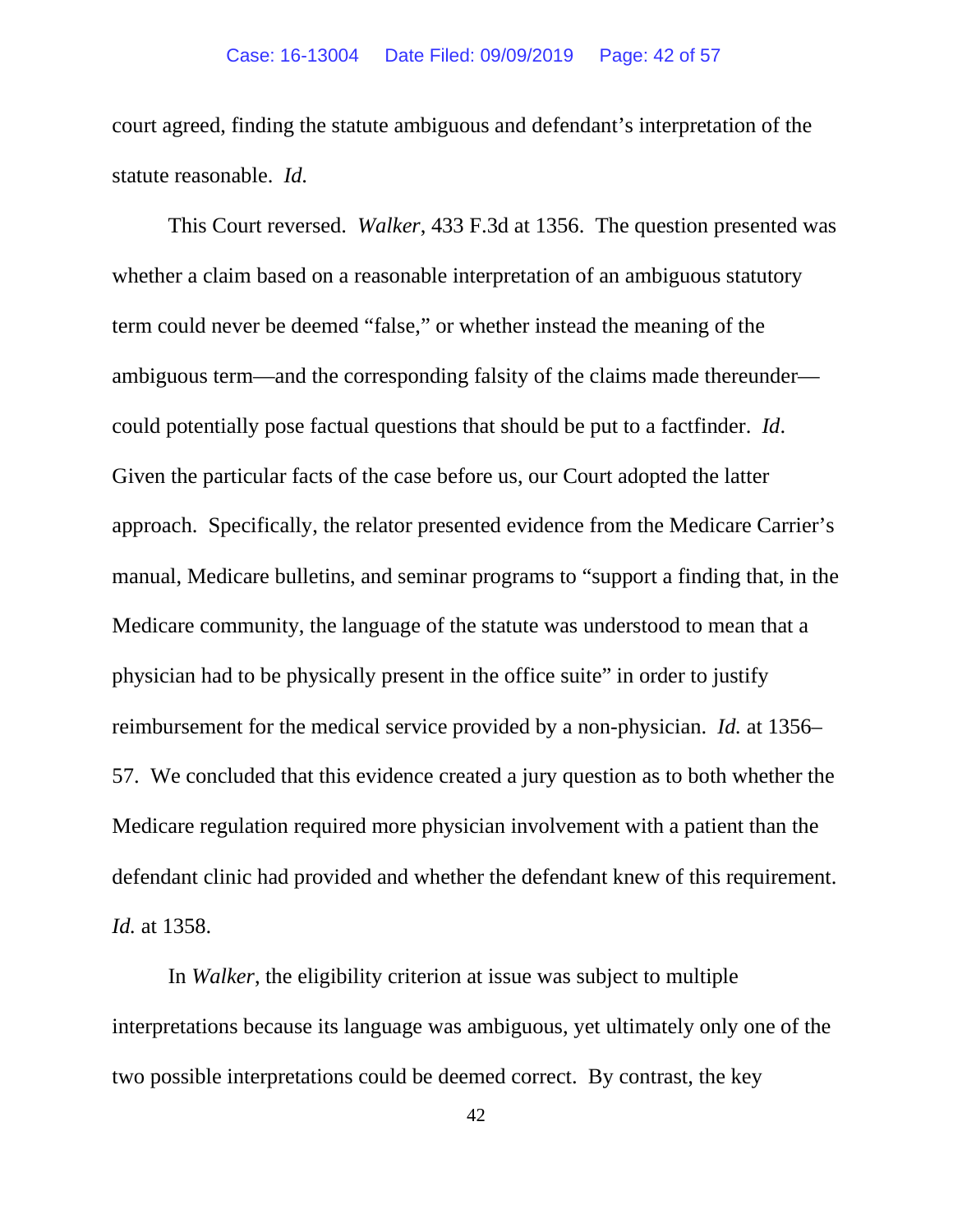court agreed, finding the statute ambiguous and defendant's interpretation of the statute reasonable. *Id.*

This Court reversed. *Walker*, 433 F.3d at 1356. The question presented was whether a claim based on a reasonable interpretation of an ambiguous statutory term could never be deemed "false," or whether instead the meaning of the ambiguous term—and the corresponding falsity of the claims made thereunder—could potentially pose factual questions that should be put to a factfinder. *Id*. Given the particular facts of the case before us, our Court adopted the latter approach. Specifically, the relator presented evidence from the Medicare Carrier's manual, Medicare bulletins, and seminar programs to "support a finding that, in the Medicare community, the language of the statute was understood to mean that a physician had to be physically present in the office suite" in order to justify reimbursement for the medical service provided by a non-physician. *Id.* at 1356–57. We concluded that this evidence created a jury question as to both whether the Medicare regulation required more physician involvement with a patient than the defendant clinic had provided and whether the defendant knew of this requirement. *Id.* at 1358.

In *Walker*, the eligibility criterion at issue was subject to multiple interpretations because its language was ambiguous, yet ultimately only one of the two possible interpretations could be deemed correct. By contrast, the key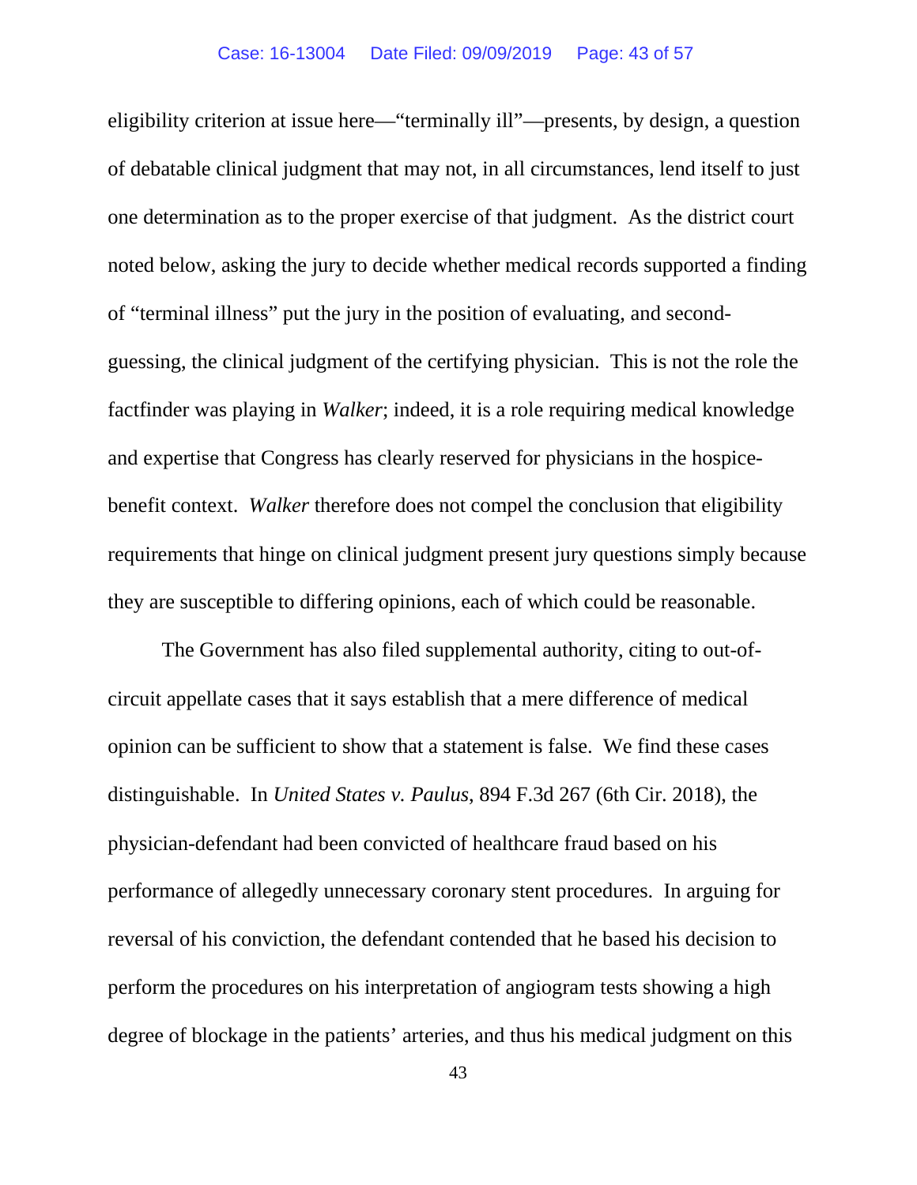eligibility criterion at issue here—"terminally ill"—presents, by design, a question of debatable clinical judgment that may not, in all circumstances, lend itself to just one determination as to the proper exercise of that judgment. As the district court noted below, asking the jury to decide whether medical records supported a finding of "terminal illness" put the jury in the position of evaluating, and second-guessing, the clinical judgment of the certifying physician. This is not the role the factfinder was playing in *Walker*; indeed, it is a role requiring medical knowledge and expertise that Congress has clearly reserved for physicians in the hospice-benefit context. *Walker* therefore does not compel the conclusion that eligibility requirements that hinge on clinical judgment present jury questions simply because they are susceptible to differing opinions, each of which could be reasonable.

The Government has also filed supplemental authority, citing to out-of-circuit appellate cases that it says establish that a mere difference of medical opinion can be sufficient to show that a statement is false. We find these cases distinguishable. In *United States v. Paulus*, 894 F.3d 267 (6th Cir. 2018), the physician-defendant had been convicted of healthcare fraud based on his performance of allegedly unnecessary coronary stent procedures. In arguing for reversal of his conviction, the defendant contended that he based his decision to perform the procedures on his interpretation of angiogram tests showing a high degree of blockage in the patients' arteries, and thus his medical judgment on this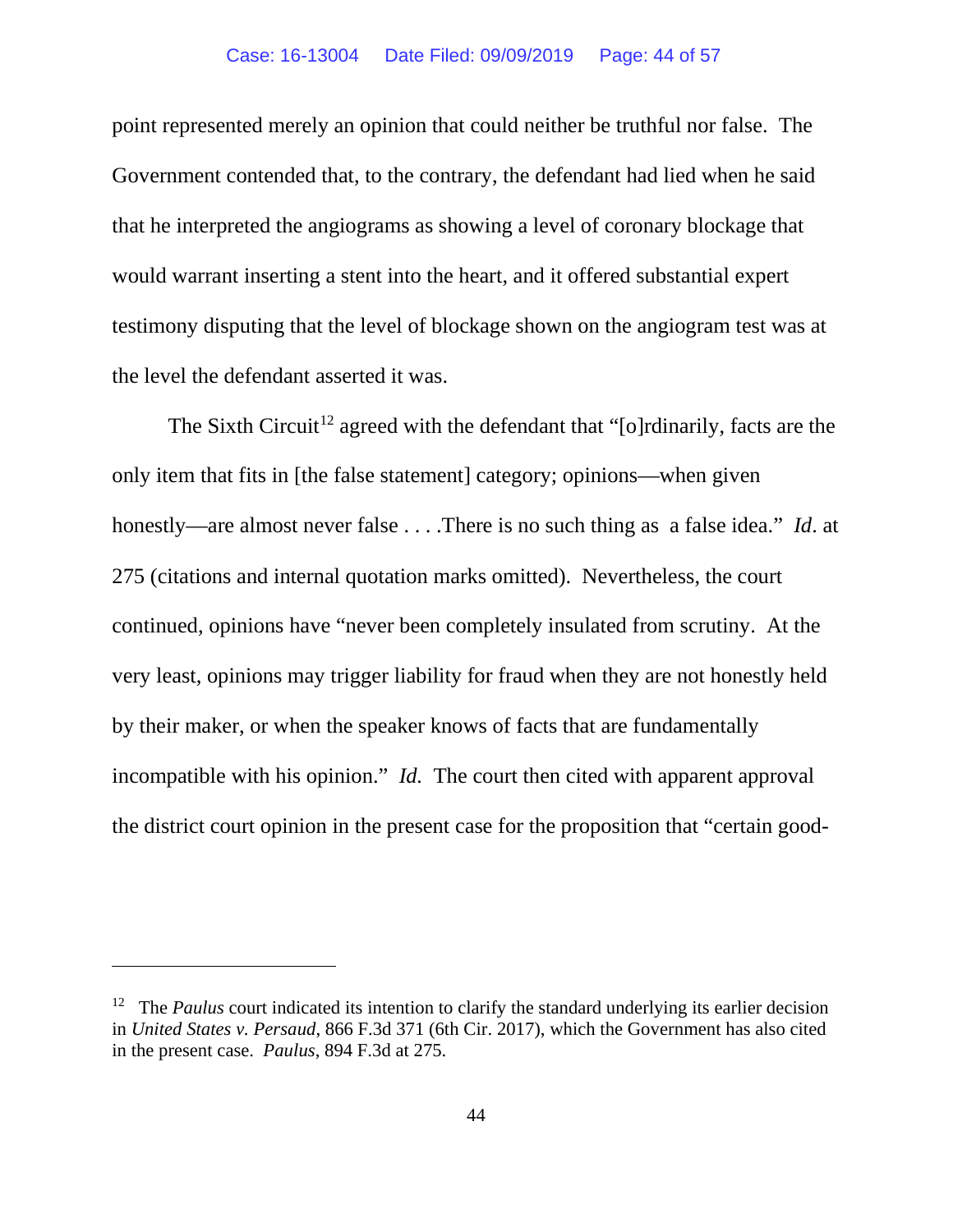point represented merely an opinion that could neither be truthful nor false. The Government contended that, to the contrary, the defendant had lied when he said that he interpreted the angiograms as showing a level of coronary blockage that would warrant inserting a stent into the heart, and it offered substantial expert testimony disputing that the level of blockage shown on the angiogram test was at the level the defendant asserted it was.

The Sixth Circuit[12] agreed with the defendant that "[o]rdinarily, facts are the only item that fits in [the false statement] category; opinions—when given honestly—are almost never false . . . .There is no such thing as a false idea." *Id*. at 275 (citations and internal quotation marks omitted). Nevertheless, the court continued, opinions have "never been completely insulated from scrutiny. At the very least, opinions may trigger liability for fraud when they are not honestly held by their maker, or when the speaker knows of facts that are fundamentally incompatible with his opinion." *Id.* The court then cited with apparent approval the district court opinion in the present case for the proposition that "certain good-

---

[12] The *Paulus* court indicated its intention to clarify the standard underlying its earlier decision in *United States v. Persaud*, 866 F.3d 371 (6th Cir. 2017), which the Government has also cited in the present case. *Paulus*, 894 F.3d at 275.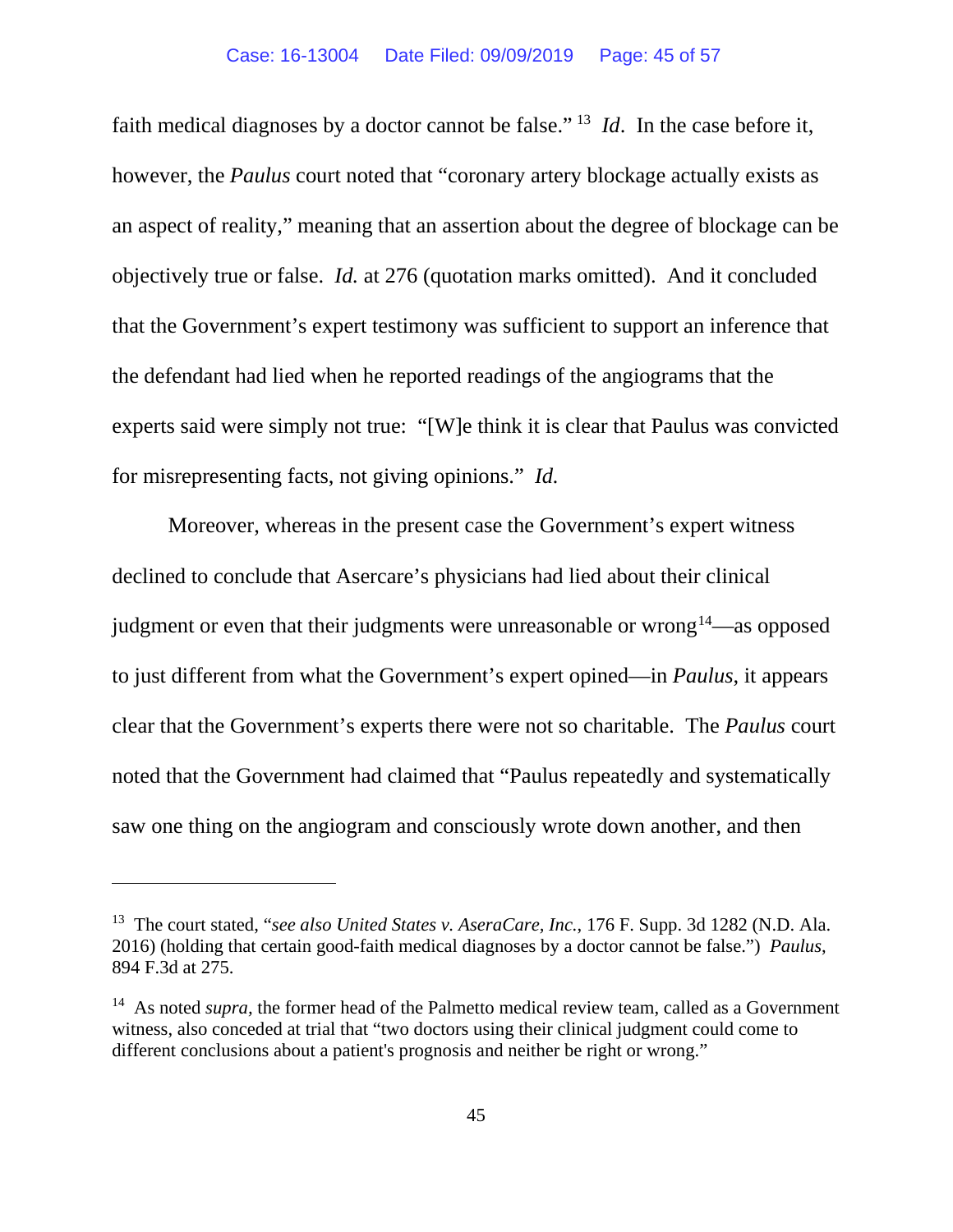faith medical diagnoses by a doctor cannot be false."[13] *Id*. In the case before it, however, the *Paulus* court noted that "coronary artery blockage actually exists as an aspect of reality," meaning that an assertion about the degree of blockage can be objectively true or false. *Id.* at 276 (quotation marks omitted). And it concluded that the Government's expert testimony was sufficient to support an inference that the defendant had lied when he reported readings of the angiograms that the experts said were simply not true: "[W]e think it is clear that Paulus was convicted for misrepresenting facts, not giving opinions." *Id.*

Moreover, whereas in the present case the Government's expert witness declined to conclude that Asercare's physicians had lied about their clinical judgment or even that their judgments were unreasonable or wrong[14]—as opposed to just different from what the Government's expert opined—in *Paulus*, it appears clear that the Government's experts there were not so charitable. The *Paulus* court noted that the Government had claimed that "Paulus repeatedly and systematically saw one thing on the angiogram and consciously wrote down another, and then

---

[13] The court stated, "*see also United States v. AseraCare, Inc.*, 176 F. Supp. 3d 1282 (N.D. Ala. 2016) (holding that certain good-faith medical diagnoses by a doctor cannot be false.") *Paulus*, 894 F.3d at 275.

[14] As noted *supra*, the former head of the Palmetto medical review team, called as a Government witness, also conceded at trial that "two doctors using their clinical judgment could come to different conclusions about a patient's prognosis and neither be right or wrong."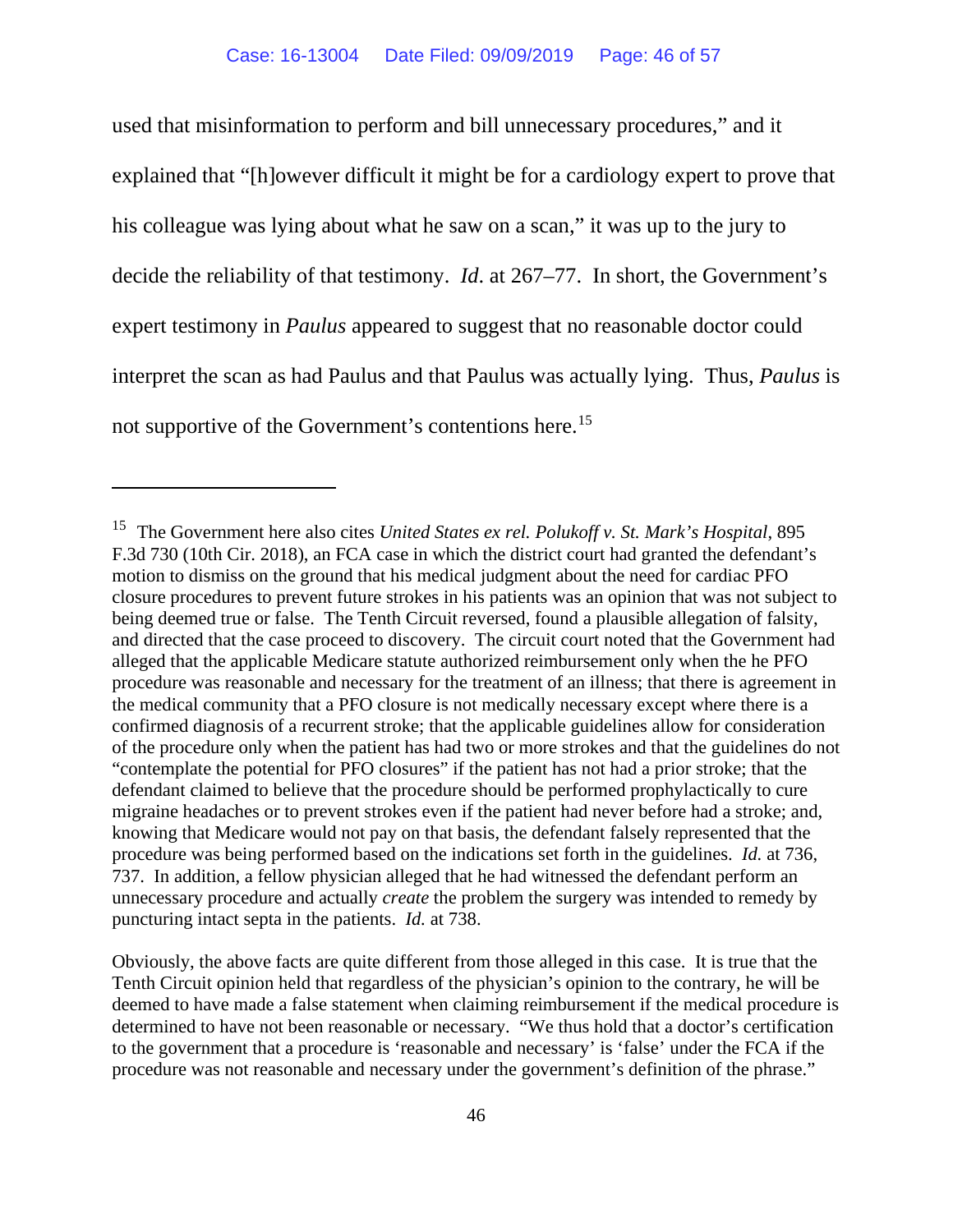used that misinformation to perform and bill unnecessary procedures," and it explained that "[h]owever difficult it might be for a cardiology expert to prove that his colleague was lying about what he saw on a scan," it was up to the jury to decide the reliability of that testimony. *Id*. at 267–77. In short, the Government's expert testimony in *Paulus* appeared to suggest that no reasonable doctor could interpret the scan as had Paulus and that Paulus was actually lying. Thus, *Paulus* is not supportive of the Government's contentions here.[15]

---

[15] The Government here also cites *United States ex rel. Polukoff v. St. Mark's Hospital*, 895 F.3d 730 (10th Cir. 2018), an FCA case in which the district court had granted the defendant's motion to dismiss on the ground that his medical judgment about the need for cardiac PFO closure procedures to prevent future strokes in his patients was an opinion that was not subject to being deemed true or false. The Tenth Circuit reversed, found a plausible allegation of falsity, and directed that the case proceed to discovery. The circuit court noted that the Government had alleged that the applicable Medicare statute authorized reimbursement only when the he PFO procedure was reasonable and necessary for the treatment of an illness; that there is agreement in the medical community that a PFO closure is not medically necessary except where there is a confirmed diagnosis of a recurrent stroke; that the applicable guidelines allow for consideration of the procedure only when the patient has had two or more strokes and that the guidelines do not "contemplate the potential for PFO closures" if the patient has not had a prior stroke; that the defendant claimed to believe that the procedure should be performed prophylactically to cure migraine headaches or to prevent strokes even if the patient had never before had a stroke; and, knowing that Medicare would not pay on that basis, the defendant falsely represented that the procedure was being performed based on the indications set forth in the guidelines. *Id.* at 736, 737. In addition, a fellow physician alleged that he had witnessed the defendant perform an unnecessary procedure and actually *create* the problem the surgery was intended to remedy by puncturing intact septa in the patients. *Id.* at 738.

Obviously, the above facts are quite different from those alleged in this case. It is true that the Tenth Circuit opinion held that regardless of the physician's opinion to the contrary, he will be deemed to have made a false statement when claiming reimbursement if the medical procedure is determined to have not been reasonable or necessary. "We thus hold that a doctor's certification to the government that a procedure is 'reasonable and necessary' is 'false' under the FCA if the procedure was not reasonable and necessary under the government's definition of the phrase."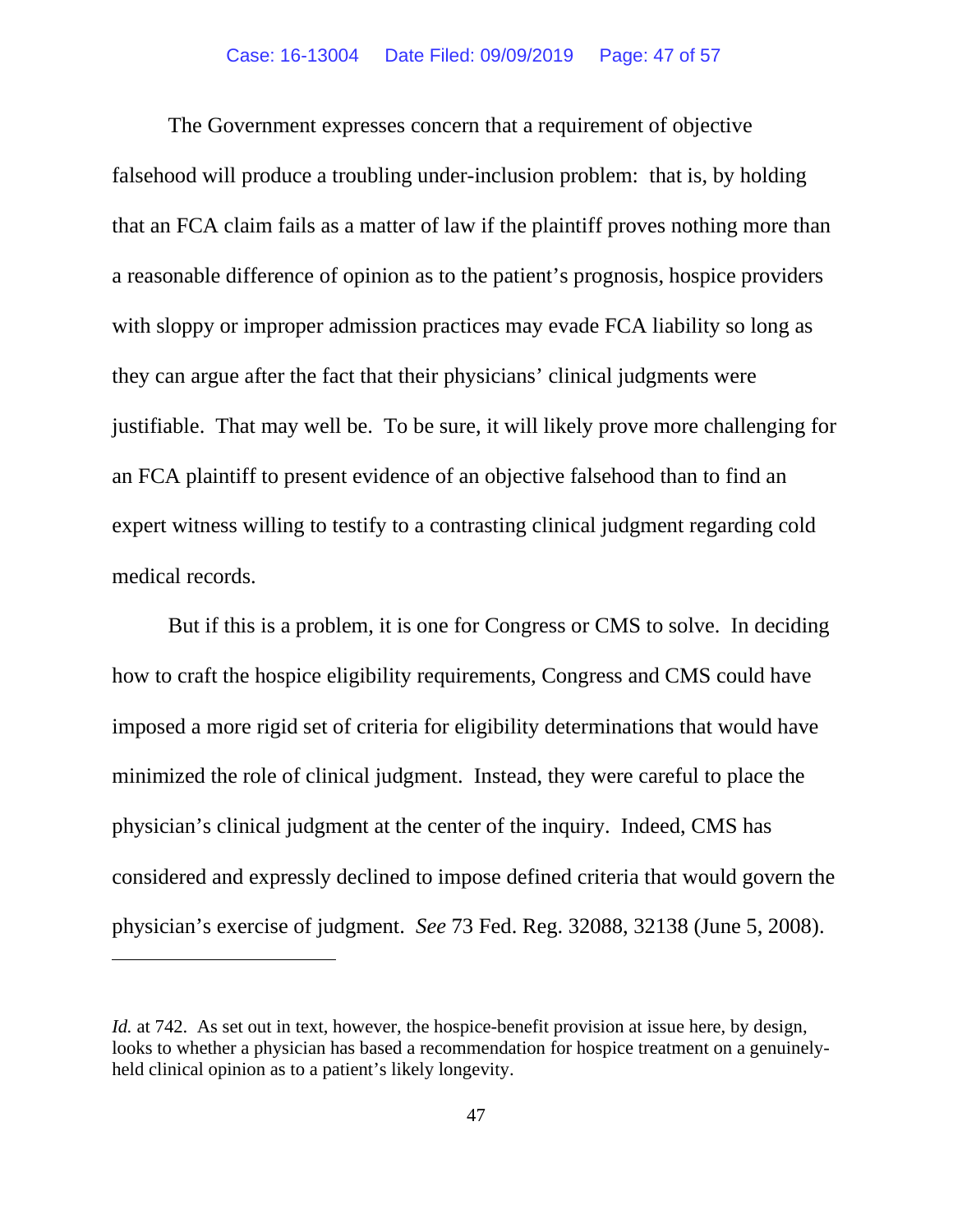The Government expresses concern that a requirement of objective falsehood will produce a troubling under-inclusion problem: that is, by holding that an FCA claim fails as a matter of law if the plaintiff proves nothing more than a reasonable difference of opinion as to the patient's prognosis, hospice providers with sloppy or improper admission practices may evade FCA liability so long as they can argue after the fact that their physicians' clinical judgments were justifiable. That may well be. To be sure, it will likely prove more challenging for an FCA plaintiff to present evidence of an objective falsehood than to find an expert witness willing to testify to a contrasting clinical judgment regarding cold medical records.

But if this is a problem, it is one for Congress or CMS to solve. In deciding how to craft the hospice eligibility requirements, Congress and CMS could have imposed a more rigid set of criteria for eligibility determinations that would have minimized the role of clinical judgment. Instead, they were careful to place the physician's clinical judgment at the center of the inquiry. Indeed, CMS has considered and expressly declined to impose defined criteria that would govern the physician's exercise of judgment. *See* 73 Fed. Reg. 32088, 32138 (June 5, 2008).

---

*Id.* at 742. As set out in text, however, the hospice-benefit provision at issue here, by design, looks to whether a physician has based a recommendation for hospice treatment on a genuinely-held clinical opinion as to a patient's likely longevity.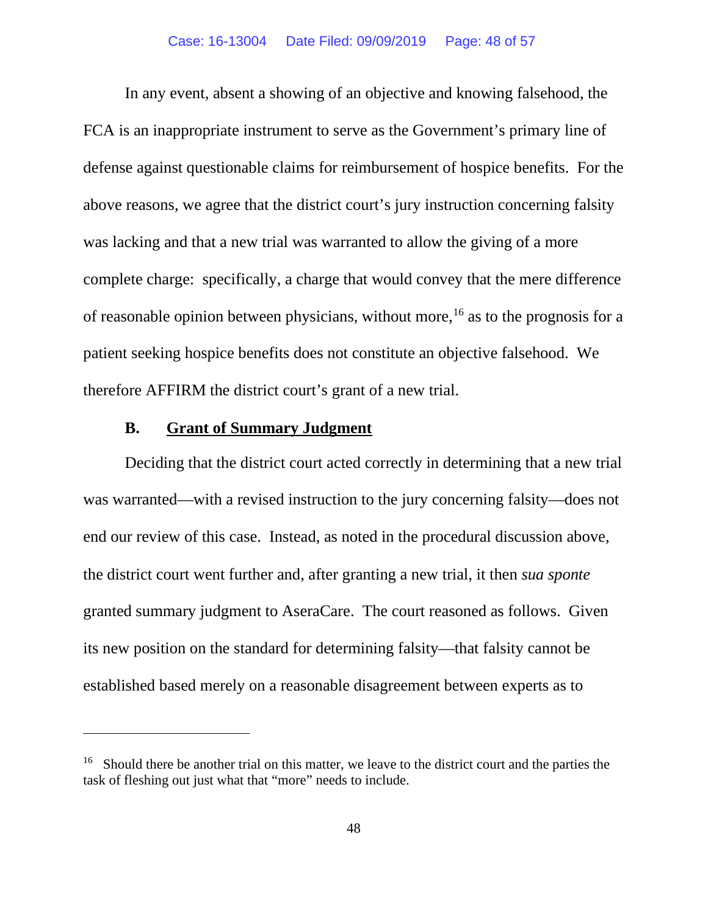In any event, absent a showing of an objective and knowing falsehood, the FCA is an inappropriate instrument to serve as the Government's primary line of defense against questionable claims for reimbursement of hospice benefits. For the above reasons, we agree that the district court's jury instruction concerning falsity was lacking and that a new trial was warranted to allow the giving of a more complete charge: specifically, a charge that would convey that the mere difference of reasonable opinion between physicians, without more,[16] as to the prognosis for a patient seeking hospice benefits does not constitute an objective falsehood. We therefore AFFIRM the district court's grant of a new trial.

### B. Grant of Summary Judgment

Deciding that the district court acted correctly in determining that a new trial was warranted—with a revised instruction to the jury concerning falsity—does not end our review of this case. Instead, as noted in the procedural discussion above, the district court went further and, after granting a new trial, it then *sua sponte* granted summary judgment to AseraCare. The court reasoned as follows. Given its new position on the standard for determining falsity—that falsity cannot be established based merely on a reasonable disagreement between experts as to

---

[16] Should there be another trial on this matter, we leave to the district court and the parties the task of fleshing out just what that "more" needs to include.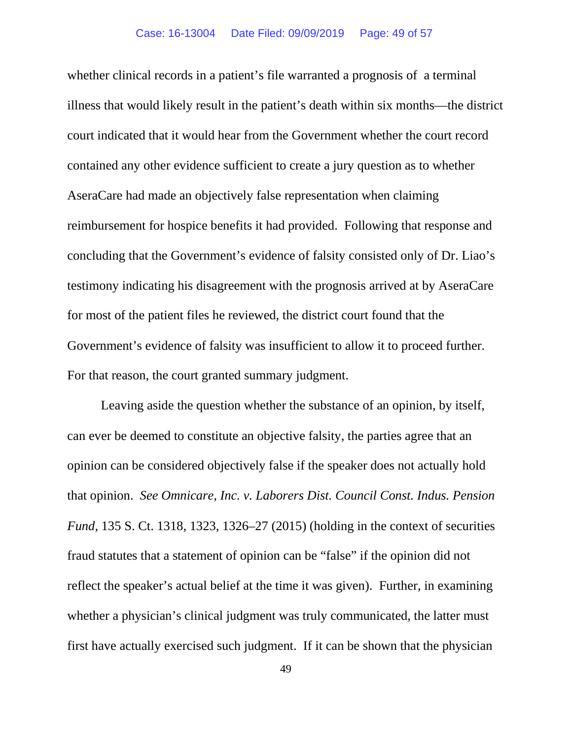whether clinical records in a patient's file warranted a prognosis of a terminal illness that would likely result in the patient's death within six months—the district court indicated that it would hear from the Government whether the court record contained any other evidence sufficient to create a jury question as to whether AseraCare had made an objectively false representation when claiming reimbursement for hospice benefits it had provided. Following that response and concluding that the Government's evidence of falsity consisted only of Dr. Liao's testimony indicating his disagreement with the prognosis arrived at by AseraCare for most of the patient files he reviewed, the district court found that the Government's evidence of falsity was insufficient to allow it to proceed further. For that reason, the court granted summary judgment.

Leaving aside the question whether the substance of an opinion, by itself, can ever be deemed to constitute an objective falsity, the parties agree that an opinion can be considered objectively false if the speaker does not actually hold that opinion. *See Omnicare, Inc. v. Laborers Dist. Council Const. Indus. Pension Fund*, 135 S. Ct. 1318, 1323, 1326–27 (2015) (holding in the context of securities fraud statutes that a statement of opinion can be "false" if the opinion did not reflect the speaker's actual belief at the time it was given). Further, in examining whether a physician's clinical judgment was truly communicated, the latter must first have actually exercised such judgment. If it can be shown that the physician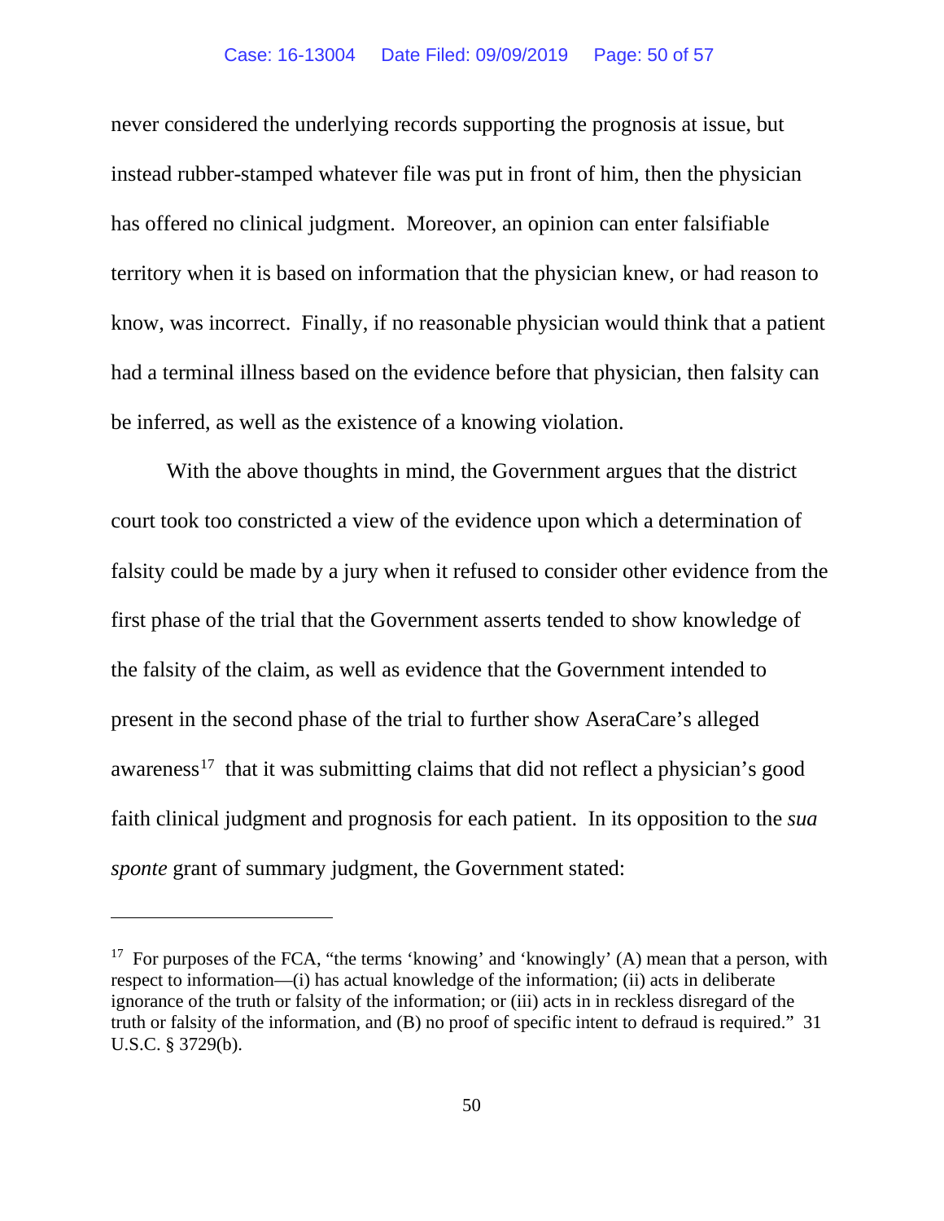never considered the underlying records supporting the prognosis at issue, but instead rubber-stamped whatever file was put in front of him, then the physician has offered no clinical judgment. Moreover, an opinion can enter falsifiable territory when it is based on information that the physician knew, or had reason to know, was incorrect. Finally, if no reasonable physician would think that a patient had a terminal illness based on the evidence before that physician, then falsity can be inferred, as well as the existence of a knowing violation.

With the above thoughts in mind, the Government argues that the district court took too constricted a view of the evidence upon which a determination of falsity could be made by a jury when it refused to consider other evidence from the first phase of the trial that the Government asserts tended to show knowledge of the falsity of the claim, as well as evidence that the Government intended to present in the second phase of the trial to further show AseraCare's alleged awareness[17] that it was submitting claims that did not reflect a physician's good faith clinical judgment and prognosis for each patient. In its opposition to the *sua sponte* grant of summary judgment, the Government stated:

---

[17] For purposes of the FCA, "the terms 'knowing' and 'knowingly' (A) mean that a person, with respect to information—(i) has actual knowledge of the information; (ii) acts in deliberate ignorance of the truth or falsity of the information; or (iii) acts in in reckless disregard of the truth or falsity of the information, and (B) no proof of specific intent to defraud is required." 31 U.S.C. § 3729(b).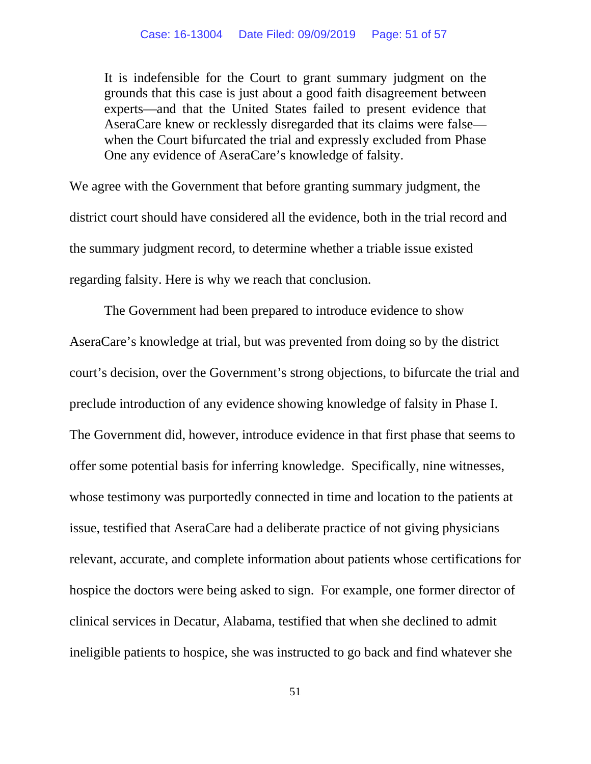> It is indefensible for the Court to grant summary judgment on the grounds that this case is just about a good faith disagreement between experts—and that the United States failed to present evidence that AseraCare knew or recklessly disregarded that its claims were false—when the Court bifurcated the trial and expressly excluded from Phase One any evidence of AseraCare's knowledge of falsity.

We agree with the Government that before granting summary judgment, the district court should have considered all the evidence, both in the trial record and the summary judgment record, to determine whether a triable issue existed regarding falsity. Here is why we reach that conclusion.

The Government had been prepared to introduce evidence to show AseraCare's knowledge at trial, but was prevented from doing so by the district court's decision, over the Government's strong objections, to bifurcate the trial and preclude introduction of any evidence showing knowledge of falsity in Phase I. The Government did, however, introduce evidence in that first phase that seems to offer some potential basis for inferring knowledge. Specifically, nine witnesses, whose testimony was purportedly connected in time and location to the patients at issue, testified that AseraCare had a deliberate practice of not giving physicians relevant, accurate, and complete information about patients whose certifications for hospice the doctors were being asked to sign. For example, one former director of clinical services in Decatur, Alabama, testified that when she declined to admit ineligible patients to hospice, she was instructed to go back and find whatever she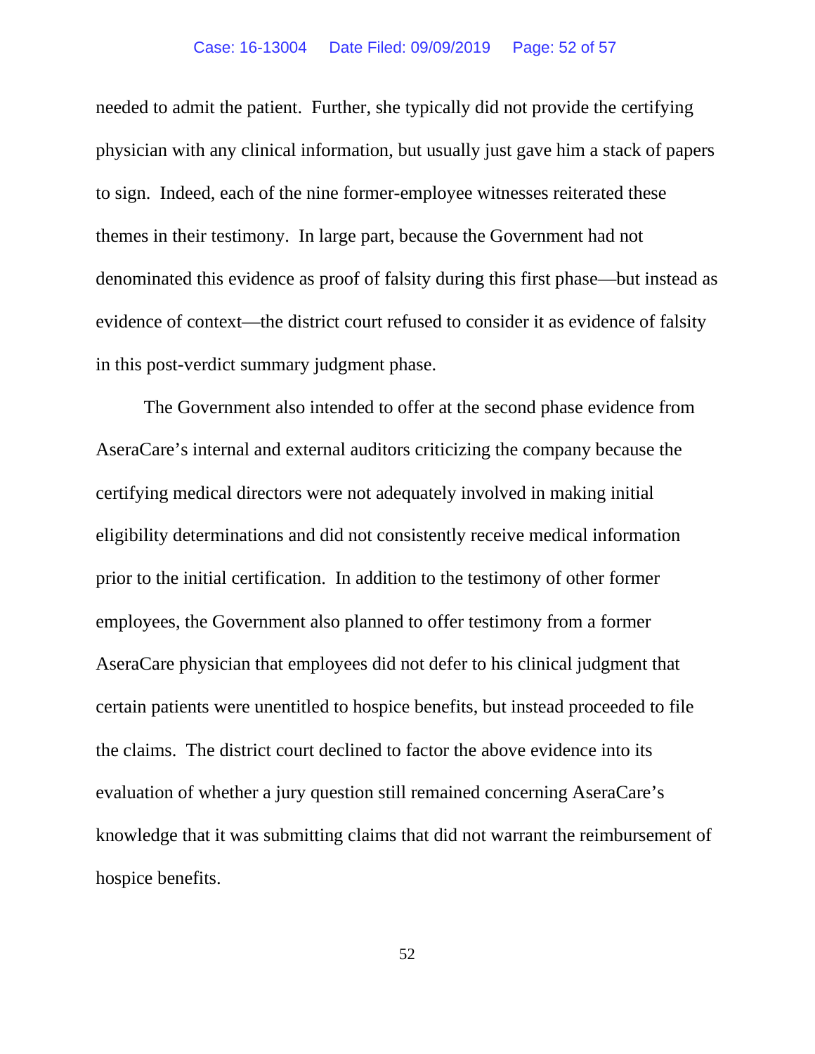needed to admit the patient. Further, she typically did not provide the certifying physician with any clinical information, but usually just gave him a stack of papers to sign. Indeed, each of the nine former-employee witnesses reiterated these themes in their testimony. In large part, because the Government had not denominated this evidence as proof of falsity during this first phase—but instead as evidence of context—the district court refused to consider it as evidence of falsity in this post-verdict summary judgment phase.

The Government also intended to offer at the second phase evidence from AseraCare's internal and external auditors criticizing the company because the certifying medical directors were not adequately involved in making initial eligibility determinations and did not consistently receive medical information prior to the initial certification. In addition to the testimony of other former employees, the Government also planned to offer testimony from a former AseraCare physician that employees did not defer to his clinical judgment that certain patients were unentitled to hospice benefits, but instead proceeded to file the claims. The district court declined to factor the above evidence into its evaluation of whether a jury question still remained concerning AseraCare's knowledge that it was submitting claims that did not warrant the reimbursement of hospice benefits.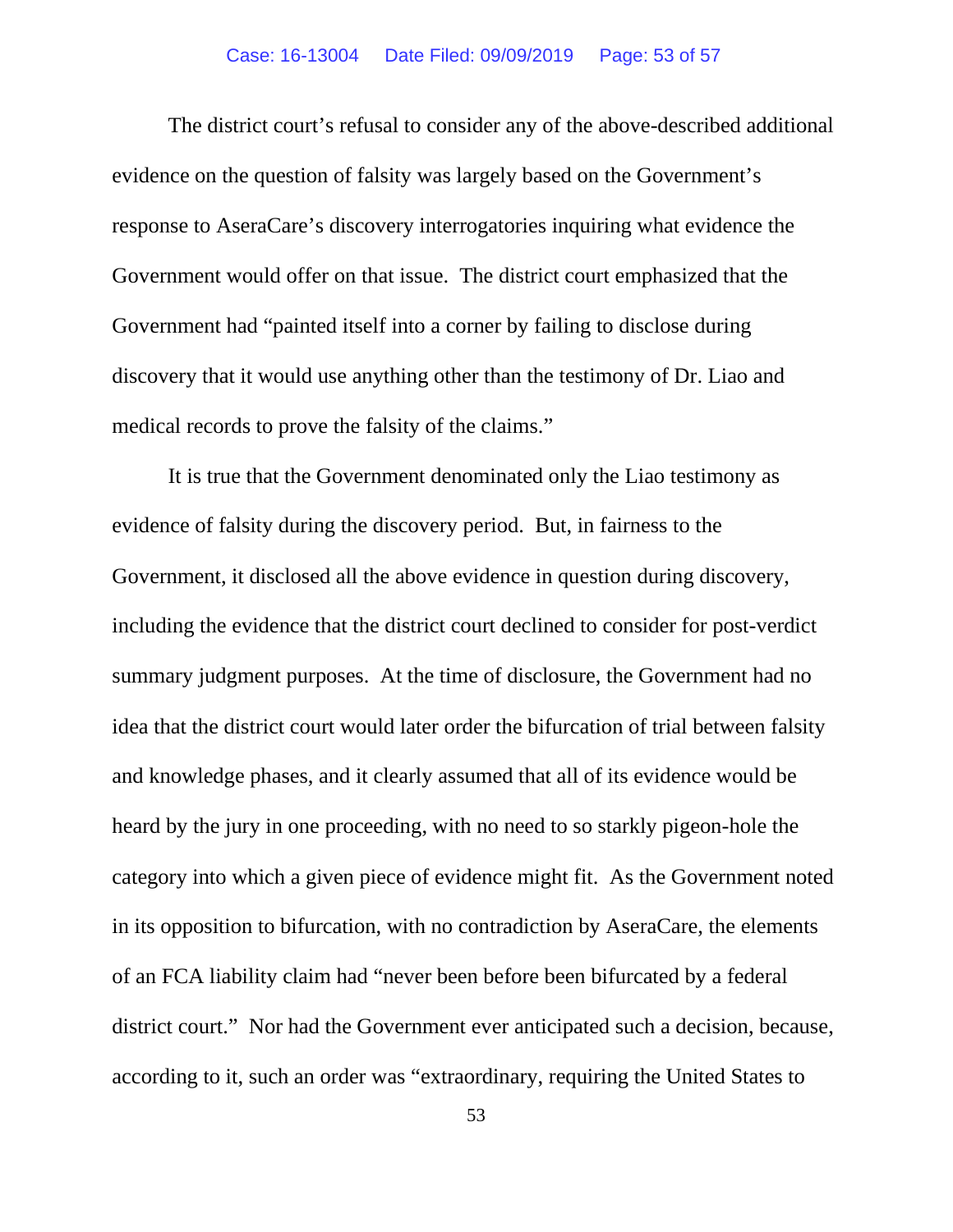The district court's refusal to consider any of the above-described additional evidence on the question of falsity was largely based on the Government's response to AseraCare's discovery interrogatories inquiring what evidence the Government would offer on that issue. The district court emphasized that the Government had "painted itself into a corner by failing to disclose during discovery that it would use anything other than the testimony of Dr. Liao and medical records to prove the falsity of the claims."

It is true that the Government denominated only the Liao testimony as evidence of falsity during the discovery period. But, in fairness to the Government, it disclosed all the above evidence in question during discovery, including the evidence that the district court declined to consider for post-verdict summary judgment purposes. At the time of disclosure, the Government had no idea that the district court would later order the bifurcation of trial between falsity and knowledge phases, and it clearly assumed that all of its evidence would be heard by the jury in one proceeding, with no need to so starkly pigeon-hole the category into which a given piece of evidence might fit. As the Government noted in its opposition to bifurcation, with no contradiction by AseraCare, the elements of an FCA liability claim had "never been before been bifurcated by a federal district court." Nor had the Government ever anticipated such a decision, because, according to it, such an order was "extraordinary, requiring the United States to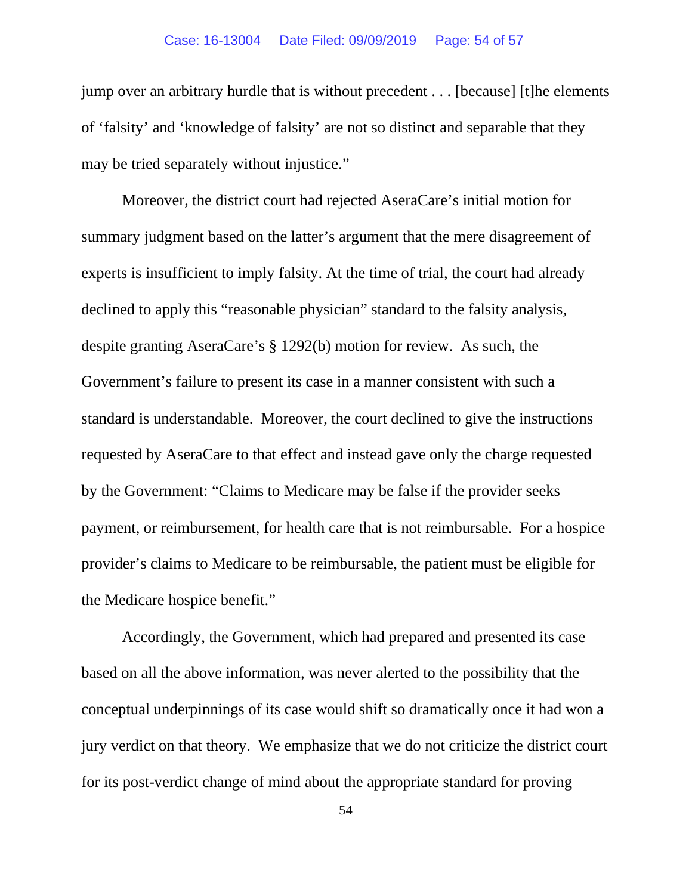jump over an arbitrary hurdle that is without precedent . . . [because] [t]he elements of 'falsity' and 'knowledge of falsity' are not so distinct and separable that they may be tried separately without injustice."

Moreover, the district court had rejected AseraCare's initial motion for summary judgment based on the latter's argument that the mere disagreement of experts is insufficient to imply falsity. At the time of trial, the court had already declined to apply this "reasonable physician" standard to the falsity analysis, despite granting AseraCare's § 1292(b) motion for review. As such, the Government's failure to present its case in a manner consistent with such a standard is understandable. Moreover, the court declined to give the instructions requested by AseraCare to that effect and instead gave only the charge requested by the Government: "Claims to Medicare may be false if the provider seeks payment, or reimbursement, for health care that is not reimbursable. For a hospice provider's claims to Medicare to be reimbursable, the patient must be eligible for the Medicare hospice benefit."

Accordingly, the Government, which had prepared and presented its case based on all the above information, was never alerted to the possibility that the conceptual underpinnings of its case would shift so dramatically once it had won a jury verdict on that theory. We emphasize that we do not criticize the district court for its post-verdict change of mind about the appropriate standard for proving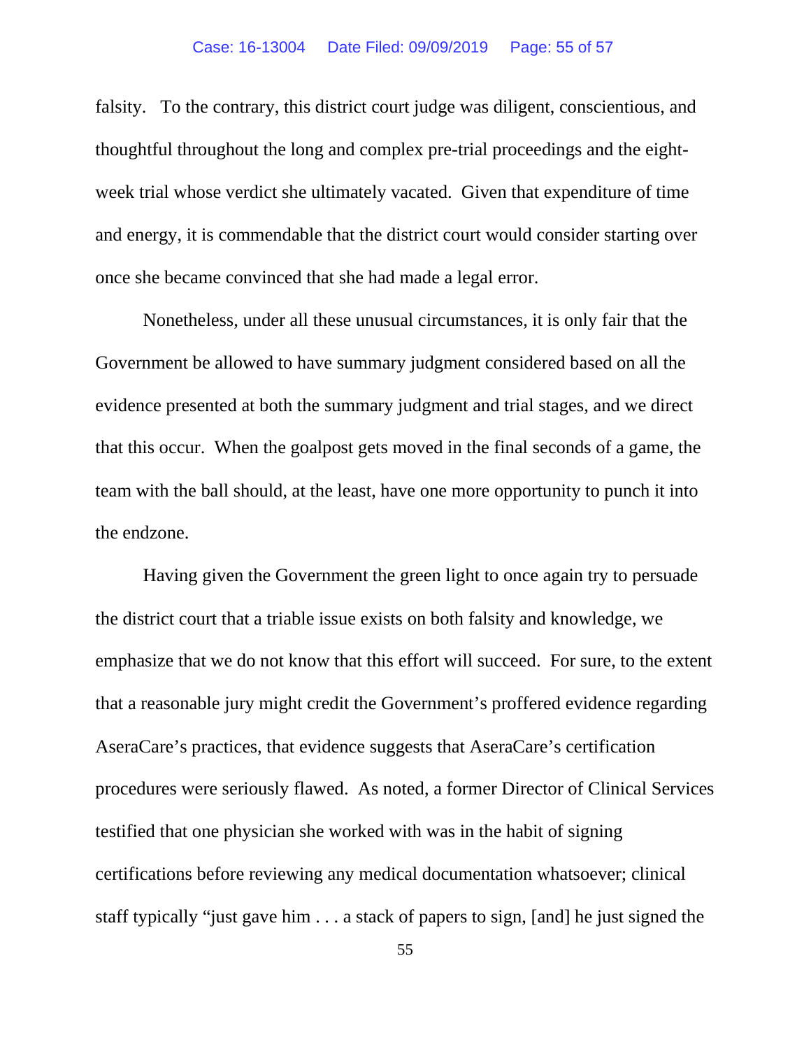falsity. To the contrary, this district court judge was diligent, conscientious, and thoughtful throughout the long and complex pre-trial proceedings and the eight-week trial whose verdict she ultimately vacated. Given that expenditure of time and energy, it is commendable that the district court would consider starting over once she became convinced that she had made a legal error.

Nonetheless, under all these unusual circumstances, it is only fair that the Government be allowed to have summary judgment considered based on all the evidence presented at both the summary judgment and trial stages, and we direct that this occur. When the goalpost gets moved in the final seconds of a game, the team with the ball should, at the least, have one more opportunity to punch it into the endzone.

Having given the Government the green light to once again try to persuade the district court that a triable issue exists on both falsity and knowledge, we emphasize that we do not know that this effort will succeed. For sure, to the extent that a reasonable jury might credit the Government's proffered evidence regarding AseraCare's practices, that evidence suggests that AseraCare's certification procedures were seriously flawed. As noted, a former Director of Clinical Services testified that one physician she worked with was in the habit of signing certifications before reviewing any medical documentation whatsoever; clinical staff typically "just gave him . . . a stack of papers to sign, [and] he just signed the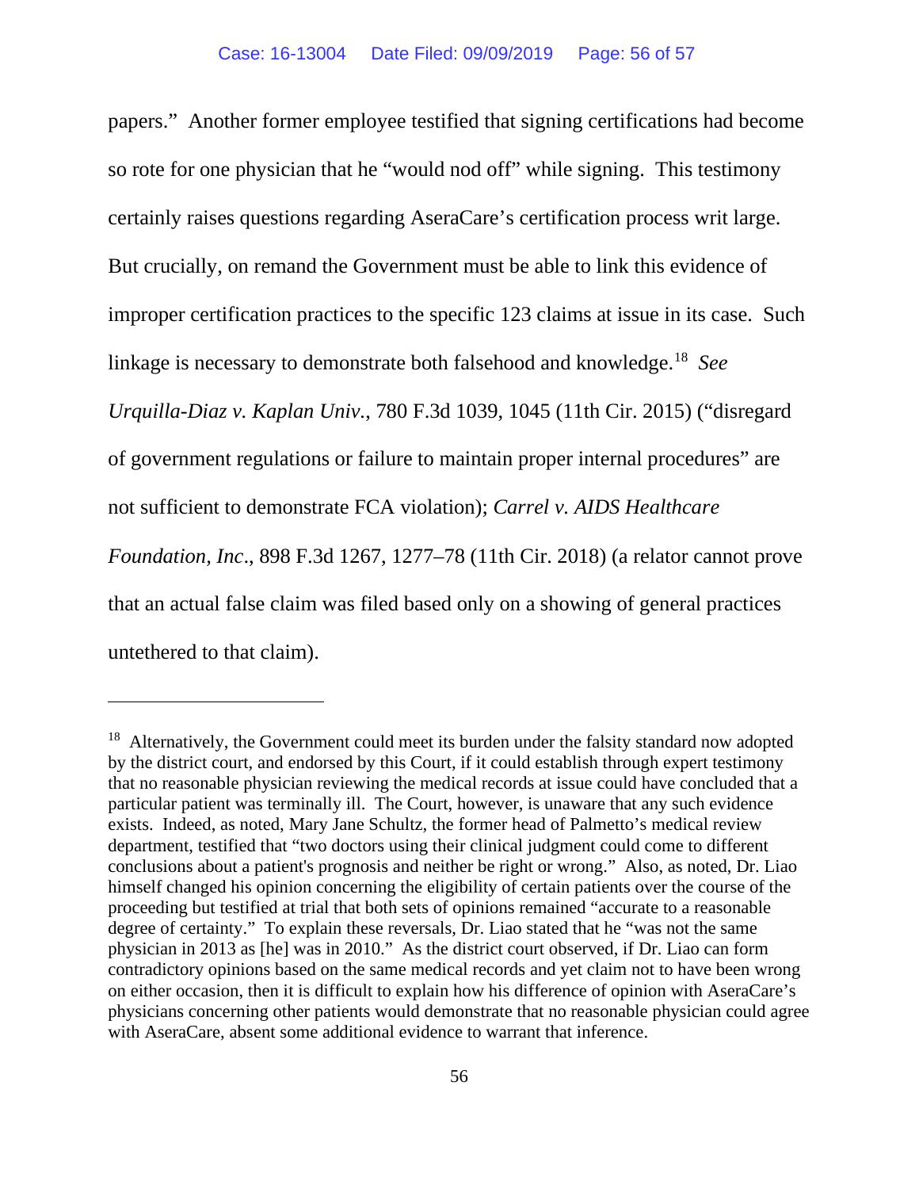papers." Another former employee testified that signing certifications had become so rote for one physician that he "would nod off" while signing. This testimony certainly raises questions regarding AseraCare's certification process writ large. But crucially, on remand the Government must be able to link this evidence of improper certification practices to the specific 123 claims at issue in its case. Such linkage is necessary to demonstrate both falsehood and knowledge.[18] *See Urquilla-Diaz v. Kaplan Univ.*, 780 F.3d 1039, 1045 (11th Cir. 2015) ("disregard of government regulations or failure to maintain proper internal procedures" are not sufficient to demonstrate FCA violation); *Carrel v. AIDS Healthcare Foundation, Inc*., 898 F.3d 1267, 1277–78 (11th Cir. 2018) (a relator cannot prove that an actual false claim was filed based only on a showing of general practices untethered to that claim).

---

[18] Alternatively, the Government could meet its burden under the falsity standard now adopted by the district court, and endorsed by this Court, if it could establish through expert testimony that no reasonable physician reviewing the medical records at issue could have concluded that a particular patient was terminally ill. The Court, however, is unaware that any such evidence exists. Indeed, as noted, Mary Jane Schultz, the former head of Palmetto's medical review department, testified that "two doctors using their clinical judgment could come to different conclusions about a patient's prognosis and neither be right or wrong." Also, as noted, Dr. Liao himself changed his opinion concerning the eligibility of certain patients over the course of the proceeding but testified at trial that both sets of opinions remained "accurate to a reasonable degree of certainty." To explain these reversals, Dr. Liao stated that he "was not the same physician in 2013 as [he] was in 2010." As the district court observed, if Dr. Liao can form contradictory opinions based on the same medical records and yet claim not to have been wrong on either occasion, then it is difficult to explain how his difference of opinion with AseraCare's physicians concerning other patients would demonstrate that no reasonable physician could agree with AseraCare, absent some additional evidence to warrant that inference.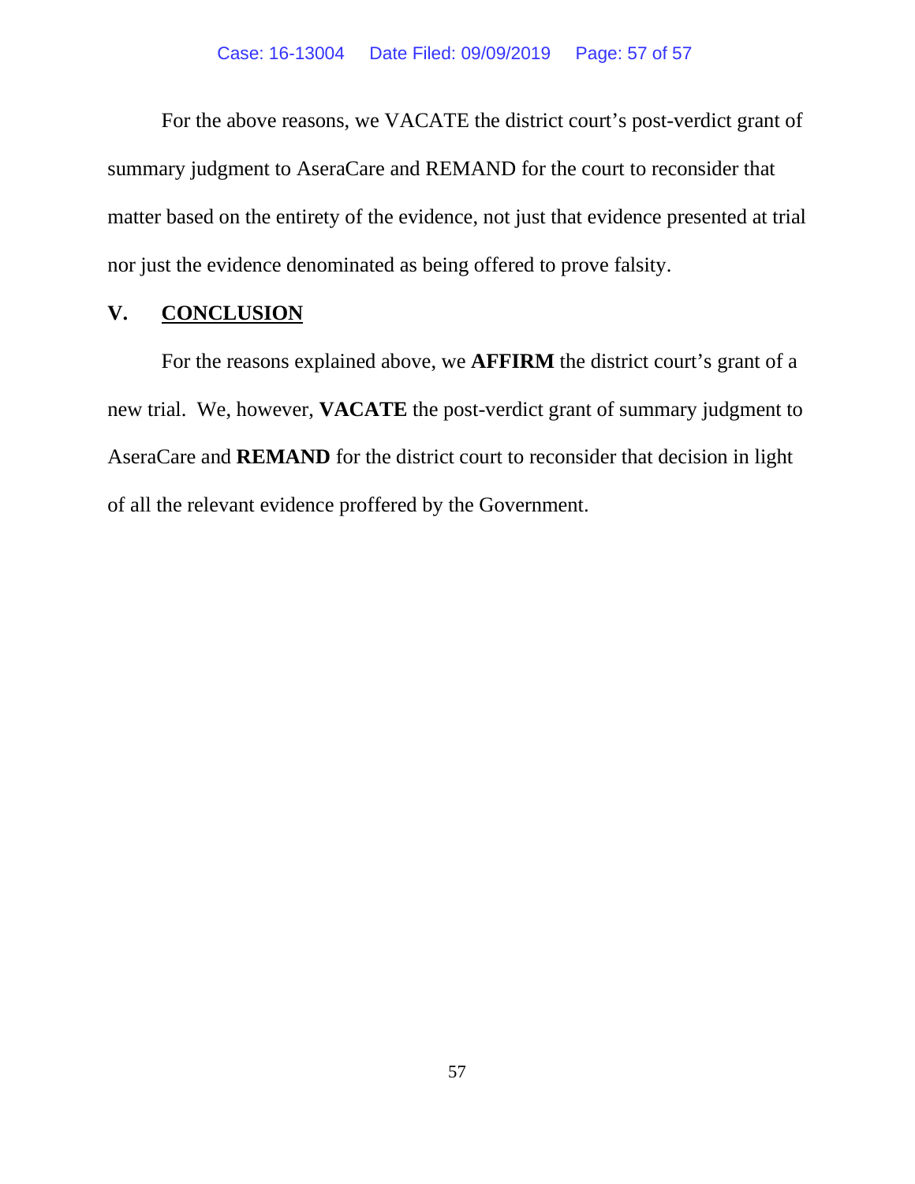For the above reasons, we VACATE the district court's post-verdict grant of summary judgment to AseraCare and REMAND for the court to reconsider that matter based on the entirety of the evidence, not just that evidence presented at trial nor just the evidence denominated as being offered to prove falsity.

## V. CONCLUSION

For the reasons explained above, we **AFFIRM** the district court's grant of a new trial. We, however, **VACATE** the post-verdict grant of summary judgment to AseraCare and **REMAND** for the district court to reconsider that decision in light of all the relevant evidence proffered by the Government.